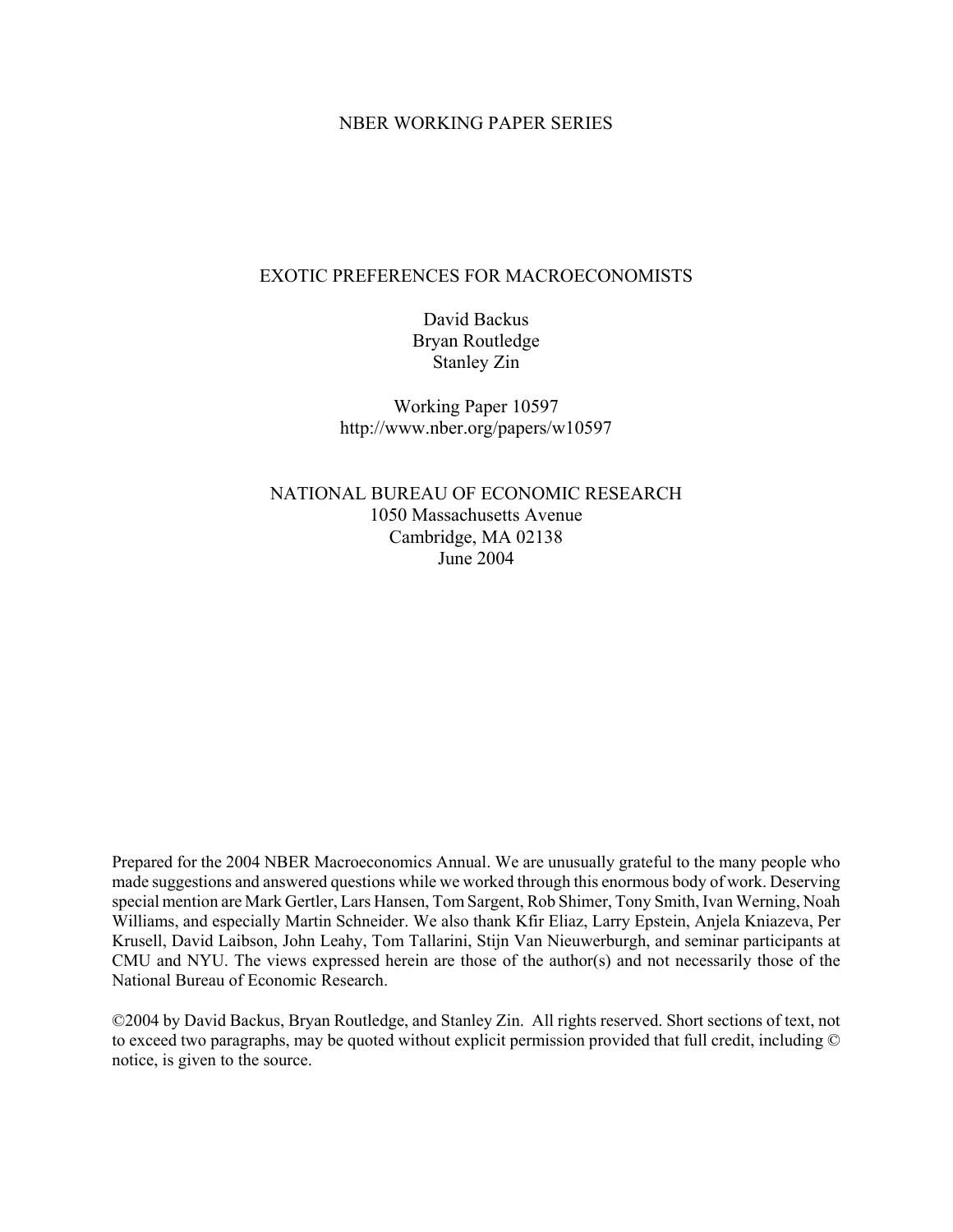NBER WORKING PAPER SERIES

# EXOTIC PREFERENCES FOR MACROECONOMISTS

David Backus
Bryan Routledge
Stanley Zin

Working Paper 10597
http://www.nber.org/papers/w10597

NATIONAL BUREAU OF ECONOMIC RESEARCH
1050 Massachusetts Avenue
Cambridge, MA 02138
June 2004

Prepared for the 2004 NBER Macroeconomics Annual. We are unusually grateful to the many people who made suggestions and answered questions while we worked through this enormous body of work. Deserving special mention are Mark Gertler, Lars Hansen, Tom Sargent, Rob Shimer, Tony Smith, Ivan Werning, Noah Williams, and especially Martin Schneider. We also thank Kfir Eliaz, Larry Epstein, Anjela Kniazeva, Per Krusell, David Laibson, John Leahy, Tom Tallarini, Stijn Van Nieuwerburgh, and seminar participants at CMU and NYU. The views expressed herein are those of the author(s) and not necessarily those of the National Bureau of Economic Research.

©2004 by David Backus, Bryan Routledge, and Stanley Zin. All rights reserved. Short sections of text, not to exceed two paragraphs, may be quoted without explicit permission provided that full credit, including © notice, is given to the source.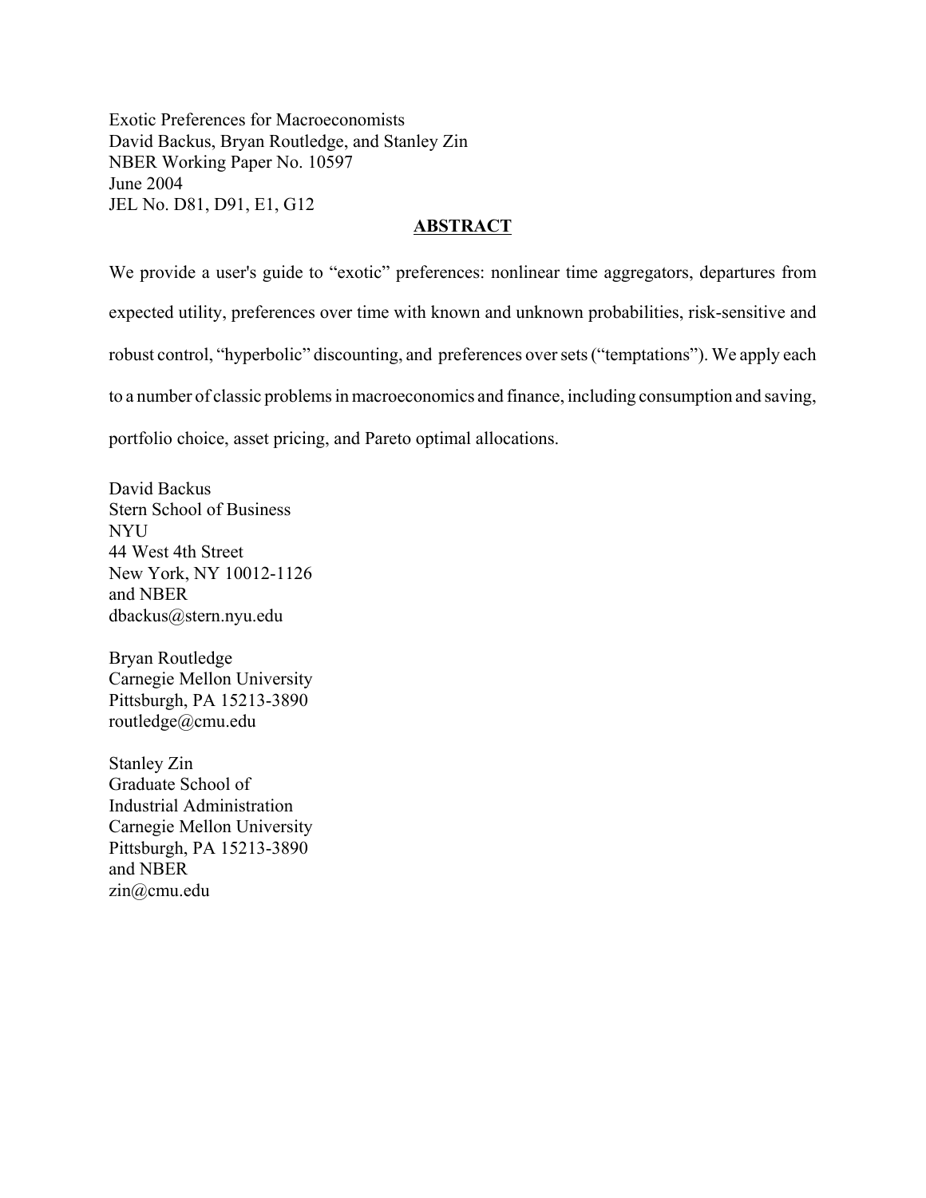Exotic Preferences for Macroeconomists
David Backus, Bryan Routledge, and Stanley Zin
NBER Working Paper No. 10597
June 2004
JEL No. D81, D91, E1, G12

## ABSTRACT

We provide a user's guide to "exotic" preferences: nonlinear time aggregators, departures from expected utility, preferences over time with known and unknown probabilities, risk-sensitive and robust control, "hyperbolic" discounting, and preferences over sets ("temptations"). We apply each to a number of classic problems in macroeconomics and finance, including consumption and saving, portfolio choice, asset pricing, and Pareto optimal allocations.

David Backus
Stern School of Business
NYU
44 West 4th Street
New York, NY 10012-1126
and NBER
dbackus@stern.nyu.edu

Bryan Routledge
Carnegie Mellon University
Pittsburgh, PA 15213-3890
routledge@cmu.edu

Stanley Zin
Graduate School of
Industrial Administration
Carnegie Mellon University
Pittsburgh, PA 15213-3890
and NBER
zin@cmu.edu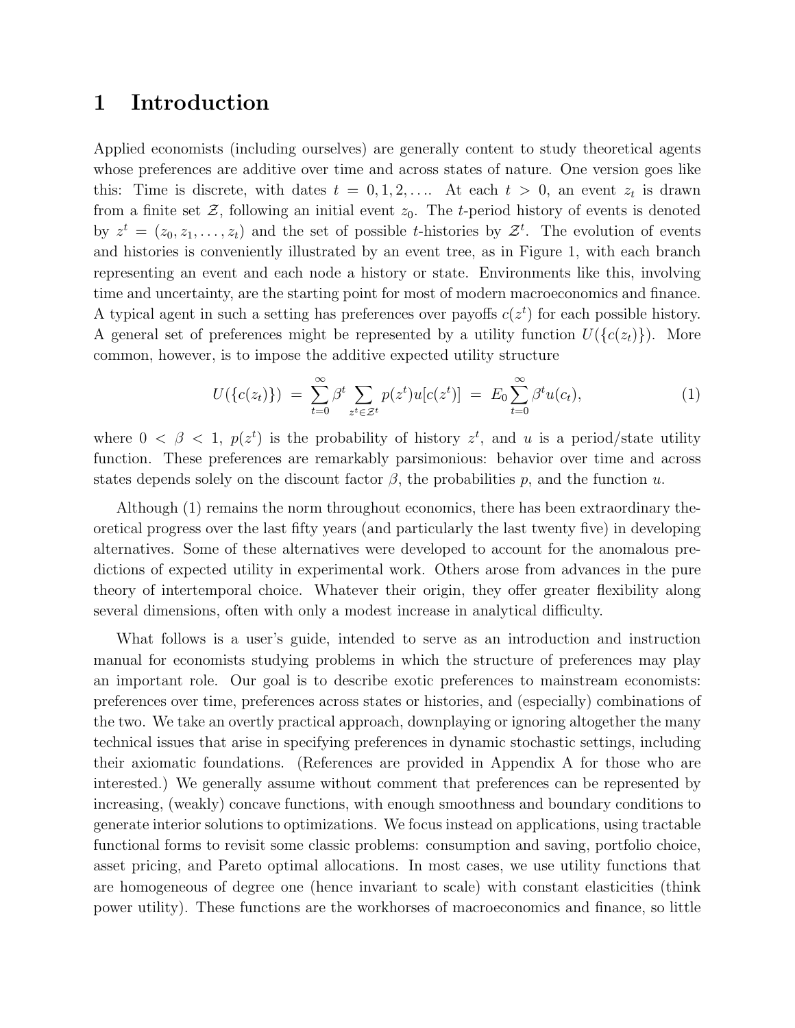# 1 Introduction

Applied economists (including ourselves) are generally content to study theoretical agents whose preferences are additive over time and across states of nature. One version goes like this: Time is discrete, with dates $t = 0, 1, 2, \ldots$. At each $t > 0$, an event $z_t$ is drawn from a finite set $\mathcal{Z}$, following an initial event $z_0$. The $t$-period history of events is denoted by $z^t = (z_0, z_1, \ldots, z_t)$ and the set of possible $t$-histories by $\mathcal{Z}^t$. The evolution of events and histories is conveniently illustrated by an event tree, as in Figure 1, with each branch representing an event and each node a history or state. Environments like this, involving time and uncertainty, are the starting point for most of modern macroeconomics and finance. A typical agent in such a setting has preferences over payoffs $c(z^t)$ for each possible history. A general set of preferences might be represented by a utility function $U(\{c(z_t)\})$. More common, however, is to impose the additive expected utility structure

$$U(\{c(z_t)\}) \;=\; \sum_{t=0}^{\infty} \beta^t \sum_{z^t \in \mathcal{Z}^t} p(z^t) u[c(z^t)] \;=\; E_0 \sum_{t=0}^{\infty} \beta^t u(c_t), \tag{1}$$

where $0 < \beta < 1$, $p(z^t)$ is the probability of history $z^t$, and $u$ is a period/state utility function. These preferences are remarkably parsimonious: behavior over time and across states depends solely on the discount factor $\beta$, the probabilities $p$, and the function $u$.

Although (1) remains the norm throughout economics, there has been extraordinary theoretical progress over the last fifty years (and particularly the last twenty five) in developing alternatives. Some of these alternatives were developed to account for the anomalous predictions of expected utility in experimental work. Others arose from advances in the pure theory of intertemporal choice. Whatever their origin, they offer greater flexibility along several dimensions, often with only a modest increase in analytical difficulty.

What follows is a user's guide, intended to serve as an introduction and instruction manual for economists studying problems in which the structure of preferences may play an important role. Our goal is to describe exotic preferences to mainstream economists: preferences over time, preferences across states or histories, and (especially) combinations of the two. We take an overtly practical approach, downplaying or ignoring altogether the many technical issues that arise in specifying preferences in dynamic stochastic settings, including their axiomatic foundations. (References are provided in Appendix A for those who are interested.) We generally assume without comment that preferences can be represented by increasing, (weakly) concave functions, with enough smoothness and boundary conditions to generate interior solutions to optimizations. We focus instead on applications, using tractable functional forms to revisit some classic problems: consumption and saving, portfolio choice, asset pricing, and Pareto optimal allocations. In most cases, we use utility functions that are homogeneous of degree one (hence invariant to scale) with constant elasticities (think power utility). These functions are the workhorses of macroeconomics and finance, so little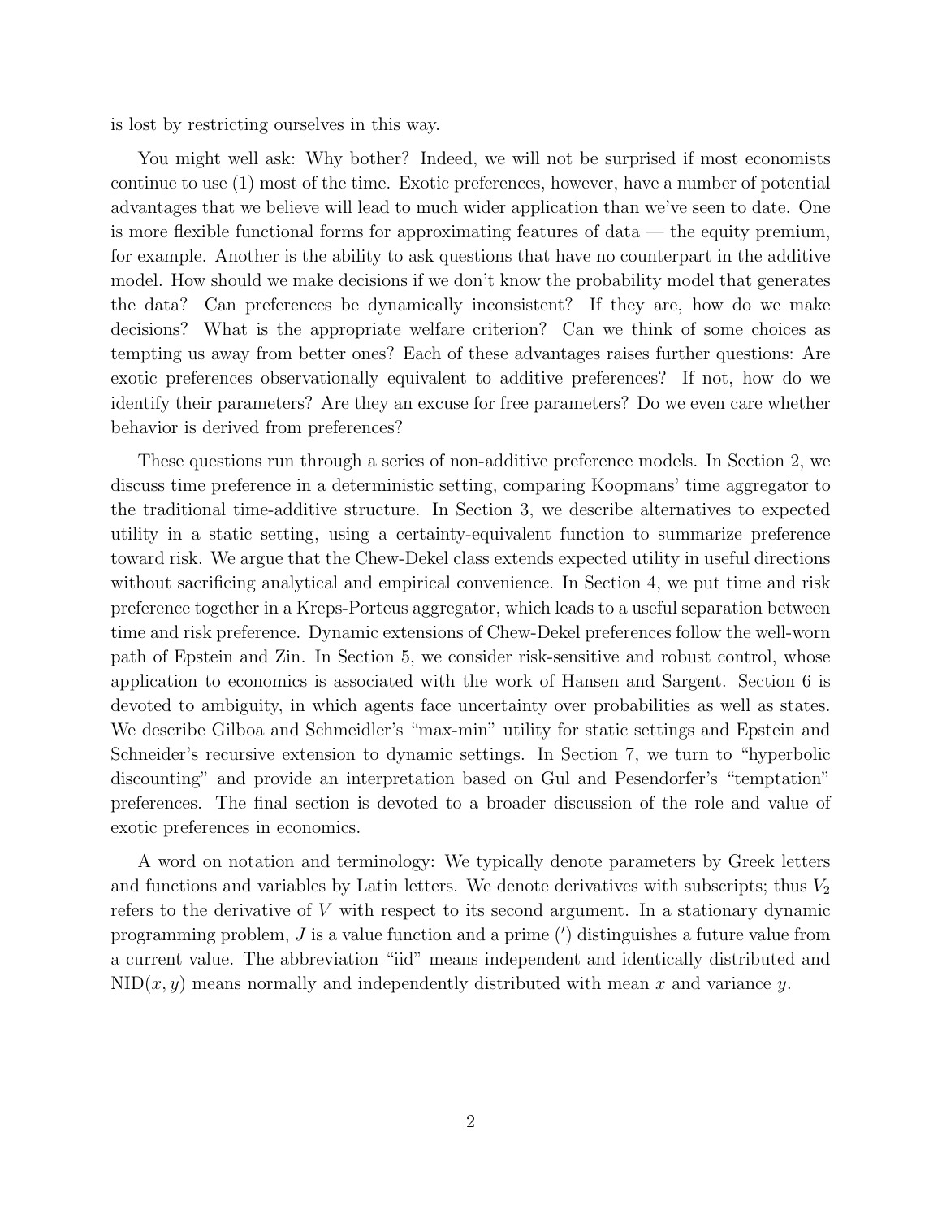is lost by restricting ourselves in this way.

You might well ask: Why bother? Indeed, we will not be surprised if most economists continue to use (1) most of the time. Exotic preferences, however, have a number of potential advantages that we believe will lead to much wider application than we've seen to date. One is more flexible functional forms for approximating features of data — the equity premium, for example. Another is the ability to ask questions that have no counterpart in the additive model. How should we make decisions if we don't know the probability model that generates the data? Can preferences be dynamically inconsistent? If they are, how do we make decisions? What is the appropriate welfare criterion? Can we think of some choices as tempting us away from better ones? Each of these advantages raises further questions: Are exotic preferences observationally equivalent to additive preferences? If not, how do we identify their parameters? Are they an excuse for free parameters? Do we even care whether behavior is derived from preferences?

These questions run through a series of non-additive preference models. In Section 2, we discuss time preference in a deterministic setting, comparing Koopmans' time aggregator to the traditional time-additive structure. In Section 3, we describe alternatives to expected utility in a static setting, using a certainty-equivalent function to summarize preference toward risk. We argue that the Chew-Dekel class extends expected utility in useful directions without sacrificing analytical and empirical convenience. In Section 4, we put time and risk preference together in a Kreps-Porteus aggregator, which leads to a useful separation between time and risk preference. Dynamic extensions of Chew-Dekel preferences follow the well-worn path of Epstein and Zin. In Section 5, we consider risk-sensitive and robust control, whose application to economics is associated with the work of Hansen and Sargent. Section 6 is devoted to ambiguity, in which agents face uncertainty over probabilities as well as states. We describe Gilboa and Schmeidler's "max-min" utility for static settings and Epstein and Schneider's recursive extension to dynamic settings. In Section 7, we turn to "hyperbolic discounting" and provide an interpretation based on Gul and Pesendorfer's "temptation" preferences. The final section is devoted to a broader discussion of the role and value of exotic preferences in economics.

A word on notation and terminology: We typically denote parameters by Greek letters and functions and variables by Latin letters. We denote derivatives with subscripts; thus $V_2$ refers to the derivative of $V$ with respect to its second argument. In a stationary dynamic programming problem, $J$ is a value function and a prime ($'$) distinguishes a future value from a current value. The abbreviation "iid" means independent and identically distributed and $\text{NID}(x, y)$ means normally and independently distributed with mean $x$ and variance $y$.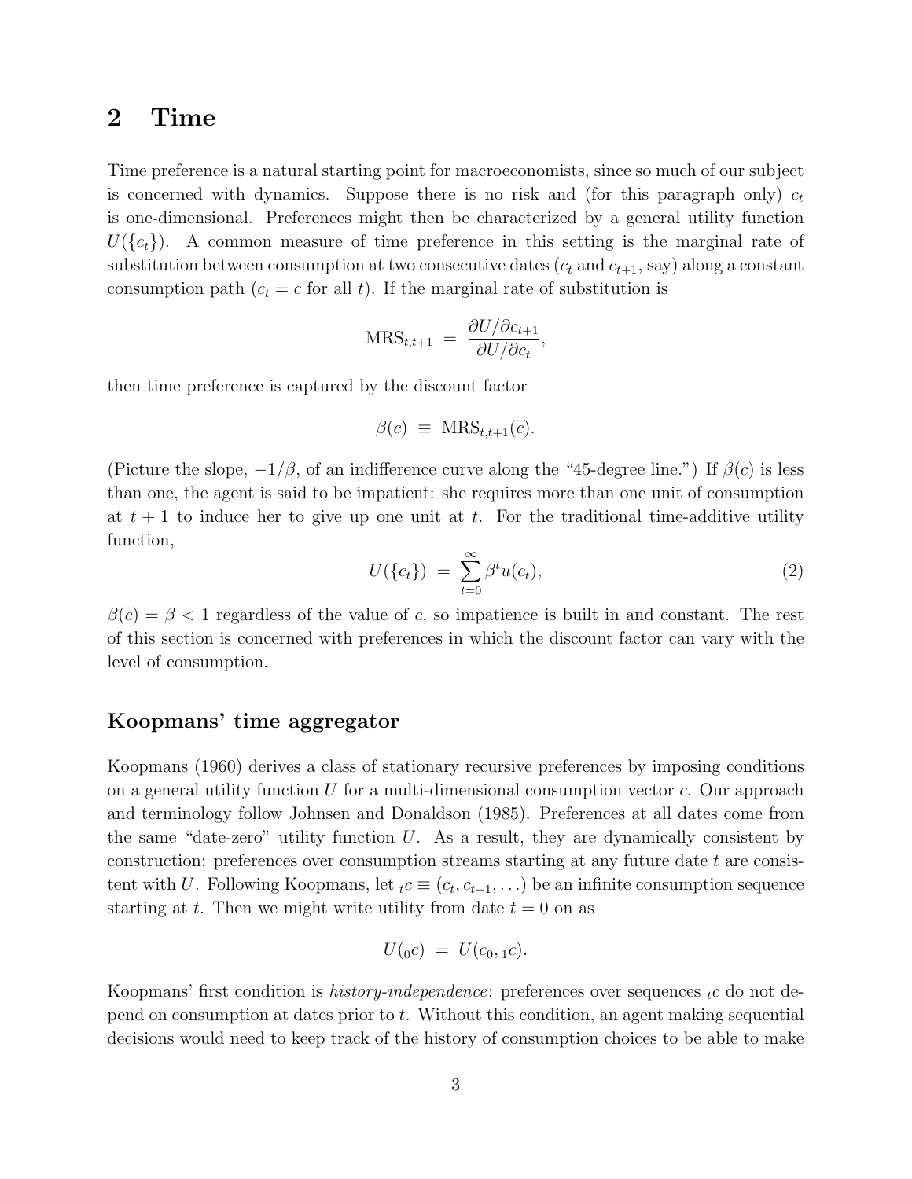## 2 Time

Time preference is a natural starting point for macroeconomists, since so much of our subject is concerned with dynamics. Suppose there is no risk and (for this paragraph only) $c_t$ is one-dimensional. Preferences might then be characterized by a general utility function $U(\{c_t\})$. A common measure of time preference in this setting is the marginal rate of substitution between consumption at two consecutive dates ($c_t$ and $c_{t+1}$, say) along a constant consumption path ($c_t = c$ for all $t$). If the marginal rate of substitution is

$$\text{MRS}_{t,t+1} \;=\; \frac{\partial U/\partial c_{t+1}}{\partial U/\partial c_t},$$

then time preference is captured by the discount factor

$$\beta(c) \;\equiv\; \text{MRS}_{t,t+1}(c).$$

(Picture the slope, $-1/\beta$, of an indifference curve along the "45-degree line.") If $\beta(c)$ is less than one, the agent is said to be impatient: she requires more than one unit of consumption at $t+1$ to induce her to give up one unit at $t$. For the traditional time-additive utility function,

$$U(\{c_t\}) \;=\; \sum_{t=0}^{\infty} \beta^t u(c_t), \tag{2}$$

$\beta(c) = \beta < 1$ regardless of the value of $c$, so impatience is built in and constant. The rest of this section is concerned with preferences in which the discount factor can vary with the level of consumption.

### Koopmans' time aggregator

Koopmans (1960) derives a class of stationary recursive preferences by imposing conditions on a general utility function $U$ for a multi-dimensional consumption vector $c$. Our approach and terminology follow Johnsen and Donaldson (1985). Preferences at all dates come from the same "date-zero" utility function $U$. As a result, they are dynamically consistent by construction: preferences over consumption streams starting at any future date $t$ are consistent with $U$. Following Koopmans, let ${}_tc \equiv (c_t, c_{t+1}, \ldots)$ be an infinite consumption sequence starting at $t$. Then we might write utility from date $t = 0$ on as

$$U({}_0c) \;=\; U(c_0, {}_1c).$$

Koopmans' first condition is *history-independence*: preferences over sequences ${}_tc$ do not depend on consumption at dates prior to $t$. Without this condition, an agent making sequential decisions would need to keep track of the history of consumption choices to be able to make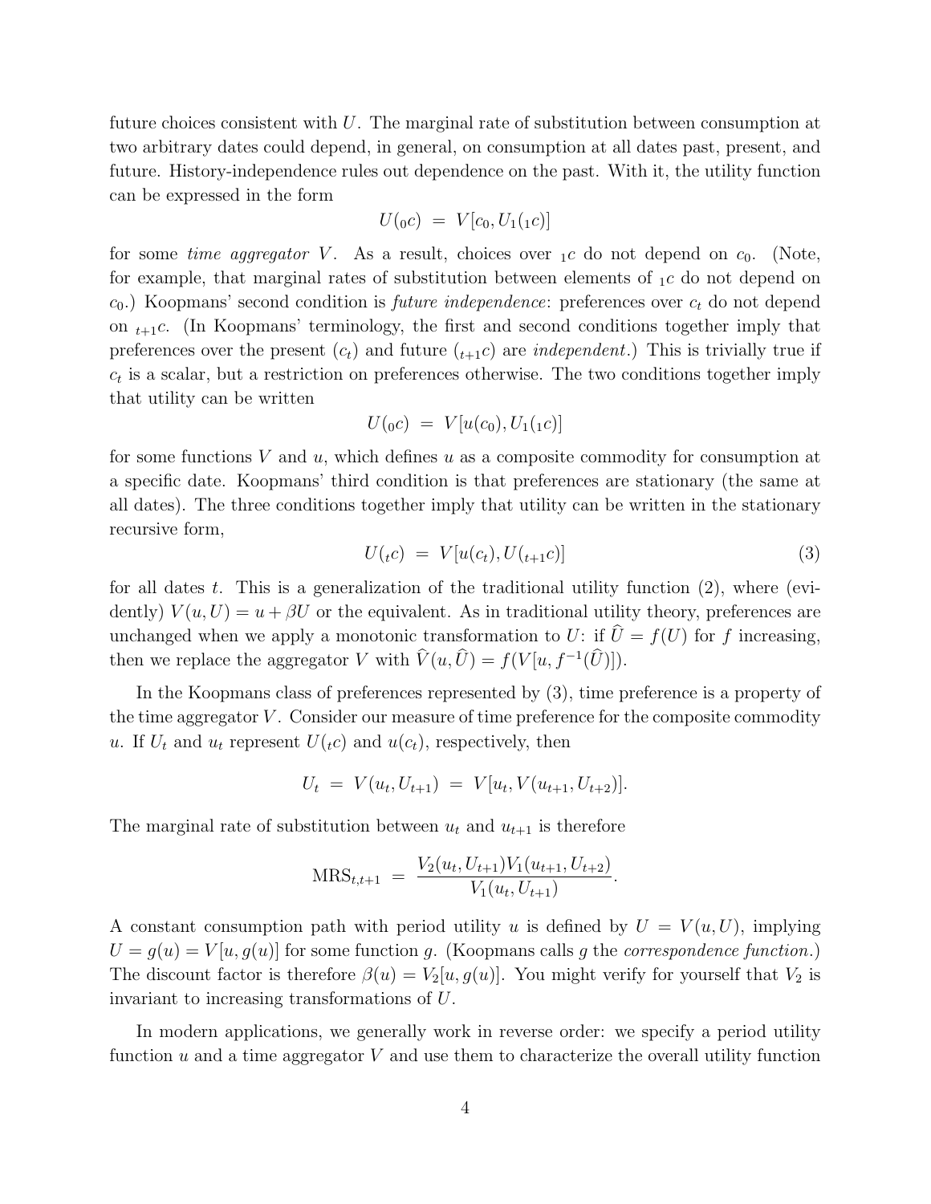future choices consistent with $U$. The marginal rate of substitution between consumption at two arbitrary dates could depend, in general, on consumption at all dates past, present, and future. History-independence rules out dependence on the past. With it, the utility function can be expressed in the form

$$U({}_0c) \;=\; V[c_0, U_1({}_1c)]$$

for some *time aggregator* $V$. As a result, choices over ${}_1c$ do not depend on $c_0$. (Note, for example, that marginal rates of substitution between elements of ${}_1c$ do not depend on $c_0$.) Koopmans' second condition is *future independence*: preferences over $c_t$ do not depend on ${}_{t+1}c$. (In Koopmans' terminology, the first and second conditions together imply that preferences over the present ($c_t$) and future (${}_{t+1}c$) are *independent*.) This is trivially true if $c_t$ is a scalar, but a restriction on preferences otherwise. The two conditions together imply that utility can be written

$$U({}_0c) \;=\; V[u(c_0), U_1({}_1c)]$$

for some functions $V$ and $u$, which defines $u$ as a composite commodity for consumption at a specific date. Koopmans' third condition is that preferences are stationary (the same at all dates). The three conditions together imply that utility can be written in the stationary recursive form,

$$U({}_tc) \;=\; V[u(c_t), U({}_{t+1}c)] \tag{3}$$

for all dates $t$. This is a generalization of the traditional utility function (2), where (evidently) $V(u, U) = u + \beta U$ or the equivalent. As in traditional utility theory, preferences are unchanged when we apply a monotonic transformation to $U$: if $\widehat{U} = f(U)$ for $f$ increasing, then we replace the aggregator $V$ with $\widehat{V}(u, \widehat{U}) = f(V[u, f^{-1}(\widehat{U})])$.

In the Koopmans class of preferences represented by (3), time preference is a property of the time aggregator $V$. Consider our measure of time preference for the composite commodity $u$. If $U_t$ and $u_t$ represent $U({}_tc)$ and $u(c_t)$, respectively, then

$$U_t \;=\; V(u_t, U_{t+1}) \;=\; V[u_t, V(u_{t+1}, U_{t+2})].$$

The marginal rate of substitution between $u_t$ and $u_{t+1}$ is therefore

$$\text{MRS}_{t,t+1} \;=\; \frac{V_2(u_t, U_{t+1}) V_1(u_{t+1}, U_{t+2})}{V_1(u_t, U_{t+1})}.$$

A constant consumption path with period utility $u$ is defined by $U = V(u, U)$, implying $U = g(u) = V[u, g(u)]$ for some function $g$. (Koopmans calls $g$ the *correspondence function*.) The discount factor is therefore $\beta(u) = V_2[u, g(u)]$. You might verify for yourself that $V_2$ is invariant to increasing transformations of $U$.

In modern applications, we generally work in reverse order: we specify a period utility function $u$ and a time aggregator $V$ and use them to characterize the overall utility function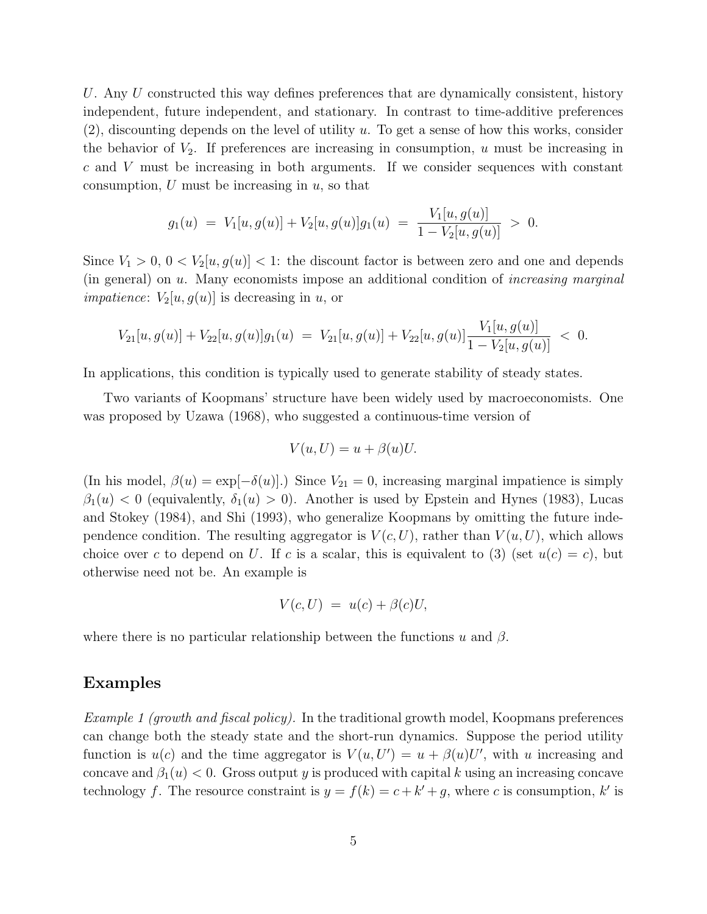$U$. Any $U$ constructed this way defines preferences that are dynamically consistent, history independent, future independent, and stationary. In contrast to time-additive preferences (2), discounting depends on the level of utility $u$. To get a sense of how this works, consider the behavior of $V_2$. If preferences are increasing in consumption, $u$ must be increasing in $c$ and $V$ must be increasing in both arguments. If we consider sequences with constant consumption, $U$ must be increasing in $u$, so that

$$g_1(u) \;=\; V_1[u, g(u)] + V_2[u, g(u)]g_1(u) \;=\; \frac{V_1[u, g(u)]}{1 - V_2[u, g(u)]} \;>\; 0.$$

Since $V_1 > 0$, $0 < V_2[u, g(u)] < 1$: the discount factor is between zero and one and depends (in general) on $u$. Many economists impose an additional condition of *increasing marginal impatience*: $V_2[u, g(u)]$ is decreasing in $u$, or

$$V_{21}[u, g(u)] + V_{22}[u, g(u)]g_1(u) \;=\; V_{21}[u, g(u)] + V_{22}[u, g(u)]\frac{V_1[u, g(u)]}{1 - V_2[u, g(u)]} \;<\; 0.$$

In applications, this condition is typically used to generate stability of steady states.

Two variants of Koopmans' structure have been widely used by macroeconomists. One was proposed by Uzawa (1968), who suggested a continuous-time version of

$$V(u, U) = u + \beta(u)U.$$

(In his model, $\beta(u) = \exp[-\delta(u)]$.) Since $V_{21} = 0$, increasing marginal impatience is simply $\beta_1(u) < 0$ (equivalently, $\delta_1(u) > 0$). Another is used by Epstein and Hynes (1983), Lucas and Stokey (1984), and Shi (1993), who generalize Koopmans by omitting the future independence condition. The resulting aggregator is $V(c, U)$, rather than $V(u, U)$, which allows choice over $c$ to depend on $U$. If $c$ is a scalar, this is equivalent to (3) (set $u(c) = c$), but otherwise need not be. An example is

$$V(c, U) \;=\; u(c) + \beta(c)U,$$

where there is no particular relationship between the functions $u$ and $\beta$.

## Examples

*Example 1 (growth and fiscal policy).* In the traditional growth model, Koopmans preferences can change both the steady state and the short-run dynamics. Suppose the period utility function is $u(c)$ and the time aggregator is $V(u, U') = u + \beta(u)U'$, with $u$ increasing and concave and $\beta_1(u) < 0$. Gross output $y$ is produced with capital $k$ using an increasing concave technology $f$. The resource constraint is $y = f(k) = c + k' + g$, where $c$ is consumption, $k'$ is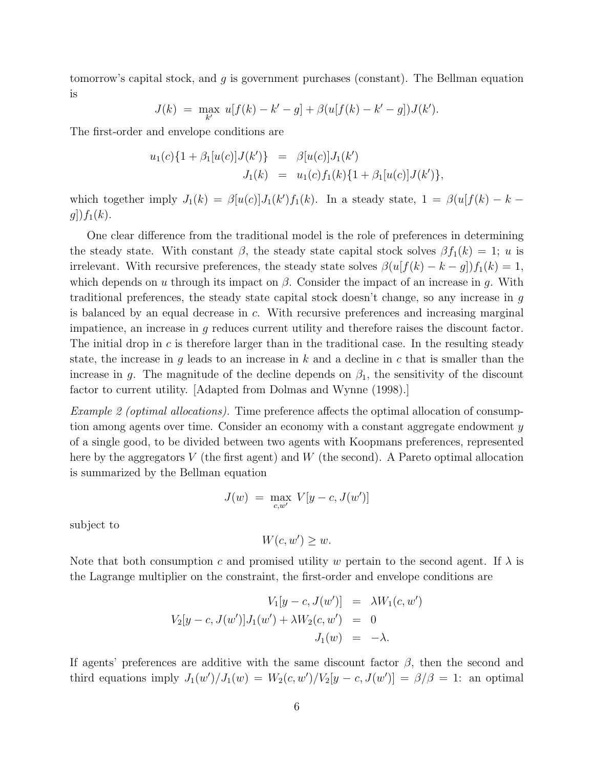tomorrow's capital stock, and $g$ is government purchases (constant). The Bellman equation is

$$J(k) \;=\; \max_{k'} \; u[f(k) - k' - g] + \beta(u[f(k) - k' - g])J(k').$$

The first-order and envelope conditions are

$$\begin{aligned} u_1(c)\{1 + \beta_1[u(c)]J(k')\} &= \beta[u(c)]J_1(k') \\ J_1(k) &= u_1(c)f_1(k)\{1 + \beta_1[u(c)]J(k')\}, \end{aligned}$$

which together imply $J_1(k) = \beta[u(c)]J_1(k')f_1(k)$. In a steady state, $1 = \beta(u[f(k) - k - g])f_1(k)$.

One clear difference from the traditional model is the role of preferences in determining the steady state. With constant $\beta$, the steady state capital stock solves $\beta f_1(k) = 1$; $u$ is irrelevant. With recursive preferences, the steady state solves $\beta(u[f(k) - k - g])f_1(k) = 1$, which depends on $u$ through its impact on $\beta$. Consider the impact of an increase in $g$. With traditional preferences, the steady state capital stock doesn't change, so any increase in $g$ is balanced by an equal decrease in $c$. With recursive preferences and increasing marginal impatience, an increase in $g$ reduces current utility and therefore raises the discount factor. The initial drop in $c$ is therefore larger than in the traditional case. In the resulting steady state, the increase in $g$ leads to an increase in $k$ and a decline in $c$ that is smaller than the increase in $g$. The magnitude of the decline depends on $\beta_1$, the sensitivity of the discount factor to current utility. [Adapted from Dolmas and Wynne (1998).]

*Example 2 (optimal allocations).* Time preference affects the optimal allocation of consumption among agents over time. Consider an economy with a constant aggregate endowment $y$ of a single good, to be divided between two agents with Koopmans preferences, represented here by the aggregators $V$ (the first agent) and $W$ (the second). A Pareto optimal allocation is summarized by the Bellman equation

$$J(w) \;=\; \max_{c,w'} \; V[y - c, J(w')]$$

subject to

$$W(c, w') \geq w.$$

Note that both consumption $c$ and promised utility $w$ pertain to the second agent. If $\lambda$ is the Lagrange multiplier on the constraint, the first-order and envelope conditions are

$$\begin{aligned} V_1[y - c, J(w')] &= \lambda W_1(c, w') \\ V_2[y - c, J(w')]J_1(w') + \lambda W_2(c, w') &= 0 \\ J_1(w) &= -\lambda. \end{aligned}$$

If agents' preferences are additive with the same discount factor $\beta$, then the second and third equations imply $J_1(w')/J_1(w) = W_2(c, w')/V_2[y - c, J(w')] = \beta/\beta = 1$: an optimal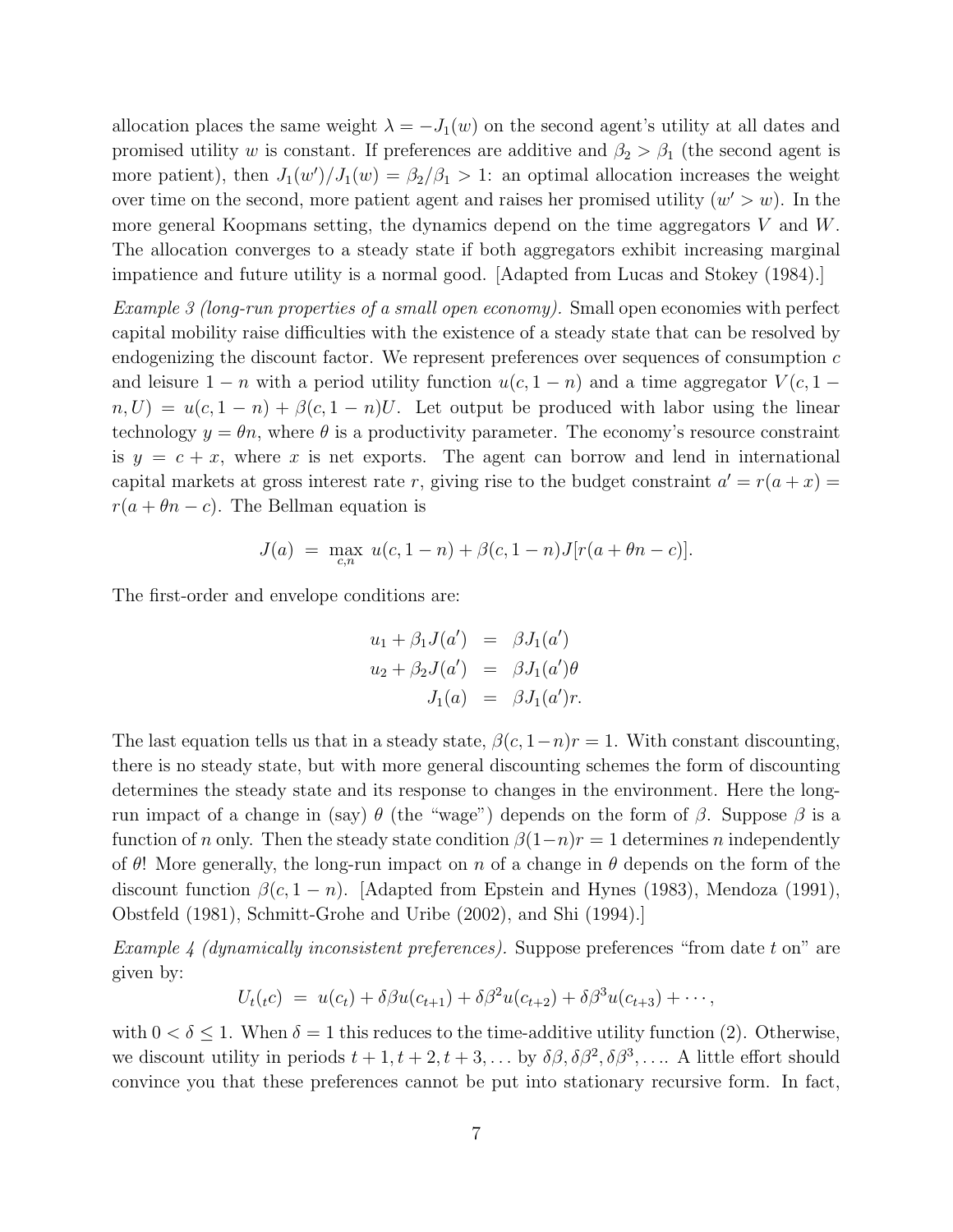allocation places the same weight $\lambda = -J_1(w)$ on the second agent's utility at all dates and promised utility $w$ is constant. If preferences are additive and $\beta_2 > \beta_1$ (the second agent is more patient), then $J_1(w')/J_1(w) = \beta_2/\beta_1 > 1$: an optimal allocation increases the weight over time on the second, more patient agent and raises her promised utility ($w' > w$). In the more general Koopmans setting, the dynamics depend on the time aggregators $V$ and $W$. The allocation converges to a steady state if both aggregators exhibit increasing marginal impatience and future utility is a normal good. [Adapted from Lucas and Stokey (1984).]

*Example 3 (long-run properties of a small open economy).* Small open economies with perfect capital mobility raise difficulties with the existence of a steady state that can be resolved by endogenizing the discount factor. We represent preferences over sequences of consumption $c$ and leisure $1-n$ with a period utility function $u(c, 1-n)$ and a time aggregator $V(c, 1-n, U) = u(c, 1-n) + \beta(c, 1-n)U$. Let output be produced with labor using the linear technology $y = \theta n$, where $\theta$ is a productivity parameter. The economy's resource constraint is $y = c + x$, where $x$ is net exports. The agent can borrow and lend in international capital markets at gross interest rate $r$, giving rise to the budget constraint $a' = r(a + x) = r(a + \theta n - c)$. The Bellman equation is

$$J(a) \;=\; \max_{c,n}\; u(c, 1-n) + \beta(c, 1-n) J[r(a + \theta n - c)].$$

The first-order and envelope conditions are:

$$\begin{aligned}
u_1 + \beta_1 J(a') &= \beta J_1(a') \\
u_2 + \beta_2 J(a') &= \beta J_1(a')\theta \\
J_1(a) &= \beta J_1(a') r.
\end{aligned}$$

The last equation tells us that in a steady state, $\beta(c, 1-n)r = 1$. With constant discounting, there is no steady state, but with more general discounting schemes the form of discounting determines the steady state and its response to changes in the environment. Here the long-run impact of a change in (say) $\theta$ (the "wage") depends on the form of $\beta$. Suppose $\beta$ is a function of $n$ only. Then the steady state condition $\beta(1-n)r = 1$ determines $n$ independently of $\theta$! More generally, the long-run impact on $n$ of a change in $\theta$ depends on the form of the discount function $\beta(c, 1-n)$. [Adapted from Epstein and Hynes (1983), Mendoza (1991), Obstfeld (1981), Schmitt-Grohe and Uribe (2002), and Shi (1994).]

*Example 4 (dynamically inconsistent preferences).* Suppose preferences "from date $t$ on" are given by:

$$U_t({}_tc) \;=\; u(c_t) + \delta\beta u(c_{t+1}) + \delta\beta^2 u(c_{t+2}) + \delta\beta^3 u(c_{t+3}) + \cdots,$$

with $0 < \delta \leq 1$. When $\delta = 1$ this reduces to the time-additive utility function (2). Otherwise, we discount utility in periods $t+1, t+2, t+3, \ldots$ by $\delta\beta, \delta\beta^2, \delta\beta^3, \ldots$. A little effort should convince you that these preferences cannot be put into stationary recursive form. In fact,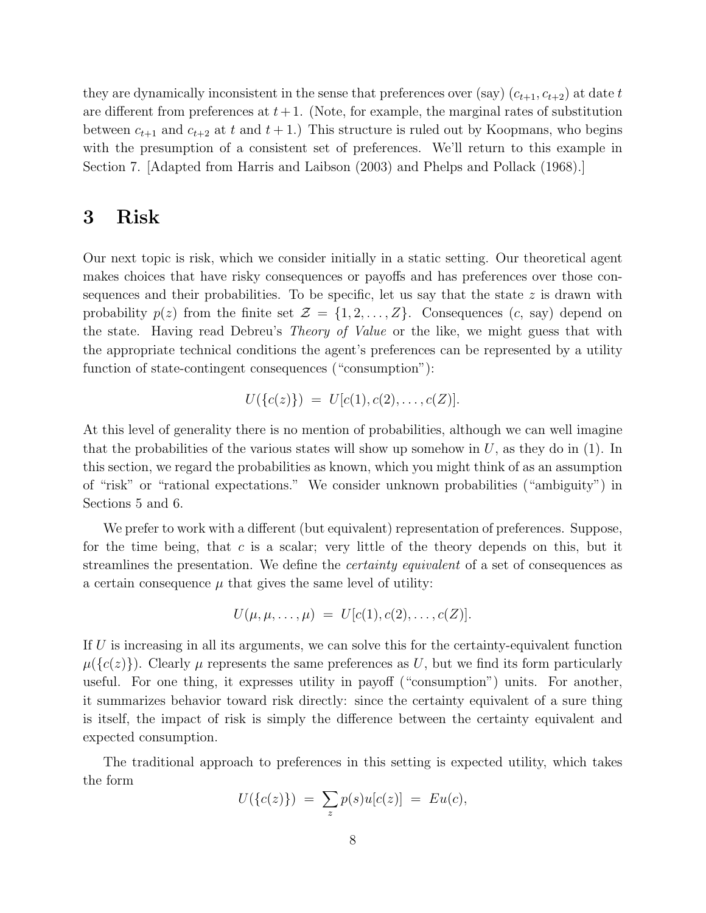they are dynamically inconsistent in the sense that preferences over (say) $(c_{t+1}, c_{t+2})$ at date $t$ are different from preferences at $t+1$. (Note, for example, the marginal rates of substitution between $c_{t+1}$ and $c_{t+2}$ at $t$ and $t+1$.) This structure is ruled out by Koopmans, who begins with the presumption of a consistent set of preferences. We'll return to this example in Section 7. [Adapted from Harris and Laibson (2003) and Phelps and Pollack (1968).]

# 3 Risk

Our next topic is risk, which we consider initially in a static setting. Our theoretical agent makes choices that have risky consequences or payoffs and has preferences over those consequences and their probabilities. To be specific, let us say that the state $z$ is drawn with probability $p(z)$ from the finite set $\mathcal{Z} = \{1, 2, \ldots, Z\}$. Consequences ($c$, say) depend on the state. Having read Debreu's *Theory of Value* or the like, we might guess that with the appropriate technical conditions the agent's preferences can be represented by a utility function of state-contingent consequences ("consumption"):

$$U(\{c(z)\}) \;=\; U[c(1), c(2), \ldots, c(Z)].$$

At this level of generality there is no mention of probabilities, although we can well imagine that the probabilities of the various states will show up somehow in $U$, as they do in (1). In this section, we regard the probabilities as known, which you might think of as an assumption of "risk" or "rational expectations." We consider unknown probabilities ("ambiguity") in Sections 5 and 6.

We prefer to work with a different (but equivalent) representation of preferences. Suppose, for the time being, that $c$ is a scalar; very little of the theory depends on this, but it streamlines the presentation. We define the *certainty equivalent* of a set of consequences as a certain consequence $\mu$ that gives the same level of utility:

$$U(\mu, \mu, \ldots, \mu) \;=\; U[c(1), c(2), \ldots, c(Z)].$$

If $U$ is increasing in all its arguments, we can solve this for the certainty-equivalent function $\mu(\{c(z)\})$. Clearly $\mu$ represents the same preferences as $U$, but we find its form particularly useful. For one thing, it expresses utility in payoff ("consumption") units. For another, it summarizes behavior toward risk directly: since the certainty equivalent of a sure thing is itself, the impact of risk is simply the difference between the certainty equivalent and expected consumption.

The traditional approach to preferences in this setting is expected utility, which takes the form

$$U(\{c(z)\}) \;=\; \sum_z p(s) u[c(z)] \;=\; Eu(c),$$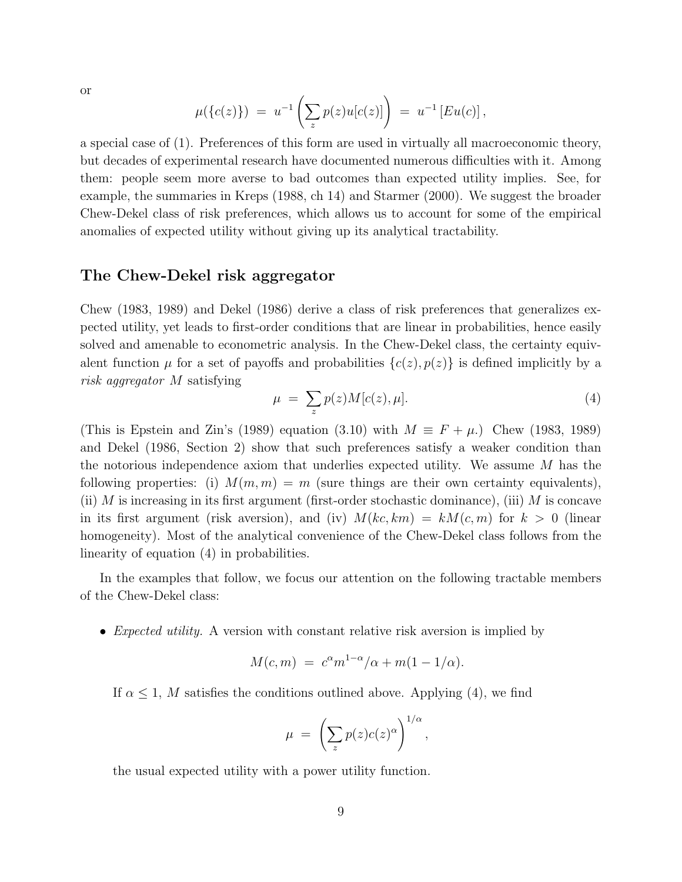or

$$\mu(\{c(z)\}) \;=\; u^{-1}\left(\sum_z p(z)u[c(z)]\right) \;=\; u^{-1}\left[Eu(c)\right],$$

a special case of (1). Preferences of this form are used in virtually all macroeconomic theory, but decades of experimental research have documented numerous difficulties with it. Among them: people seem more averse to bad outcomes than expected utility implies. See, for example, the summaries in Kreps (1988, ch 14) and Starmer (2000). We suggest the broader Chew-Dekel class of risk preferences, which allows us to account for some of the empirical anomalies of expected utility without giving up its analytical tractability.

## The Chew-Dekel risk aggregator

Chew (1983, 1989) and Dekel (1986) derive a class of risk preferences that generalizes expected utility, yet leads to first-order conditions that are linear in probabilities, hence easily solved and amenable to econometric analysis. In the Chew-Dekel class, the certainty equivalent function $\mu$ for a set of payoffs and probabilities $\{c(z), p(z)\}$ is defined implicitly by a *risk aggregator* $M$ satisfying

$$\mu \;=\; \sum_z p(z)M[c(z), \mu]. \tag{4}$$

(This is Epstein and Zin's (1989) equation (3.10) with $M \equiv F + \mu$.) Chew (1983, 1989) and Dekel (1986, Section 2) show that such preferences satisfy a weaker condition than the notorious independence axiom that underlies expected utility. We assume $M$ has the following properties: (i) $M(m, m) = m$ (sure things are their own certainty equivalents), (ii) $M$ is increasing in its first argument (first-order stochastic dominance), (iii) $M$ is concave in its first argument (risk aversion), and (iv) $M(kc, km) = kM(c, m)$ for $k > 0$ (linear homogeneity). Most of the analytical convenience of the Chew-Dekel class follows from the linearity of equation (4) in probabilities.

In the examples that follow, we focus our attention on the following tractable members of the Chew-Dekel class:

- *Expected utility.* A version with constant relative risk aversion is implied by

  $$M(c, m) \;=\; c^{\alpha}m^{1-\alpha}/\alpha + m(1 - 1/\alpha).$$

  If $\alpha \leq 1$, $M$ satisfies the conditions outlined above. Applying (4), we find

  $$\mu \;=\; \left(\sum_z p(z)c(z)^{\alpha}\right)^{1/\alpha},$$

  the usual expected utility with a power utility function.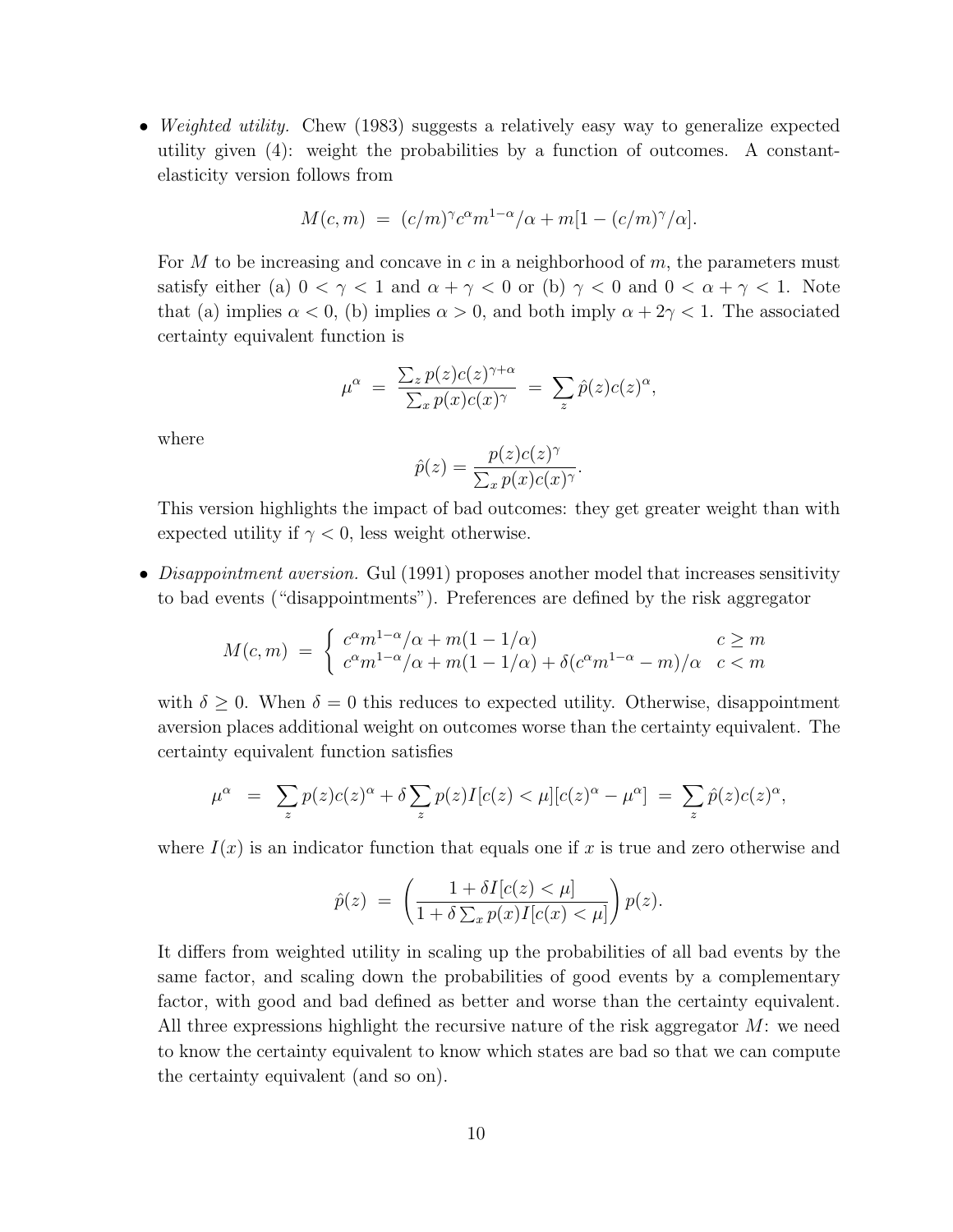- *Weighted utility.* Chew (1983) suggests a relatively easy way to generalize expected utility given (4): weight the probabilities by a function of outcomes. A constant-elasticity version follows from

$$M(c,m) \;=\; (c/m)^{\gamma} c^{\alpha} m^{1-\alpha}/\alpha + m[1-(c/m)^{\gamma}/\alpha].$$

  For $M$ to be increasing and concave in $c$ in a neighborhood of $m$, the parameters must satisfy either (a) $0 < \gamma < 1$ and $\alpha + \gamma < 0$ or (b) $\gamma < 0$ and $0 < \alpha + \gamma < 1$. Note that (a) implies $\alpha < 0$, (b) implies $\alpha > 0$, and both imply $\alpha + 2\gamma < 1$. The associated certainty equivalent function is

$$\mu^{\alpha} \;=\; \frac{\sum_z p(z) c(z)^{\gamma+\alpha}}{\sum_x p(x) c(x)^{\gamma}} \;=\; \sum_z \hat{p}(z) c(z)^{\alpha},$$

  where

$$\hat{p}(z) = \frac{p(z) c(z)^{\gamma}}{\sum_x p(x) c(x)^{\gamma}}.$$

  This version highlights the impact of bad outcomes: they get greater weight than with expected utility if $\gamma < 0$, less weight otherwise.

- *Disappointment aversion.* Gul (1991) proposes another model that increases sensitivity to bad events ("disappointments"). Preferences are defined by the risk aggregator

$$M(c,m) \;=\; \begin{cases} c^{\alpha} m^{1-\alpha}/\alpha + m(1-1/\alpha) & c \geq m \\ c^{\alpha} m^{1-\alpha}/\alpha + m(1-1/\alpha) + \delta(c^{\alpha} m^{1-\alpha} - m)/\alpha & c < m \end{cases}$$

  with $\delta \geq 0$. When $\delta = 0$ this reduces to expected utility. Otherwise, disappointment aversion places additional weight on outcomes worse than the certainty equivalent. The certainty equivalent function satisfies

$$\mu^{\alpha} \;=\; \sum_z p(z) c(z)^{\alpha} + \delta \sum_z p(z) I[c(z) < \mu][c(z)^{\alpha} - \mu^{\alpha}] \;=\; \sum_z \hat{p}(z) c(z)^{\alpha},$$

  where $I(x)$ is an indicator function that equals one if $x$ is true and zero otherwise and

$$\hat{p}(z) \;=\; \left( \frac{1 + \delta I[c(z) < \mu]}{1 + \delta \sum_x p(x) I[c(x) < \mu]} \right) p(z).$$

  It differs from weighted utility in scaling up the probabilities of all bad events by the same factor, and scaling down the probabilities of good events by a complementary factor, with good and bad defined as better and worse than the certainty equivalent. All three expressions highlight the recursive nature of the risk aggregator $M$: we need to know the certainty equivalent to know which states are bad so that we can compute the certainty equivalent (and so on).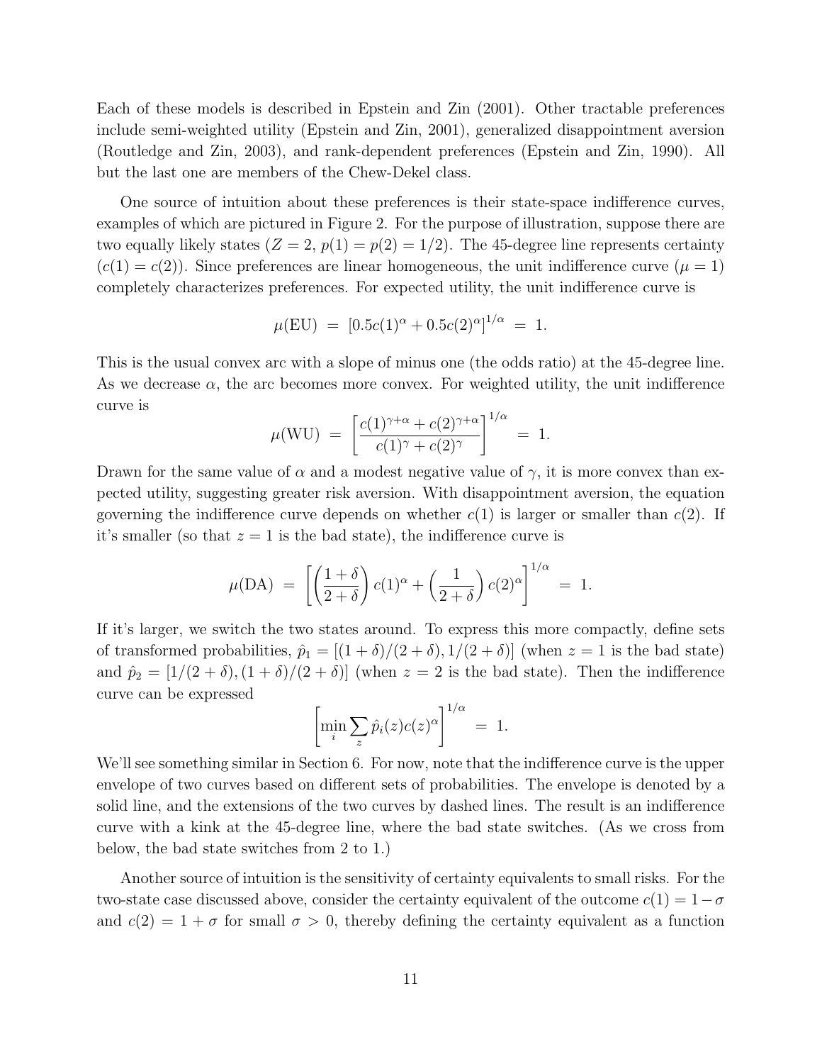Each of these models is described in Epstein and Zin (2001). Other tractable preferences include semi-weighted utility (Epstein and Zin, 2001), generalized disappointment aversion (Routledge and Zin, 2003), and rank-dependent preferences (Epstein and Zin, 1990). All but the last one are members of the Chew-Dekel class.

One source of intuition about these preferences is their state-space indifference curves, examples of which are pictured in Figure 2. For the purpose of illustration, suppose there are two equally likely states ($Z = 2$, $p(1) = p(2) = 1/2$). The 45-degree line represents certainty ($c(1) = c(2)$). Since preferences are linear homogeneous, the unit indifference curve ($\mu = 1$) completely characterizes preferences. For expected utility, the unit indifference curve is

$$\mu(\text{EU}) \;=\; [0.5c(1)^\alpha + 0.5c(2)^\alpha]^{1/\alpha} \;=\; 1.$$

This is the usual convex arc with a slope of minus one (the odds ratio) at the 45-degree line. As we decrease $\alpha$, the arc becomes more convex. For weighted utility, the unit indifference curve is

$$\mu(\text{WU}) \;=\; \left[\frac{c(1)^{\gamma+\alpha} + c(2)^{\gamma+\alpha}}{c(1)^\gamma + c(2)^\gamma}\right]^{1/\alpha} \;=\; 1.$$

Drawn for the same value of $\alpha$ and a modest negative value of $\gamma$, it is more convex than expected utility, suggesting greater risk aversion. With disappointment aversion, the equation governing the indifference curve depends on whether $c(1)$ is larger or smaller than $c(2)$. If it's smaller (so that $z = 1$ is the bad state), the indifference curve is

$$\mu(\text{DA}) \;=\; \left[\left(\frac{1+\delta}{2+\delta}\right)c(1)^\alpha + \left(\frac{1}{2+\delta}\right)c(2)^\alpha\right]^{1/\alpha} \;=\; 1.$$

If it's larger, we switch the two states around. To express this more compactly, define sets of transformed probabilities, $\hat{p}_1 = [(1+\delta)/(2+\delta), 1/(2+\delta)]$ (when $z = 1$ is the bad state) and $\hat{p}_2 = [1/(2+\delta), (1+\delta)/(2+\delta)]$ (when $z = 2$ is the bad state). Then the indifference curve can be expressed

$$\left[\min_i \sum_z \hat{p}_i(z)c(z)^\alpha\right]^{1/\alpha} \;=\; 1.$$

We'll see something similar in Section 6. For now, note that the indifference curve is the upper envelope of two curves based on different sets of probabilities. The envelope is denoted by a solid line, and the extensions of the two curves by dashed lines. The result is an indifference curve with a kink at the 45-degree line, where the bad state switches. (As we cross from below, the bad state switches from 2 to 1.)

Another source of intuition is the sensitivity of certainty equivalents to small risks. For the two-state case discussed above, consider the certainty equivalent of the outcome $c(1) = 1-\sigma$ and $c(2) = 1+\sigma$ for small $\sigma > 0$, thereby defining the certainty equivalent as a function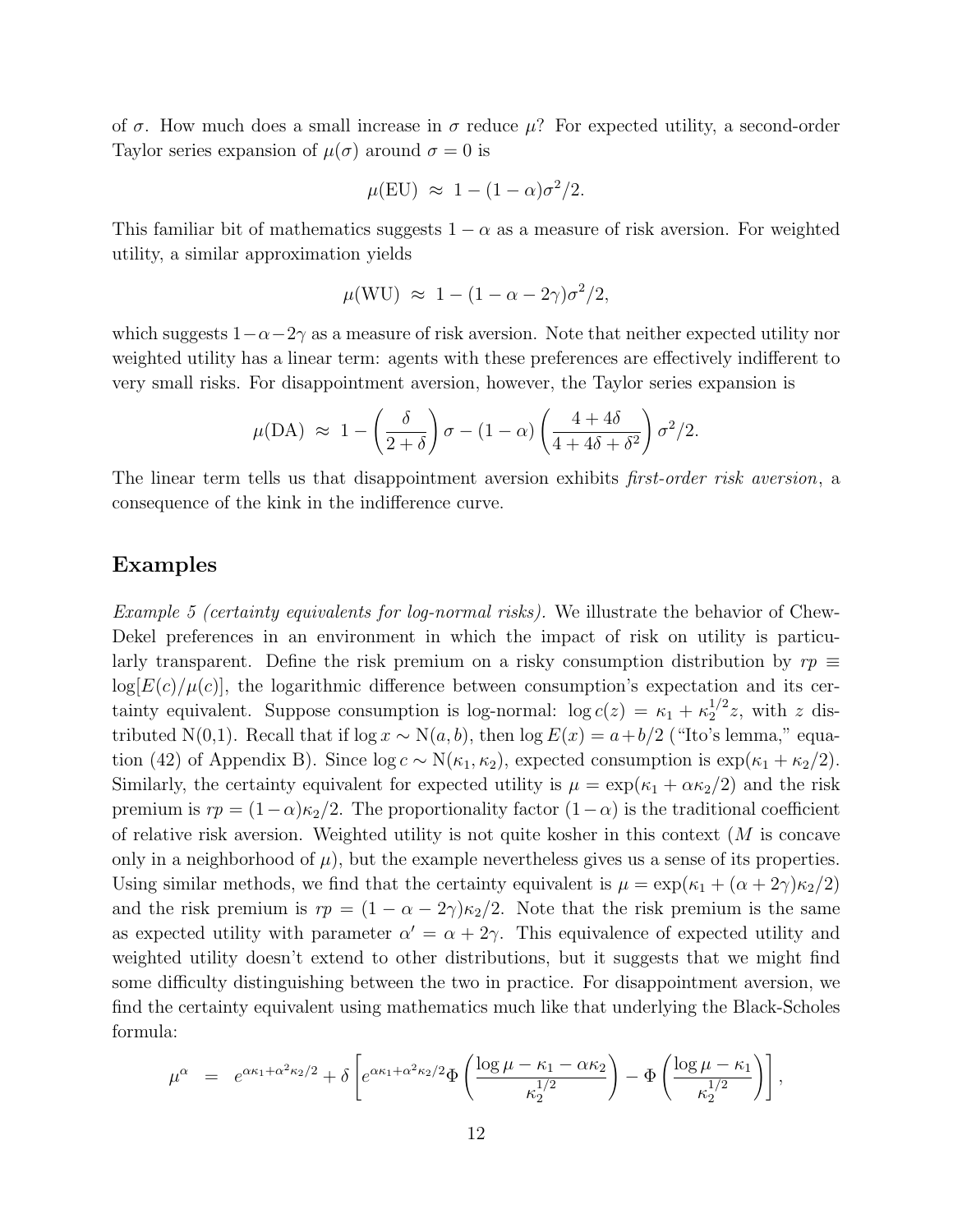of $\sigma$. How much does a small increase in $\sigma$ reduce $\mu$? For expected utility, a second-order Taylor series expansion of $\mu(\sigma)$ around $\sigma = 0$ is

$$\mu(\text{EU}) \;\approx\; 1 - (1-\alpha)\sigma^2/2.$$

This familiar bit of mathematics suggests $1-\alpha$ as a measure of risk aversion. For weighted utility, a similar approximation yields

$$\mu(\text{WU}) \;\approx\; 1 - (1-\alpha-2\gamma)\sigma^2/2,$$

which suggests $1-\alpha-2\gamma$ as a measure of risk aversion. Note that neither expected utility nor weighted utility has a linear term: agents with these preferences are effectively indifferent to very small risks. For disappointment aversion, however, the Taylor series expansion is

$$\mu(\text{DA}) \;\approx\; 1 - \left(\frac{\delta}{2+\delta}\right)\sigma - (1-\alpha)\left(\frac{4+4\delta}{4+4\delta+\delta^2}\right)\sigma^2/2.$$

The linear term tells us that disappointment aversion exhibits *first-order risk aversion*, a consequence of the kink in the indifference curve.

## Examples

*Example 5 (certainty equivalents for log-normal risks).* We illustrate the behavior of Chew-Dekel preferences in an environment in which the impact of risk on utility is particularly transparent. Define the risk premium on a risky consumption distribution by $rp \equiv \log[E(c)/\mu(c)]$, the logarithmic difference between consumption's expectation and its certainty equivalent. Suppose consumption is log-normal: $\log c(z) = \kappa_1 + \kappa_2^{1/2} z$, with $z$ distributed N(0,1). Recall that if $\log x \sim \text{N}(a,b)$, then $\log E(x) = a + b/2$ ("Ito's lemma," equation (42) of Appendix B). Since $\log c \sim \text{N}(\kappa_1, \kappa_2)$, expected consumption is $\exp(\kappa_1 + \kappa_2/2)$. Similarly, the certainty equivalent for expected utility is $\mu = \exp(\kappa_1 + \alpha\kappa_2/2)$ and the risk premium is $rp = (1-\alpha)\kappa_2/2$. The proportionality factor $(1-\alpha)$ is the traditional coefficient of relative risk aversion. Weighted utility is not quite kosher in this context ($M$ is concave only in a neighborhood of $\mu$), but the example nevertheless gives us a sense of its properties. Using similar methods, we find that the certainty equivalent is $\mu = \exp(\kappa_1 + (\alpha + 2\gamma)\kappa_2/2)$ and the risk premium is $rp = (1-\alpha-2\gamma)\kappa_2/2$. Note that the risk premium is the same as expected utility with parameter $\alpha' = \alpha + 2\gamma$. This equivalence of expected utility and weighted utility doesn't extend to other distributions, but it suggests that we might find some difficulty distinguishing between the two in practice. For disappointment aversion, we find the certainty equivalent using mathematics much like that underlying the Black-Scholes formula:

$$\mu^\alpha \;=\; e^{\alpha\kappa_1 + \alpha^2\kappa_2/2} + \delta\left[e^{\alpha\kappa_1+\alpha^2\kappa_2/2}\Phi\left(\frac{\log\mu - \kappa_1 - \alpha\kappa_2}{\kappa_2^{1/2}}\right) - \Phi\left(\frac{\log\mu - \kappa_1}{\kappa_2^{1/2}}\right)\right],$$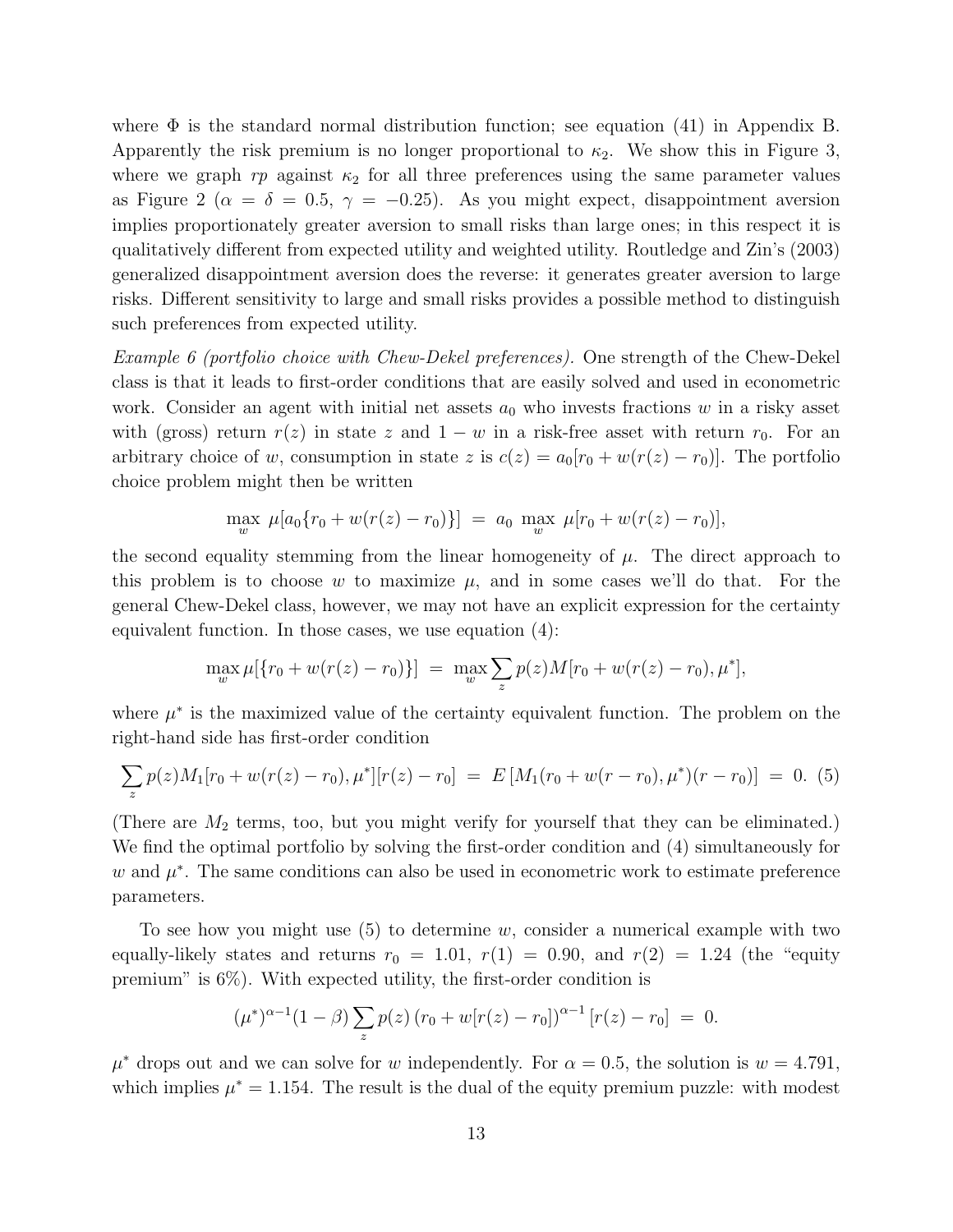where $\Phi$ is the standard normal distribution function; see equation (41) in Appendix B. Apparently the risk premium is no longer proportional to $\kappa_2$. We show this in Figure 3, where we graph $rp$ against $\kappa_2$ for all three preferences using the same parameter values as Figure 2 ($\alpha = \delta = 0.5$, $\gamma = -0.25$). As you might expect, disappointment aversion implies proportionately greater aversion to small risks than large ones; in this respect it is qualitatively different from expected utility and weighted utility. Routledge and Zin's (2003) generalized disappointment aversion does the reverse: it generates greater aversion to large risks. Different sensitivity to large and small risks provides a possible method to distinguish such preferences from expected utility.

*Example 6 (portfolio choice with Chew-Dekel preferences).* One strength of the Chew-Dekel class is that it leads to first-order conditions that are easily solved and used in econometric work. Consider an agent with initial net assets $a_0$ who invests fractions $w$ in a risky asset with (gross) return $r(z)$ in state $z$ and $1-w$ in a risk-free asset with return $r_0$. For an arbitrary choice of $w$, consumption in state $z$ is $c(z) = a_0[r_0 + w(r(z) - r_0)]$. The portfolio choice problem might then be written

$$\max_w \; \mu[a_0\{r_0 + w(r(z) - r_0)\}] \; = \; a_0 \; \max_w \; \mu[r_0 + w(r(z) - r_0)],$$

the second equality stemming from the linear homogeneity of $\mu$. The direct approach to this problem is to choose $w$ to maximize $\mu$, and in some cases we'll do that. For the general Chew-Dekel class, however, we may not have an explicit expression for the certainty equivalent function. In those cases, we use equation (4):

$$\max_w \mu[\{r_0 + w(r(z) - r_0)\}] \; = \; \max_w \sum_z p(z) M[r_0 + w(r(z) - r_0), \mu^*],$$

where $\mu^*$ is the maximized value of the certainty equivalent function. The problem on the right-hand side has first-order condition

$$\sum_z p(z) M_1[r_0 + w(r(z) - r_0), \mu^*][r(z) - r_0] \; = \; E\left[M_1(r_0 + w(r - r_0), \mu^*)(r - r_0)\right] \; = \; 0. \quad (5)$$

(There are $M_2$ terms, too, but you might verify for yourself that they can be eliminated.) We find the optimal portfolio by solving the first-order condition and (4) simultaneously for $w$ and $\mu^*$. The same conditions can also be used in econometric work to estimate preference parameters.

To see how you might use (5) to determine $w$, consider a numerical example with two equally-likely states and returns $r_0 = 1.01$, $r(1) = 0.90$, and $r(2) = 1.24$ (the "equity premium" is 6%). With expected utility, the first-order condition is

$$(\mu^*)^{\alpha-1}(1-\beta) \sum_z p(z) \left(r_0 + w[r(z) - r_0]\right)^{\alpha-1} [r(z) - r_0] \; = \; 0.$$

$\mu^*$ drops out and we can solve for $w$ independently. For $\alpha = 0.5$, the solution is $w = 4.791$, which implies $\mu^* = 1.154$. The result is the dual of the equity premium puzzle: with modest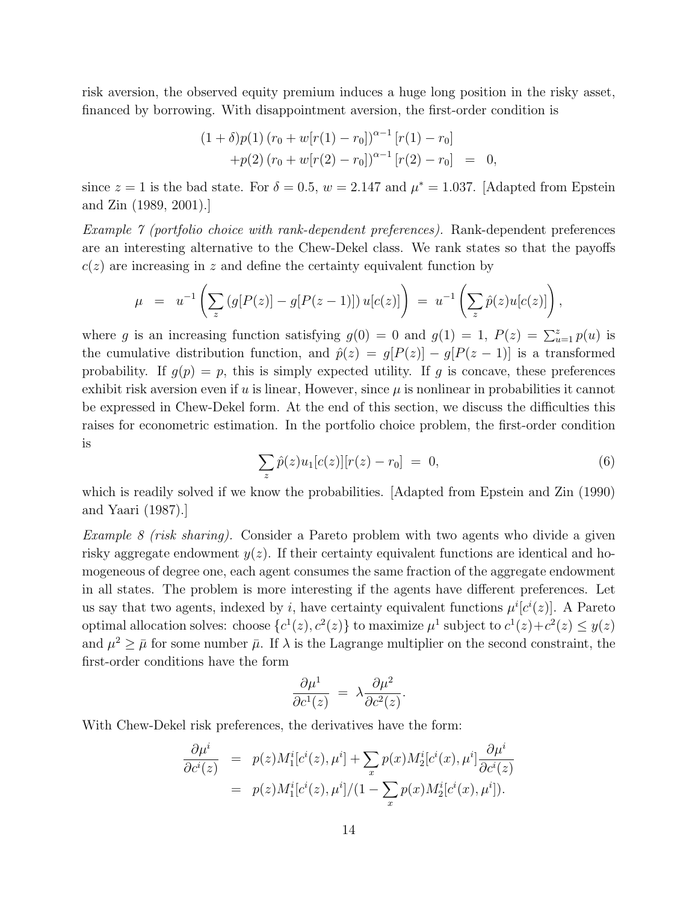risk aversion, the observed equity premium induces a huge long position in the risky asset, financed by borrowing. With disappointment aversion, the first-order condition is

$$
\begin{aligned}
(1+\delta)p(1)\left(r_0 + w[r(1) - r_0]\right)^{\alpha-1}[r(1) - r_0] & \\
+ p(2)\left(r_0 + w[r(2) - r_0]\right)^{\alpha-1}[r(2) - r_0] &= 0,
\end{aligned}
$$

since $z = 1$ is the bad state. For $\delta = 0.5$, $w = 2.147$ and $\mu^* = 1.037$. [Adapted from Epstein and Zin (1989, 2001).]

*Example 7 (portfolio choice with rank-dependent preferences).* Rank-dependent preferences are an interesting alternative to the Chew-Dekel class. We rank states so that the payoffs $c(z)$ are increasing in $z$ and define the certainty equivalent function by

$$
\mu \;=\; u^{-1}\left(\sum_z \left(g[P(z)] - g[P(z-1)]\right) u[c(z)]\right) \;=\; u^{-1}\left(\sum_z \hat{p}(z) u[c(z)]\right),
$$

where $g$ is an increasing function satisfying $g(0) = 0$ and $g(1) = 1$, $P(z) = \sum_{u=1}^{z} p(u)$ is the cumulative distribution function, and $\hat{p}(z) = g[P(z)] - g[P(z-1)]$ is a transformed probability. If $g(p) = p$, this is simply expected utility. If $g$ is concave, these preferences exhibit risk aversion even if $u$ is linear, However, since $\mu$ is nonlinear in probabilities it cannot be expressed in Chew-Dekel form. At the end of this section, we discuss the difficulties this raises for econometric estimation. In the portfolio choice problem, the first-order condition is

$$
\sum_z \hat{p}(z) u_1[c(z)][r(z) - r_0] \;=\; 0, \tag{6}
$$

which is readily solved if we know the probabilities. [Adapted from Epstein and Zin (1990) and Yaari (1987).]

*Example 8 (risk sharing).* Consider a Pareto problem with two agents who divide a given risky aggregate endowment $y(z)$. If their certainty equivalent functions are identical and homogeneous of degree one, each agent consumes the same fraction of the aggregate endowment in all states. The problem is more interesting if the agents have different preferences. Let us say that two agents, indexed by $i$, have certainty equivalent functions $\mu^i[c^i(z)]$. A Pareto optimal allocation solves: choose $\{c^1(z), c^2(z)\}$ to maximize $\mu^1$ subject to $c^1(z) + c^2(z) \leq y(z)$ and $\mu^2 \geq \bar{\mu}$ for some number $\bar{\mu}$. If $\lambda$ is the Lagrange multiplier on the second constraint, the first-order conditions have the form

$$
\frac{\partial \mu^1}{\partial c^1(z)} \;=\; \lambda \frac{\partial \mu^2}{\partial c^2(z)}.
$$

With Chew-Dekel risk preferences, the derivatives have the form:

$$
\begin{aligned}
\frac{\partial \mu^i}{\partial c^i(z)} &= p(z) M_1^i[c^i(z), \mu^i] + \sum_x p(x) M_2^i[c^i(x), \mu^i] \frac{\partial \mu^i}{\partial c^i(z)} \\
&= p(z) M_1^i[c^i(z), \mu^i] / (1 - \sum_x p(x) M_2^i[c^i(x), \mu^i]).
\end{aligned}
$$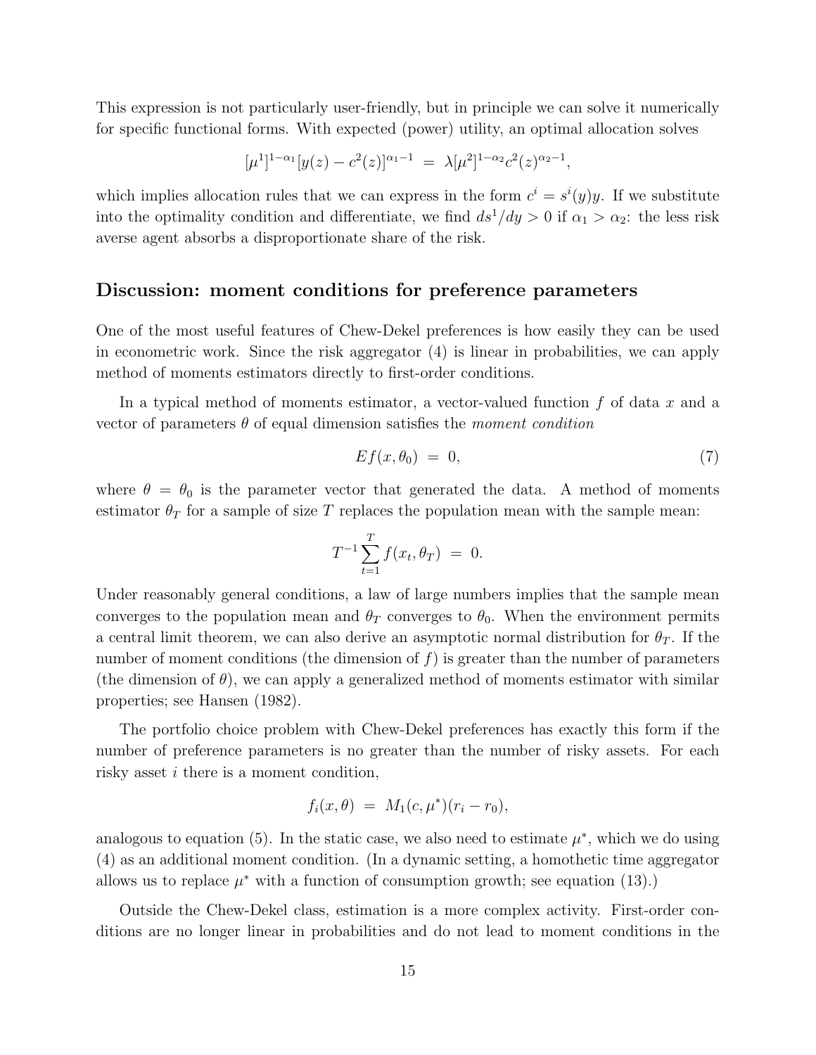This expression is not particularly user-friendly, but in principle we can solve it numerically for specific functional forms. With expected (power) utility, an optimal allocation solves

$$[\mu^1]^{1-\alpha_1}[y(z) - c^2(z)]^{\alpha_1 - 1} \;=\; \lambda[\mu^2]^{1-\alpha_2} c^2(z)^{\alpha_2 - 1},$$

which implies allocation rules that we can express in the form $c^i = s^i(y)y$. If we substitute into the optimality condition and differentiate, we find $ds^1/dy > 0$ if $\alpha_1 > \alpha_2$: the less risk averse agent absorbs a disproportionate share of the risk.

## Discussion: moment conditions for preference parameters

One of the most useful features of Chew-Dekel preferences is how easily they can be used in econometric work. Since the risk aggregator (4) is linear in probabilities, we can apply method of moments estimators directly to first-order conditions.

In a typical method of moments estimator, a vector-valued function $f$ of data $x$ and a vector of parameters $\theta$ of equal dimension satisfies the *moment condition*

$$Ef(x, \theta_0) \;=\; 0, \tag{7}$$

where $\theta = \theta_0$ is the parameter vector that generated the data. A method of moments estimator $\theta_T$ for a sample of size $T$ replaces the population mean with the sample mean:

$$T^{-1} \sum_{t=1}^{T} f(x_t, \theta_T) \;=\; 0.$$

Under reasonably general conditions, a law of large numbers implies that the sample mean converges to the population mean and $\theta_T$ converges to $\theta_0$. When the environment permits a central limit theorem, we can also derive an asymptotic normal distribution for $\theta_T$. If the number of moment conditions (the dimension of $f$) is greater than the number of parameters (the dimension of $\theta$), we can apply a generalized method of moments estimator with similar properties; see Hansen (1982).

The portfolio choice problem with Chew-Dekel preferences has exactly this form if the number of preference parameters is no greater than the number of risky assets. For each risky asset $i$ there is a moment condition,

$$f_i(x, \theta) \;=\; M_1(c, \mu^*)(r_i - r_0),$$

analogous to equation (5). In the static case, we also need to estimate $\mu^*$, which we do using (4) as an additional moment condition. (In a dynamic setting, a homothetic time aggregator allows us to replace $\mu^*$ with a function of consumption growth; see equation (13).)

Outside the Chew-Dekel class, estimation is a more complex activity. First-order conditions are no longer linear in probabilities and do not lead to moment conditions in the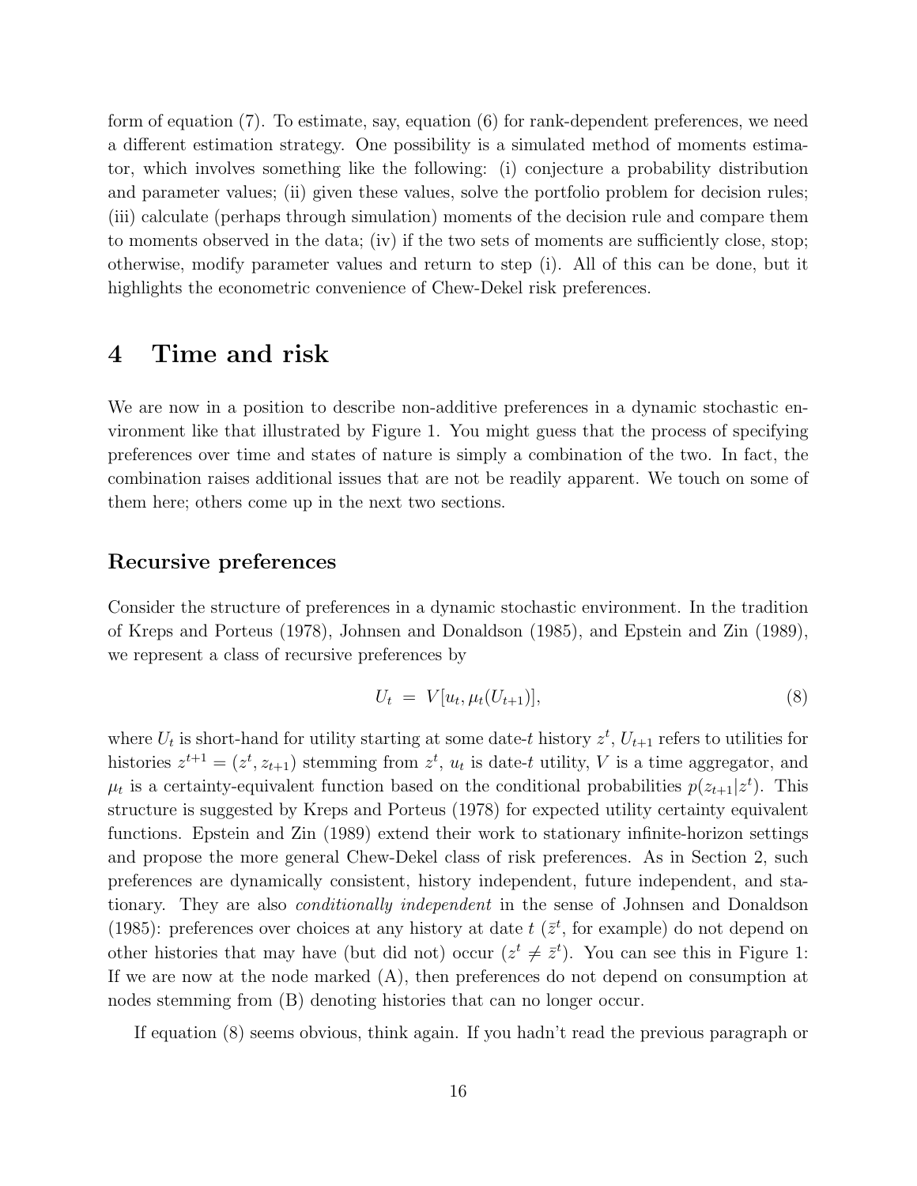form of equation (7). To estimate, say, equation (6) for rank-dependent preferences, we need a different estimation strategy. One possibility is a simulated method of moments estimator, which involves something like the following: (i) conjecture a probability distribution and parameter values; (ii) given these values, solve the portfolio problem for decision rules; (iii) calculate (perhaps through simulation) moments of the decision rule and compare them to moments observed in the data; (iv) if the two sets of moments are sufficiently close, stop; otherwise, modify parameter values and return to step (i). All of this can be done, but it highlights the econometric convenience of Chew-Dekel risk preferences.

# 4 Time and risk

We are now in a position to describe non-additive preferences in a dynamic stochastic environment like that illustrated by Figure 1. You might guess that the process of specifying preferences over time and states of nature is simply a combination of the two. In fact, the combination raises additional issues that are not be readily apparent. We touch on some of them here; others come up in the next two sections.

## Recursive preferences

Consider the structure of preferences in a dynamic stochastic environment. In the tradition of Kreps and Porteus (1978), Johnsen and Donaldson (1985), and Epstein and Zin (1989), we represent a class of recursive preferences by

$$U_t \;=\; V[u_t, \mu_t(U_{t+1})], \tag{8}$$

where $U_t$ is short-hand for utility starting at some date-$t$ history $z^t$, $U_{t+1}$ refers to utilities for histories $z^{t+1} = (z^t, z_{t+1})$ stemming from $z^t$, $u_t$ is date-$t$ utility, $V$ is a time aggregator, and $\mu_t$ is a certainty-equivalent function based on the conditional probabilities $p(z_{t+1}|z^t)$. This structure is suggested by Kreps and Porteus (1978) for expected utility certainty equivalent functions. Epstein and Zin (1989) extend their work to stationary infinite-horizon settings and propose the more general Chew-Dekel class of risk preferences. As in Section 2, such preferences are dynamically consistent, history independent, future independent, and stationary. They are also *conditionally independent* in the sense of Johnsen and Donaldson (1985): preferences over choices at any history at date $t$ ($\bar{z}^t$, for example) do not depend on other histories that may have (but did not) occur ($z^t \neq \bar{z}^t$). You can see this in Figure 1: If we are now at the node marked (A), then preferences do not depend on consumption at nodes stemming from (B) denoting histories that can no longer occur.

If equation (8) seems obvious, think again. If you hadn't read the previous paragraph or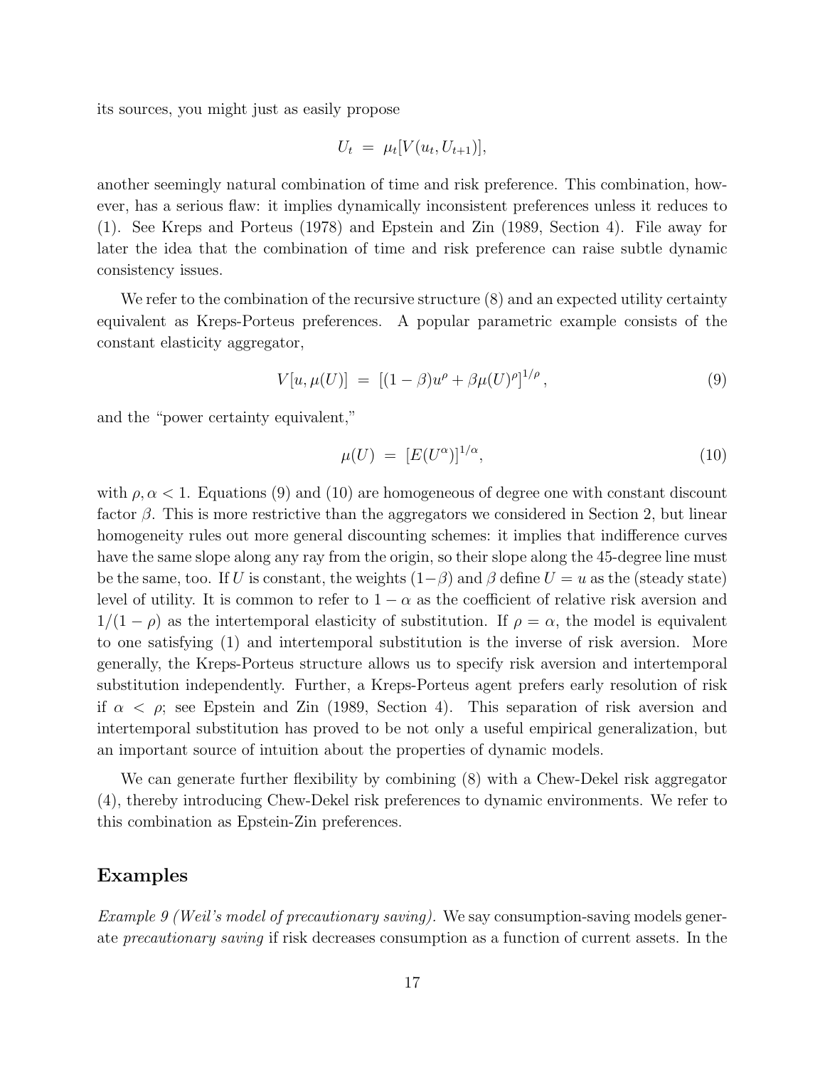its sources, you might just as easily propose

$$U_t \;=\; \mu_t[V(u_t, U_{t+1})],$$

another seemingly natural combination of time and risk preference. This combination, however, has a serious flaw: it implies dynamically inconsistent preferences unless it reduces to (1). See Kreps and Porteus (1978) and Epstein and Zin (1989, Section 4). File away for later the idea that the combination of time and risk preference can raise subtle dynamic consistency issues.

We refer to the combination of the recursive structure (8) and an expected utility certainty equivalent as Kreps-Porteus preferences. A popular parametric example consists of the constant elasticity aggregator,

$$V[u, \mu(U)] \;=\; \left[(1-\beta)u^{\rho} + \beta\mu(U)^{\rho}\right]^{1/\rho}, \tag{9}$$

and the "power certainty equivalent,"

$$\mu(U) \;=\; [E(U^{\alpha})]^{1/\alpha}, \tag{10}$$

with $\rho, \alpha < 1$. Equations (9) and (10) are homogeneous of degree one with constant discount factor $\beta$. This is more restrictive than the aggregators we considered in Section 2, but linear homogeneity rules out more general discounting schemes: it implies that indifference curves have the same slope along any ray from the origin, so their slope along the 45-degree line must be the same, too. If $U$ is constant, the weights $(1-\beta)$ and $\beta$ define $U = u$ as the (steady state) level of utility. It is common to refer to $1-\alpha$ as the coefficient of relative risk aversion and $1/(1-\rho)$ as the intertemporal elasticity of substitution. If $\rho = \alpha$, the model is equivalent to one satisfying (1) and intertemporal substitution is the inverse of risk aversion. More generally, the Kreps-Porteus structure allows us to specify risk aversion and intertemporal substitution independently. Further, a Kreps-Porteus agent prefers early resolution of risk if $\alpha < \rho$; see Epstein and Zin (1989, Section 4). This separation of risk aversion and intertemporal substitution has proved to be not only a useful empirical generalization, but an important source of intuition about the properties of dynamic models.

We can generate further flexibility by combining (8) with a Chew-Dekel risk aggregator (4), thereby introducing Chew-Dekel risk preferences to dynamic environments. We refer to this combination as Epstein-Zin preferences.

## Examples

*Example 9 (Weil's model of precautionary saving).* We say consumption-saving models generate *precautionary saving* if risk decreases consumption as a function of current assets. In the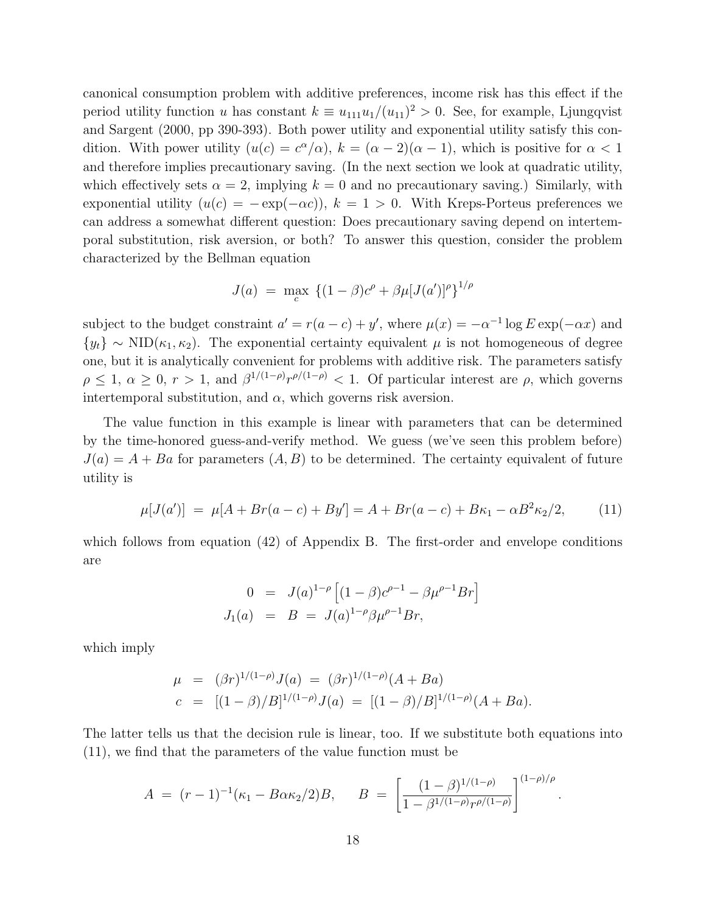canonical consumption problem with additive preferences, income risk has this effect if the period utility function $u$ has constant $k \equiv u_{111}u_1/(u_{11})^2 > 0$. See, for example, Ljungqvist and Sargent (2000, pp 390-393). Both power utility and exponential utility satisfy this condition. With power utility ($u(c) = c^\alpha/\alpha$), $k = (\alpha - 2)(\alpha - 1)$, which is positive for $\alpha < 1$ and therefore implies precautionary saving. (In the next section we look at quadratic utility, which effectively sets $\alpha = 2$, implying $k = 0$ and no precautionary saving.) Similarly, with exponential utility ($u(c) = -\exp(-\alpha c)$), $k = 1 > 0$. With Kreps-Porteus preferences we can address a somewhat different question: Does precautionary saving depend on intertemporal substitution, risk aversion, or both? To answer this question, consider the problem characterized by the Bellman equation

$$J(a) \;=\; \max_c \; \{(1-\beta)c^\rho + \beta\mu[J(a')]^\rho\}^{1/\rho}$$

subject to the budget constraint $a' = r(a-c) + y'$, where $\mu(x) = -\alpha^{-1}\log E\exp(-\alpha x)$ and $\{y_t\} \sim \text{NID}(\kappa_1, \kappa_2)$. The exponential certainty equivalent $\mu$ is not homogeneous of degree one, but it is analytically convenient for problems with additive risk. The parameters satisfy $\rho \leq 1$, $\alpha \geq 0$, $r > 1$, and $\beta^{1/(1-\rho)}r^{\rho/(1-\rho)} < 1$. Of particular interest are $\rho$, which governs intertemporal substitution, and $\alpha$, which governs risk aversion.

The value function in this example is linear with parameters that can be determined by the time-honored guess-and-verify method. We guess (we've seen this problem before) $J(a) = A + Ba$ for parameters $(A, B)$ to be determined. The certainty equivalent of future utility is

$$\mu[J(a')] \;=\; \mu[A + Br(a-c) + By'] = A + Br(a-c) + B\kappa_1 - \alpha B^2\kappa_2/2, \tag{11}$$

which follows from equation (42) of Appendix B. The first-order and envelope conditions are

$$\begin{aligned}
0 \;&=\; J(a)^{1-\rho}\left[(1-\beta)c^{\rho-1} - \beta\mu^{\rho-1}Br\right] \\
J_1(a) \;&=\; B \;=\; J(a)^{1-\rho}\beta\mu^{\rho-1}Br,
\end{aligned}$$

which imply

$$\begin{aligned}
\mu \;&=\; (\beta r)^{1/(1-\rho)}J(a) \;=\; (\beta r)^{1/(1-\rho)}(A + Ba) \\
c \;&=\; [(1-\beta)/B]^{1/(1-\rho)}J(a) \;=\; [(1-\beta)/B]^{1/(1-\rho)}(A + Ba).
\end{aligned}$$

The latter tells us that the decision rule is linear, too. If we substitute both equations into (11), we find that the parameters of the value function must be

$$A \;=\; (r-1)^{-1}(\kappa_1 - B\alpha\kappa_2/2)B, \qquad B \;=\; \left[\frac{(1-\beta)^{1/(1-\rho)}}{1 - \beta^{1/(1-\rho)}r^{\rho/(1-\rho)}}\right]^{(1-\rho)/\rho}.$$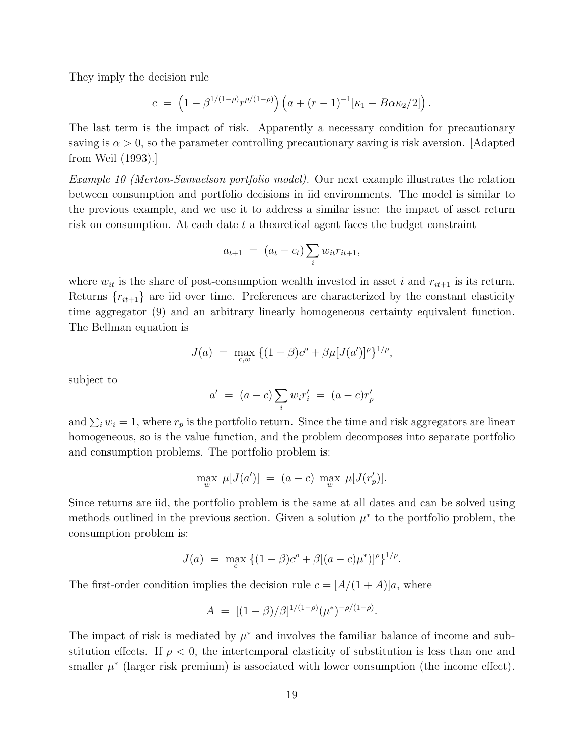They imply the decision rule

$$c \;=\; \left(1-\beta^{1/(1-\rho)} r^{\rho/(1-\rho)}\right)\left(a + (r-1)^{-1}[\kappa_1 - B\alpha\kappa_2/2]\right).$$

The last term is the impact of risk. Apparently a necessary condition for precautionary saving is $\alpha > 0$, so the parameter controlling precautionary saving is risk aversion. [Adapted from Weil (1993).]

*Example 10 (Merton-Samuelson portfolio model).* Our next example illustrates the relation between consumption and portfolio decisions in iid environments. The model is similar to the previous example, and we use it to address a similar issue: the impact of asset return risk on consumption. At each date $t$ a theoretical agent faces the budget constraint

$$a_{t+1} \;=\; (a_t - c_t)\sum_i w_{it} r_{it+1},$$

where $w_{it}$ is the share of post-consumption wealth invested in asset $i$ and $r_{it+1}$ is its return. Returns $\{r_{it+1}\}$ are iid over time. Preferences are characterized by the constant elasticity time aggregator (9) and an arbitrary linearly homogeneous certainty equivalent function. The Bellman equation is

$$J(a) \;=\; \max_{c,w}\,\{(1-\beta)c^\rho + \beta\mu[J(a')]^\rho\}^{1/\rho},$$

subject to

$$a' \;=\; (a-c)\sum_i w_i r_i' \;=\; (a-c) r_p'$$

and $\sum_i w_i = 1$, where $r_p$ is the portfolio return. Since the time and risk aggregators are linear homogeneous, so is the value function, and the problem decomposes into separate portfolio and consumption problems. The portfolio problem is:

$$\max_w\; \mu[J(a')] \;=\; (a-c)\;\max_w\; \mu[J(r_p')].$$

Since returns are iid, the portfolio problem is the same at all dates and can be solved using methods outlined in the previous section. Given a solution $\mu^*$ to the portfolio problem, the consumption problem is:

$$J(a) \;=\; \max_c\,\{(1-\beta)c^\rho + \beta[(a-c)\mu^*)]^\rho\}^{1/\rho}.$$

The first-order condition implies the decision rule $c = [A/(1+A)]a$, where

$$A \;=\; [(1-\beta)/\beta]^{1/(1-\rho)}(\mu^*)^{-\rho/(1-\rho)}.$$

The impact of risk is mediated by $\mu^*$ and involves the familiar balance of income and substitution effects. If $\rho < 0$, the intertemporal elasticity of substitution is less than one and smaller $\mu^*$ (larger risk premium) is associated with lower consumption (the income effect).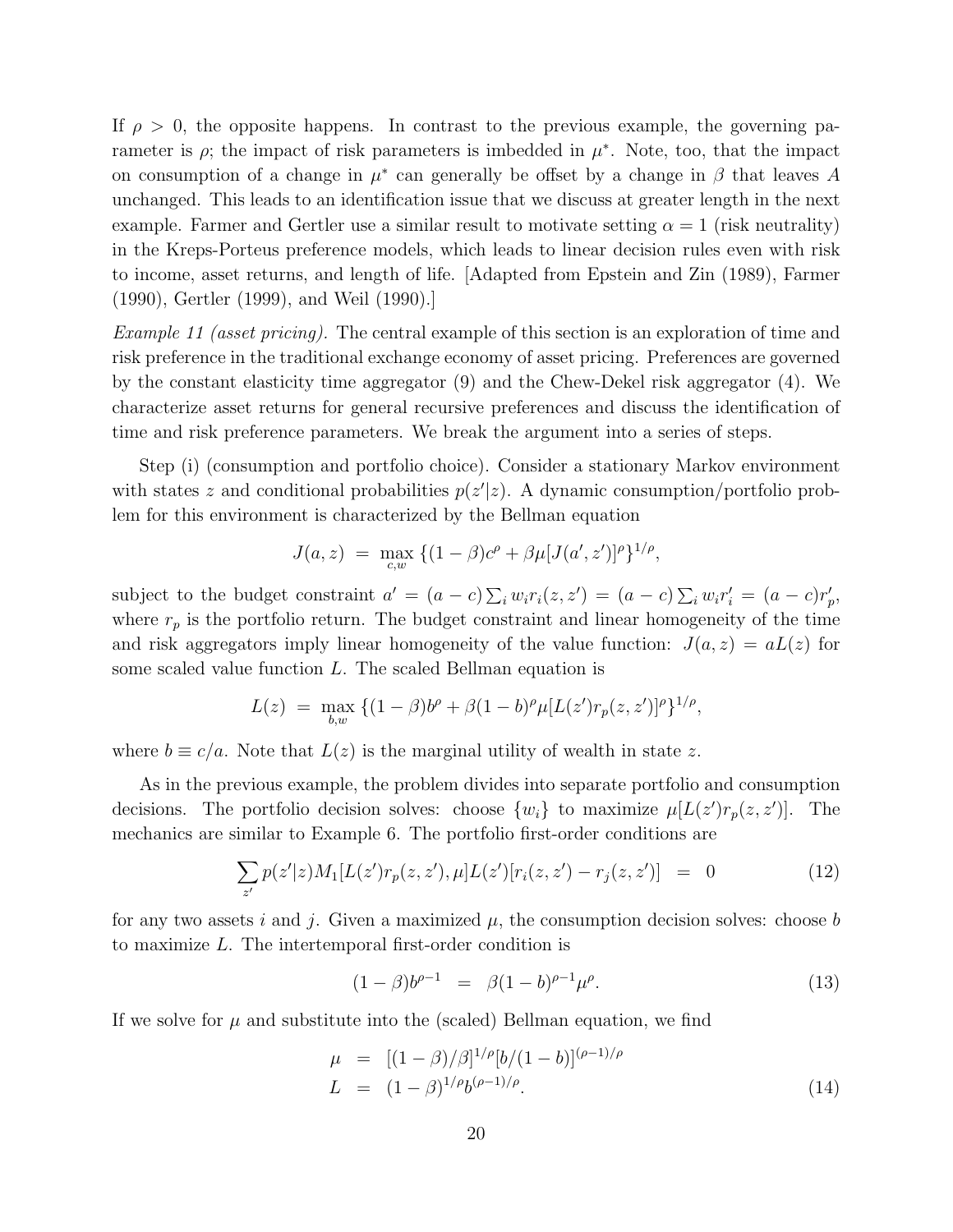If $\rho > 0$, the opposite happens. In contrast to the previous example, the governing parameter is $\rho$; the impact of risk parameters is imbedded in $\mu^*$. Note, too, that the impact on consumption of a change in $\mu^*$ can generally be offset by a change in $\beta$ that leaves $A$ unchanged. This leads to an identification issue that we discuss at greater length in the next example. Farmer and Gertler use a similar result to motivate setting $\alpha = 1$ (risk neutrality) in the Kreps-Porteus preference models, which leads to linear decision rules even with risk to income, asset returns, and length of life. [Adapted from Epstein and Zin (1989), Farmer (1990), Gertler (1999), and Weil (1990).]

*Example 11 (asset pricing).* The central example of this section is an exploration of time and risk preference in the traditional exchange economy of asset pricing. Preferences are governed by the constant elasticity time aggregator (9) and the Chew-Dekel risk aggregator (4). We characterize asset returns for general recursive preferences and discuss the identification of time and risk preference parameters. We break the argument into a series of steps.

Step (i) (consumption and portfolio choice). Consider a stationary Markov environment with states $z$ and conditional probabilities $p(z'|z)$. A dynamic consumption/portfolio problem for this environment is characterized by the Bellman equation

$$J(a, z) \;=\; \max_{c,w} \, \{(1-\beta)c^{\rho} + \beta \mu[J(a', z')]^{\rho}\}^{1/\rho},$$

subject to the budget constraint $a' = (a - c)\sum_i w_i r_i(z, z') = (a - c)\sum_i w_i r_i' = (a - c)r_p'$, where $r_p$ is the portfolio return. The budget constraint and linear homogeneity of the time and risk aggregators imply linear homogeneity of the value function: $J(a, z) = aL(z)$ for some scaled value function $L$. The scaled Bellman equation is

$$L(z) \;=\; \max_{b,w} \, \{(1-\beta)b^{\rho} + \beta(1-b)^{\rho}\mu[L(z')r_p(z, z')]^{\rho}\}^{1/\rho},$$

where $b \equiv c/a$. Note that $L(z)$ is the marginal utility of wealth in state $z$.

As in the previous example, the problem divides into separate portfolio and consumption decisions. The portfolio decision solves: choose $\{w_i\}$ to maximize $\mu[L(z')r_p(z, z')]$. The mechanics are similar to Example 6. The portfolio first-order conditions are

$$\sum_{z'} p(z'|z) M_1[L(z')r_p(z, z'), \mu] L(z')[r_i(z, z') - r_j(z, z')] \;=\; 0 \tag{12}$$

for any two assets $i$ and $j$. Given a maximized $\mu$, the consumption decision solves: choose $b$ to maximize $L$. The intertemporal first-order condition is

$$(1-\beta)b^{\rho-1} \;=\; \beta(1-b)^{\rho-1}\mu^{\rho}. \tag{13}$$

If we solve for $\mu$ and substitute into the (scaled) Bellman equation, we find

$$\begin{aligned} \mu &= [(1-\beta)/\beta]^{1/\rho}[b/(1-b)]^{(\rho-1)/\rho} \\ L &= (1-\beta)^{1/\rho} b^{(\rho-1)/\rho}. \end{aligned} \tag{14}$$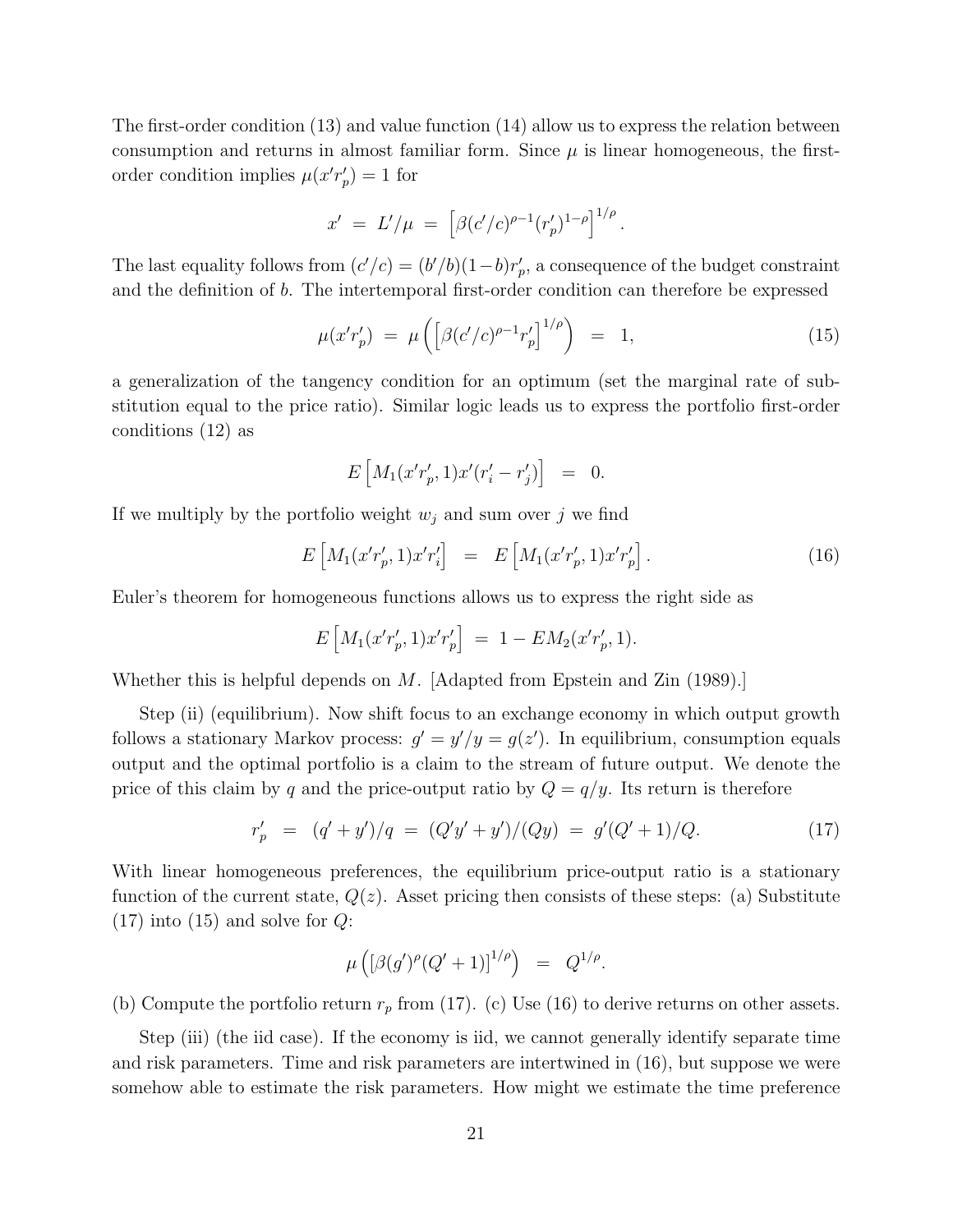The first-order condition (13) and value function (14) allow us to express the relation between consumption and returns in almost familiar form. Since $\mu$ is linear homogeneous, the first-order condition implies $\mu(x' r_p') = 1$ for

$$x' \;=\; L'/\mu \;=\; \left[\beta (c'/c)^{\rho-1} (r_p')^{1-\rho}\right]^{1/\rho}.$$

The last equality follows from $(c'/c) = (b'/b)(1-b) r_p'$, a consequence of the budget constraint and the definition of $b$. The intertemporal first-order condition can therefore be expressed

$$\mu(x' r_p') \;=\; \mu\left(\left[\beta (c'/c)^{\rho-1} r_p'\right]^{1/\rho}\right) \;=\; 1, \tag{15}$$

a generalization of the tangency condition for an optimum (set the marginal rate of substitution equal to the price ratio). Similar logic leads us to express the portfolio first-order conditions (12) as

$$E\left[M_1(x' r_p', 1) x' (r_i' - r_j')\right] \;=\; 0.$$

If we multiply by the portfolio weight $w_j$ and sum over $j$ we find

$$E\left[M_1(x' r_p', 1) x' r_i'\right] \;=\; E\left[M_1(x' r_p', 1) x' r_p'\right]. \tag{16}$$

Euler's theorem for homogeneous functions allows us to express the right side as

$$E\left[M_1(x' r_p', 1) x' r_p'\right] \;=\; 1 - E M_2(x' r_p', 1).$$

Whether this is helpful depends on $M$. [Adapted from Epstein and Zin (1989).]

Step (ii) (equilibrium). Now shift focus to an exchange economy in which output growth follows a stationary Markov process: $g' = y'/y = g(z')$. In equilibrium, consumption equals output and the optimal portfolio is a claim to the stream of future output. We denote the price of this claim by $q$ and the price-output ratio by $Q = q/y$. Its return is therefore

$$r_p' \;=\; (q' + y')/q \;=\; (Q' y' + y')/(Q y) \;=\; g'(Q' + 1)/Q. \tag{17}$$

With linear homogeneous preferences, the equilibrium price-output ratio is a stationary function of the current state, $Q(z)$. Asset pricing then consists of these steps: (a) Substitute (17) into (15) and solve for $Q$:

$$\mu\left(\left[\beta (g')^{\rho} (Q' + 1)\right]^{1/\rho}\right) \;=\; Q^{1/\rho}.$$

(b) Compute the portfolio return $r_p$ from (17). (c) Use (16) to derive returns on other assets.

Step (iii) (the iid case). If the economy is iid, we cannot generally identify separate time and risk parameters. Time and risk parameters are intertwined in (16), but suppose we were somehow able to estimate the risk parameters. How might we estimate the time preference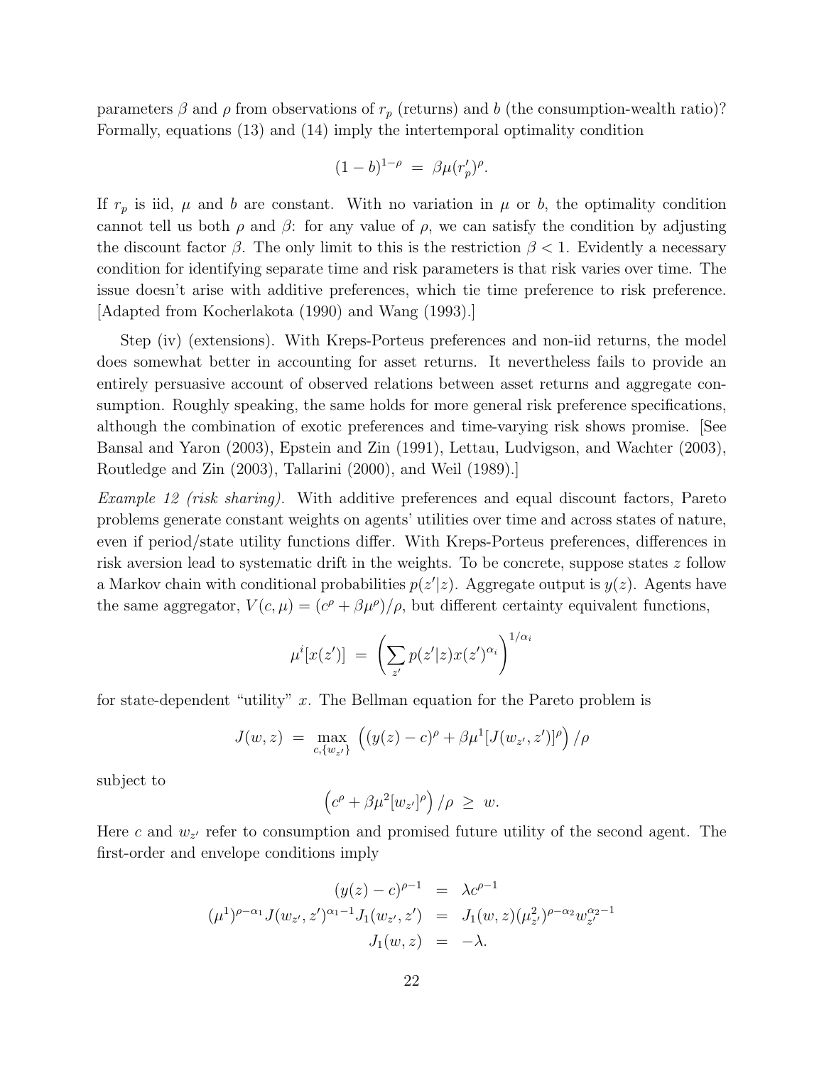parameters $\beta$ and $\rho$ from observations of $r_p$ (returns) and $b$ (the consumption-wealth ratio)? Formally, equations (13) and (14) imply the intertemporal optimality condition

$$(1-b)^{1-\rho} \;=\; \beta\mu(r_p')^{\rho}.$$

If $r_p$ is iid, $\mu$ and $b$ are constant. With no variation in $\mu$ or $b$, the optimality condition cannot tell us both $\rho$ and $\beta$: for any value of $\rho$, we can satisfy the condition by adjusting the discount factor $\beta$. The only limit to this is the restriction $\beta < 1$. Evidently a necessary condition for identifying separate time and risk parameters is that risk varies over time. The issue doesn't arise with additive preferences, which tie time preference to risk preference. [Adapted from Kocherlakota (1990) and Wang (1993).]

Step (iv) (extensions). With Kreps-Porteus preferences and non-iid returns, the model does somewhat better in accounting for asset returns. It nevertheless fails to provide an entirely persuasive account of observed relations between asset returns and aggregate consumption. Roughly speaking, the same holds for more general risk preference specifications, although the combination of exotic preferences and time-varying risk shows promise. [See Bansal and Yaron (2003), Epstein and Zin (1991), Lettau, Ludvigson, and Wachter (2003), Routledge and Zin (2003), Tallarini (2000), and Weil (1989).]

*Example 12 (risk sharing).* With additive preferences and equal discount factors, Pareto problems generate constant weights on agents' utilities over time and across states of nature, even if period/state utility functions differ. With Kreps-Porteus preferences, differences in risk aversion lead to systematic drift in the weights. To be concrete, suppose states $z$ follow a Markov chain with conditional probabilities $p(z'|z)$. Aggregate output is $y(z)$. Agents have the same aggregator, $V(c,\mu) = (c^\rho + \beta\mu^\rho)/\rho$, but different certainty equivalent functions,

$$\mu^i[x(z')] \;=\; \left(\sum_{z'} p(z'|z) x(z')^{\alpha_i}\right)^{1/\alpha_i}$$

for state-dependent "utility" $x$. The Bellman equation for the Pareto problem is

$$J(w,z) \;=\; \max_{c,\{w_{z'}\}} \left((y(z)-c)^\rho + \beta\mu^1[J(w_{z'},z')]^\rho\right)/\rho$$

subject to

$$\left(c^\rho + \beta\mu^2[w_{z'}]^\rho\right)/\rho \;\geq\; w.$$

Here $c$ and $w_{z'}$ refer to consumption and promised future utility of the second agent. The first-order and envelope conditions imply

$$\begin{aligned}
(y(z)-c)^{\rho-1} &= \lambda c^{\rho-1} \\
(\mu^1)^{\rho-\alpha_1} J(w_{z'},z')^{\alpha_1-1} J_1(w_{z'},z') &= J_1(w,z)(\mu^2_{z'})^{\rho-\alpha_2} w_{z'}^{\alpha_2-1} \\
J_1(w,z) &= -\lambda.
\end{aligned}$$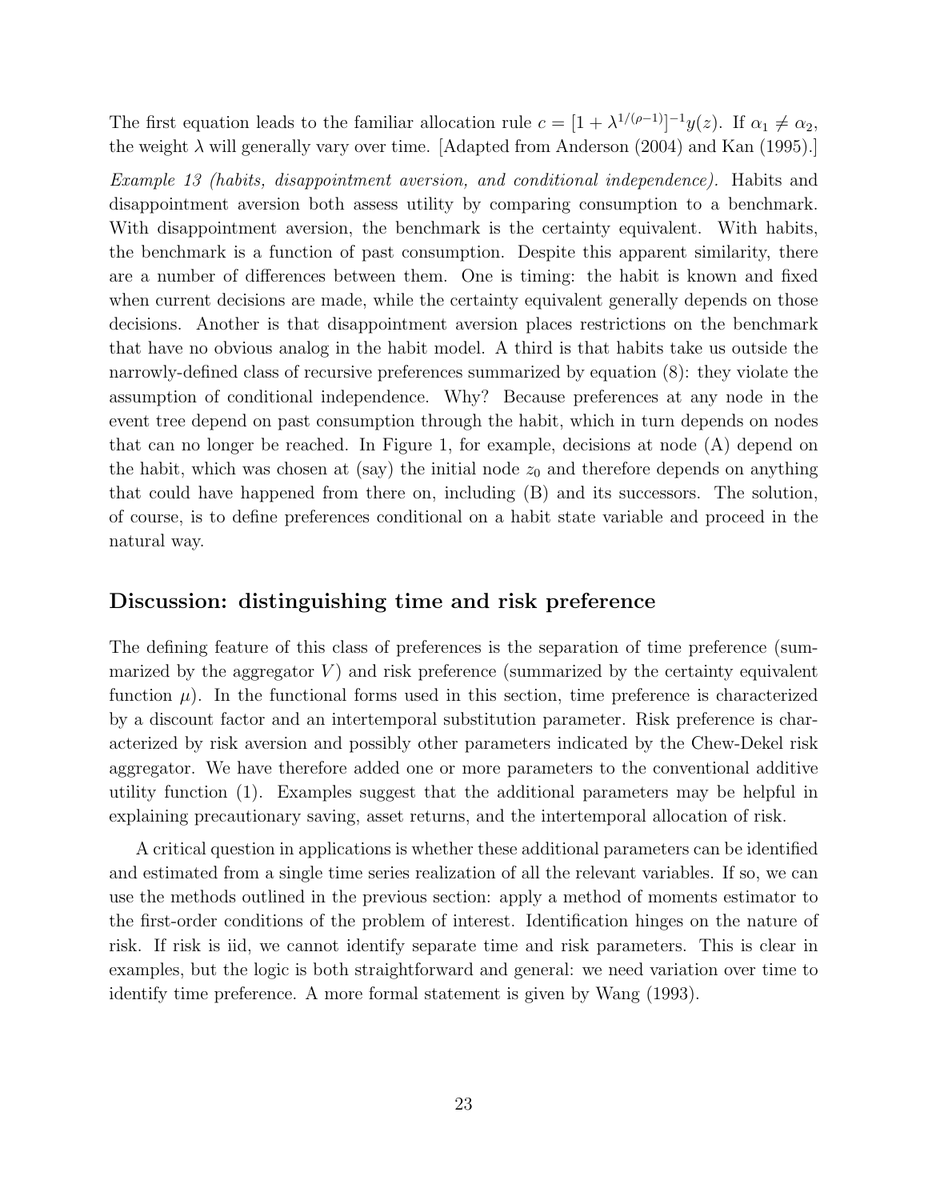The first equation leads to the familiar allocation rule $c = [1 + \lambda^{1/(\rho-1)}]^{-1} y(z)$. If $\alpha_1 \neq \alpha_2$, the weight $\lambda$ will generally vary over time. [Adapted from Anderson (2004) and Kan (1995).]

*Example 13 (habits, disappointment aversion, and conditional independence).* Habits and disappointment aversion both assess utility by comparing consumption to a benchmark. With disappointment aversion, the benchmark is the certainty equivalent. With habits, the benchmark is a function of past consumption. Despite this apparent similarity, there are a number of differences between them. One is timing: the habit is known and fixed when current decisions are made, while the certainty equivalent generally depends on those decisions. Another is that disappointment aversion places restrictions on the benchmark that have no obvious analog in the habit model. A third is that habits take us outside the narrowly-defined class of recursive preferences summarized by equation (8): they violate the assumption of conditional independence. Why? Because preferences at any node in the event tree depend on past consumption through the habit, which in turn depends on nodes that can no longer be reached. In Figure 1, for example, decisions at node (A) depend on the habit, which was chosen at (say) the initial node $z_0$ and therefore depends on anything that could have happened from there on, including (B) and its successors. The solution, of course, is to define preferences conditional on a habit state variable and proceed in the natural way.

## Discussion: distinguishing time and risk preference

The defining feature of this class of preferences is the separation of time preference (summarized by the aggregator $V$) and risk preference (summarized by the certainty equivalent function $\mu$). In the functional forms used in this section, time preference is characterized by a discount factor and an intertemporal substitution parameter. Risk preference is characterized by risk aversion and possibly other parameters indicated by the Chew-Dekel risk aggregator. We have therefore added one or more parameters to the conventional additive utility function (1). Examples suggest that the additional parameters may be helpful in explaining precautionary saving, asset returns, and the intertemporal allocation of risk.

A critical question in applications is whether these additional parameters can be identified and estimated from a single time series realization of all the relevant variables. If so, we can use the methods outlined in the previous section: apply a method of moments estimator to the first-order conditions of the problem of interest. Identification hinges on the nature of risk. If risk is iid, we cannot identify separate time and risk parameters. This is clear in examples, but the logic is both straightforward and general: we need variation over time to identify time preference. A more formal statement is given by Wang (1993).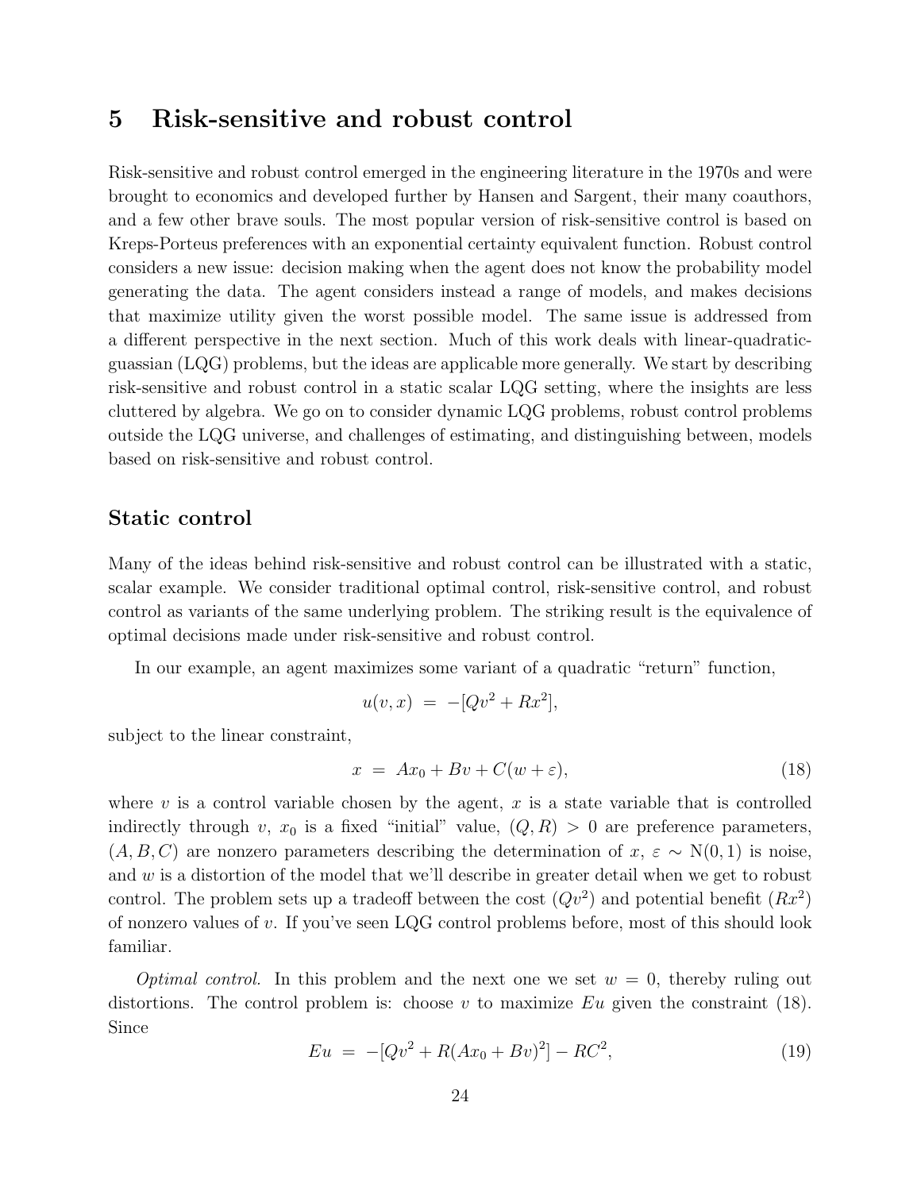# 5 Risk-sensitive and robust control

Risk-sensitive and robust control emerged in the engineering literature in the 1970s and were brought to economics and developed further by Hansen and Sargent, their many coauthors, and a few other brave souls. The most popular version of risk-sensitive control is based on Kreps-Porteus preferences with an exponential certainty equivalent function. Robust control considers a new issue: decision making when the agent does not know the probability model generating the data. The agent considers instead a range of models, and makes decisions that maximize utility given the worst possible model. The same issue is addressed from a different perspective in the next section. Much of this work deals with linear-quadratic-guassian (LQG) problems, but the ideas are applicable more generally. We start by describing risk-sensitive and robust control in a static scalar LQG setting, where the insights are less cluttered by algebra. We go on to consider dynamic LQG problems, robust control problems outside the LQG universe, and challenges of estimating, and distinguishing between, models based on risk-sensitive and robust control.

### Static control

Many of the ideas behind risk-sensitive and robust control can be illustrated with a static, scalar example. We consider traditional optimal control, risk-sensitive control, and robust control as variants of the same underlying problem. The striking result is the equivalence of optimal decisions made under risk-sensitive and robust control.

In our example, an agent maximizes some variant of a quadratic "return" function,

$$u(v, x) \;=\; -[Qv^2 + Rx^2],$$

subject to the linear constraint,

$$x \;=\; Ax_0 + Bv + C(w + \varepsilon), \tag{18}$$

where $v$ is a control variable chosen by the agent, $x$ is a state variable that is controlled indirectly through $v$, $x_0$ is a fixed "initial" value, $(Q, R) > 0$ are preference parameters, $(A, B, C)$ are nonzero parameters describing the determination of $x$, $\varepsilon \sim \mathrm{N}(0, 1)$ is noise, and $w$ is a distortion of the model that we'll describe in greater detail when we get to robust control. The problem sets up a tradeoff between the cost ($Qv^2$) and potential benefit ($Rx^2$) of nonzero values of $v$. If you've seen LQG control problems before, most of this should look familiar.

*Optimal control.* In this problem and the next one we set $w = 0$, thereby ruling out distortions. The control problem is: choose $v$ to maximize $Eu$ given the constraint (18). Since

$$Eu \;=\; -[Qv^2 + R(Ax_0 + Bv)^2] - RC^2, \tag{19}$$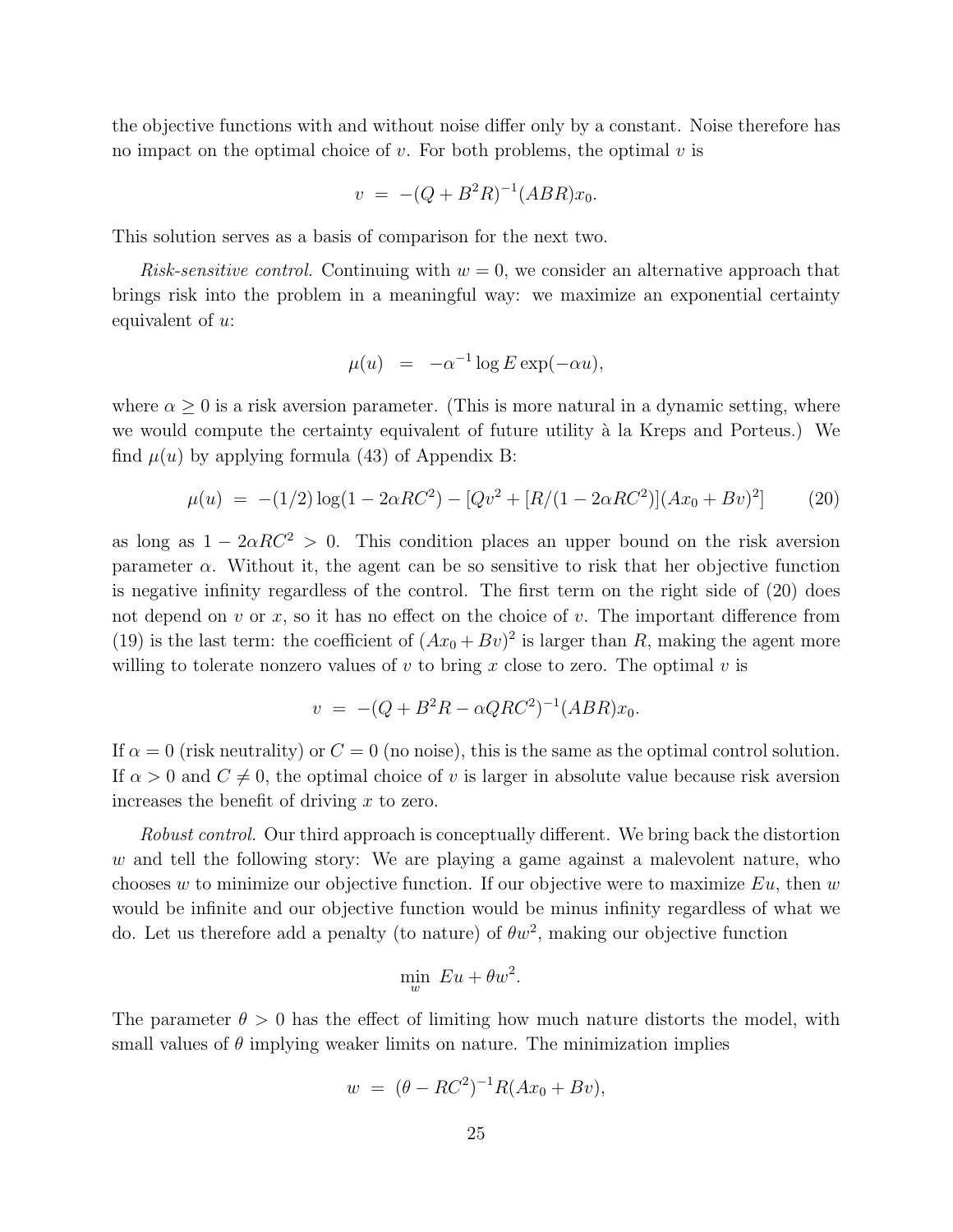the objective functions with and without noise differ only by a constant. Noise therefore has no impact on the optimal choice of $v$. For both problems, the optimal $v$ is

$$v \;=\; -(Q + B^2 R)^{-1}(ABR)x_0.$$

This solution serves as a basis of comparison for the next two.

*Risk-sensitive control.* Continuing with $w = 0$, we consider an alternative approach that brings risk into the problem in a meaningful way: we maximize an exponential certainty equivalent of $u$:

$$\mu(u) \;\;=\;\; -\alpha^{-1} \log E \exp(-\alpha u),$$

where $\alpha \geq 0$ is a risk aversion parameter. (This is more natural in a dynamic setting, where we would compute the certainty equivalent of future utility à la Kreps and Porteus.) We find $\mu(u)$ by applying formula (43) of Appendix B:

$$\mu(u) \;=\; -(1/2)\log(1 - 2\alpha RC^2) - [Qv^2 + [R/(1 - 2\alpha RC^2)](Ax_0 + Bv)^2] \tag{20}$$

as long as $1 - 2\alpha RC^2 > 0$. This condition places an upper bound on the risk aversion parameter $\alpha$. Without it, the agent can be so sensitive to risk that her objective function is negative infinity regardless of the control. The first term on the right side of (20) does not depend on $v$ or $x$, so it has no effect on the choice of $v$. The important difference from (19) is the last term: the coefficient of $(Ax_0 + Bv)^2$ is larger than $R$, making the agent more willing to tolerate nonzero values of $v$ to bring $x$ close to zero. The optimal $v$ is

$$v \;=\; -(Q + B^2 R - \alpha QRC^2)^{-1}(ABR)x_0.$$

If $\alpha = 0$ (risk neutrality) or $C = 0$ (no noise), this is the same as the optimal control solution. If $\alpha > 0$ and $C \neq 0$, the optimal choice of $v$ is larger in absolute value because risk aversion increases the benefit of driving $x$ to zero.

*Robust control.* Our third approach is conceptually different. We bring back the distortion $w$ and tell the following story: We are playing a game against a malevolent nature, who chooses $w$ to minimize our objective function. If our objective were to maximize $Eu$, then $w$ would be infinite and our objective function would be minus infinity regardless of what we do. Let us therefore add a penalty (to nature) of $\theta w^2$, making our objective function

$$\min_w \; Eu + \theta w^2.$$

The parameter $\theta > 0$ has the effect of limiting how much nature distorts the model, with small values of $\theta$ implying weaker limits on nature. The minimization implies

$$w \;=\; (\theta - RC^2)^{-1} R(Ax_0 + Bv),$$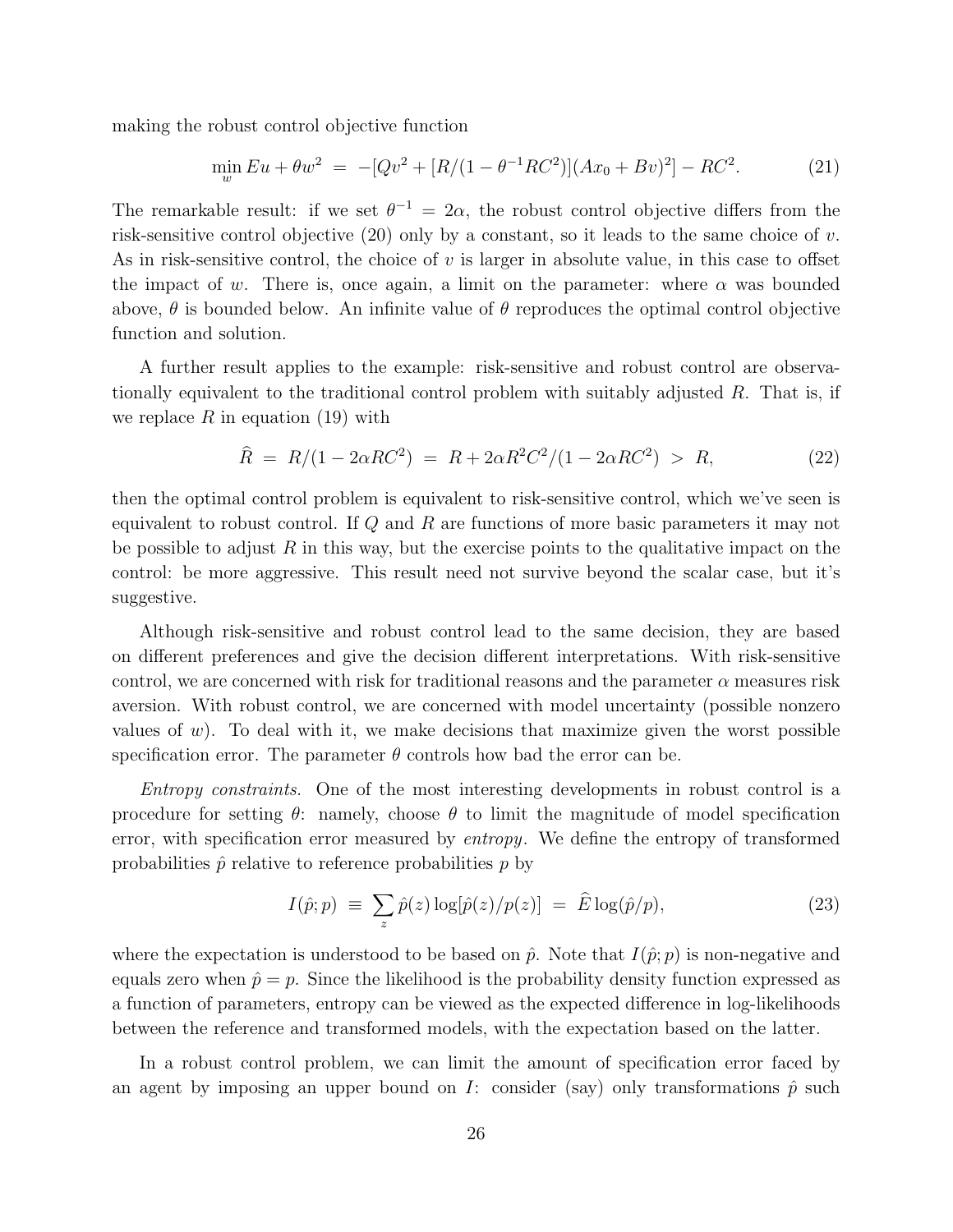making the robust control objective function

$$\min_{w} Eu + \theta w^2 \;=\; -[Qv^2 + [R/(1-\theta^{-1}RC^2)](Ax_0+Bv)^2] - RC^2. \tag{21}$$

The remarkable result: if we set $\theta^{-1} = 2\alpha$, the robust control objective differs from the risk-sensitive control objective (20) only by a constant, so it leads to the same choice of $v$. As in risk-sensitive control, the choice of $v$ is larger in absolute value, in this case to offset the impact of $w$. There is, once again, a limit on the parameter: where $\alpha$ was bounded above, $\theta$ is bounded below. An infinite value of $\theta$ reproduces the optimal control objective function and solution.

A further result applies to the example: risk-sensitive and robust control are observationally equivalent to the traditional control problem with suitably adjusted $R$. That is, if we replace $R$ in equation (19) with

$$\widehat{R} \;=\; R/(1-2\alpha RC^2) \;=\; R + 2\alpha R^2C^2/(1-2\alpha RC^2) \;>\; R, \tag{22}$$

then the optimal control problem is equivalent to risk-sensitive control, which we've seen is equivalent to robust control. If $Q$ and $R$ are functions of more basic parameters it may not be possible to adjust $R$ in this way, but the exercise points to the qualitative impact on the control: be more aggressive. This result need not survive beyond the scalar case, but it's suggestive.

Although risk-sensitive and robust control lead to the same decision, they are based on different preferences and give the decision different interpretations. With risk-sensitive control, we are concerned with risk for traditional reasons and the parameter $\alpha$ measures risk aversion. With robust control, we are concerned with model uncertainty (possible nonzero values of $w$). To deal with it, we make decisions that maximize given the worst possible specification error. The parameter $\theta$ controls how bad the error can be.

*Entropy constraints.* One of the most interesting developments in robust control is a procedure for setting $\theta$: namely, choose $\theta$ to limit the magnitude of model specification error, with specification error measured by *entropy*. We define the entropy of transformed probabilities $\hat{p}$ relative to reference probabilities $p$ by

$$I(\hat{p};p) \;\equiv\; \sum_z \hat{p}(z)\log[\hat{p}(z)/p(z)] \;=\; \widehat{E}\log(\hat{p}/p), \tag{23}$$

where the expectation is understood to be based on $\hat{p}$. Note that $I(\hat{p};p)$ is non-negative and equals zero when $\hat{p}=p$. Since the likelihood is the probability density function expressed as a function of parameters, entropy can be viewed as the expected difference in log-likelihoods between the reference and transformed models, with the expectation based on the latter.

In a robust control problem, we can limit the amount of specification error faced by an agent by imposing an upper bound on $I$: consider (say) only transformations $\hat{p}$ such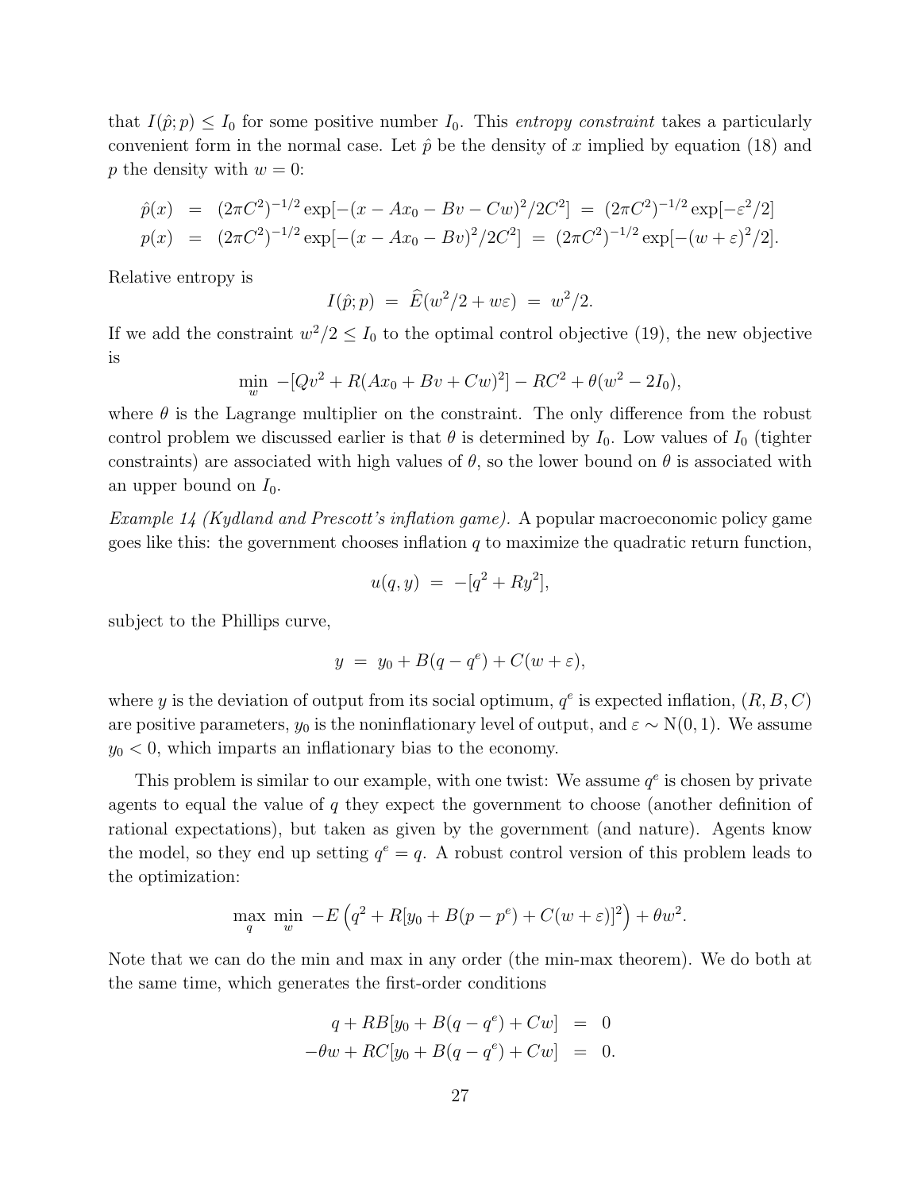that $I(\hat{p}; p) \leq I_0$ for some positive number $I_0$. This *entropy constraint* takes a particularly convenient form in the normal case. Let $\hat{p}$ be the density of $x$ implied by equation (18) and $p$ the density with $w = 0$:

$$
\begin{aligned}
\hat{p}(x) &= (2\pi C^2)^{-1/2} \exp[-(x - Ax_0 - Bv - Cw)^2/2C^2] \;=\; (2\pi C^2)^{-1/2} \exp[-\varepsilon^2/2] \\
p(x) &= (2\pi C^2)^{-1/2} \exp[-(x - Ax_0 - Bv)^2/2C^2] \;=\; (2\pi C^2)^{-1/2} \exp[-(w+\varepsilon)^2/2].
\end{aligned}
$$

Relative entropy is

$$
I(\hat{p}; p) \;=\; \widehat{E}(w^2/2 + w\varepsilon) \;=\; w^2/2.
$$

If we add the constraint $w^2/2 \leq I_0$ to the optimal control objective (19), the new objective is

$$
\min_w \; -[Qv^2 + R(Ax_0 + Bv + Cw)^2] - RC^2 + \theta(w^2 - 2I_0),
$$

where $\theta$ is the Lagrange multiplier on the constraint. The only difference from the robust control problem we discussed earlier is that $\theta$ is determined by $I_0$. Low values of $I_0$ (tighter constraints) are associated with high values of $\theta$, so the lower bound on $\theta$ is associated with an upper bound on $I_0$.

*Example 14 (Kydland and Prescott's inflation game).* A popular macroeconomic policy game goes like this: the government chooses inflation $q$ to maximize the quadratic return function,

$$
u(q, y) \;=\; -[q^2 + Ry^2],
$$

subject to the Phillips curve,

$$
y \;=\; y_0 + B(q - q^e) + C(w + \varepsilon),
$$

where $y$ is the deviation of output from its social optimum, $q^e$ is expected inflation, $(R, B, C)$ are positive parameters, $y_0$ is the noninflationary level of output, and $\varepsilon \sim \mathrm{N}(0, 1)$. We assume $y_0 < 0$, which imparts an inflationary bias to the economy.

This problem is similar to our example, with one twist: We assume $q^e$ is chosen by private agents to equal the value of $q$ they expect the government to choose (another definition of rational expectations), but taken as given by the government (and nature). Agents know the model, so they end up setting $q^e = q$. A robust control version of this problem leads to the optimization:

$$
\max_q \; \min_w \; -E\left(q^2 + R[y_0 + B(p - p^e) + C(w + \varepsilon)]^2\right) + \theta w^2.
$$

Note that we can do the min and max in any order (the min-max theorem). We do both at the same time, which generates the first-order conditions

$$
\begin{aligned}
q + RB[y_0 + B(q - q^e) + Cw] &= 0 \\
-\theta w + RC[y_0 + B(q - q^e) + Cw] &= 0.
\end{aligned}
$$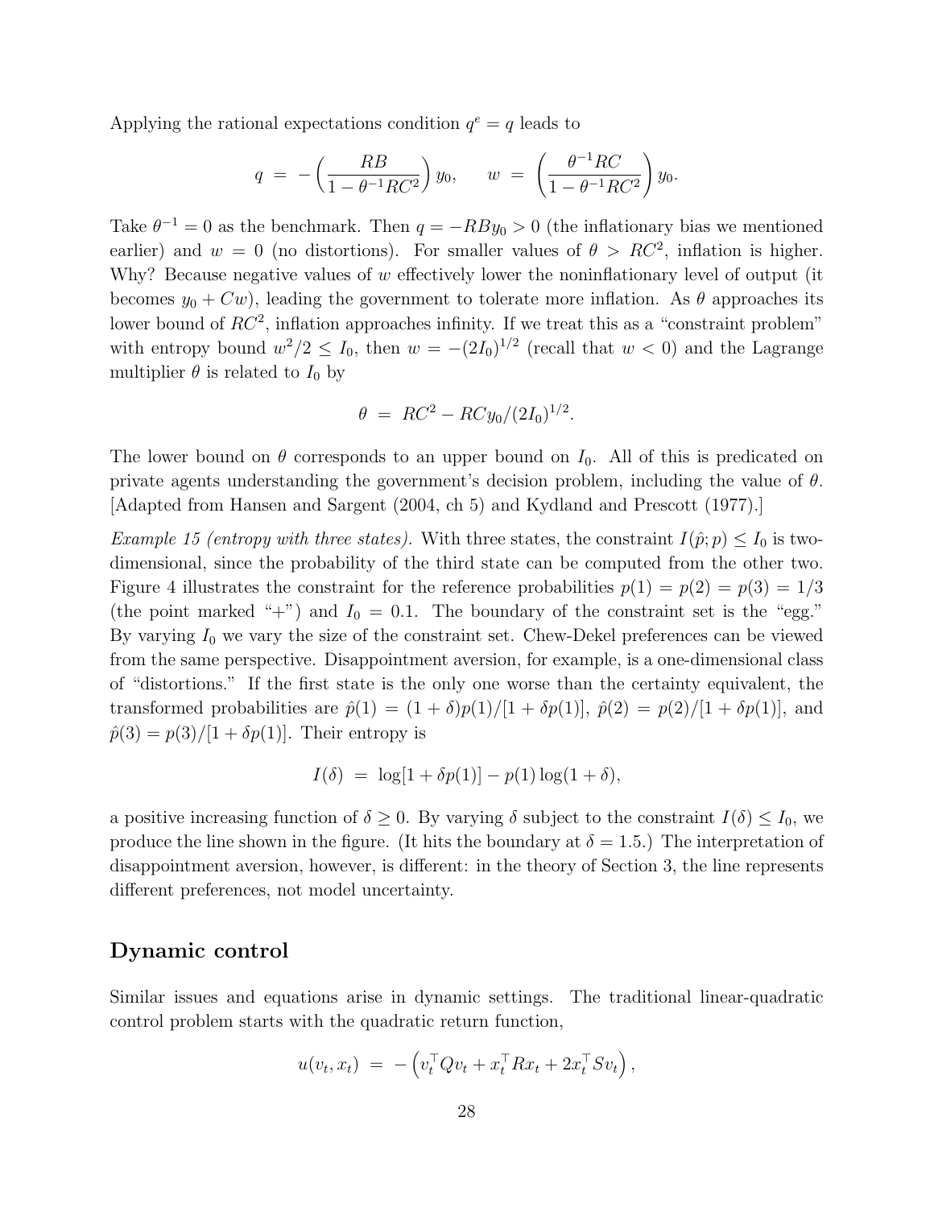Applying the rational expectations condition $q^e = q$ leads to

$$q \;=\; -\left(\frac{RB}{1-\theta^{-1}RC^2}\right) y_0, \qquad w \;=\; \left(\frac{\theta^{-1}RC}{1-\theta^{-1}RC^2}\right) y_0.$$

Take $\theta^{-1} = 0$ as the benchmark. Then $q = -RBy_0 > 0$ (the inflationary bias we mentioned earlier) and $w = 0$ (no distortions). For smaller values of $\theta > RC^2$, inflation is higher. Why? Because negative values of $w$ effectively lower the noninflationary level of output (it becomes $y_0 + Cw$), leading the government to tolerate more inflation. As $\theta$ approaches its lower bound of $RC^2$, inflation approaches infinity. If we treat this as a "constraint problem" with entropy bound $w^2/2 \leq I_0$, then $w = -(2I_0)^{1/2}$ (recall that $w < 0$) and the Lagrange multiplier $\theta$ is related to $I_0$ by

$$\theta \;=\; RC^2 - RCy_0/(2I_0)^{1/2}.$$

The lower bound on $\theta$ corresponds to an upper bound on $I_0$. All of this is predicated on private agents understanding the government's decision problem, including the value of $\theta$. [Adapted from Hansen and Sargent (2004, ch 5) and Kydland and Prescott (1977).]

*Example 15 (entropy with three states).* With three states, the constraint $I(\hat{p}; p) \leq I_0$ is two-dimensional, since the probability of the third state can be computed from the other two. Figure 4 illustrates the constraint for the reference probabilities $p(1) = p(2) = p(3) = 1/3$ (the point marked "+") and $I_0 = 0.1$. The boundary of the constraint set is the "egg." By varying $I_0$ we vary the size of the constraint set. Chew-Dekel preferences can be viewed from the same perspective. Disappointment aversion, for example, is a one-dimensional class of "distortions." If the first state is the only one worse than the certainty equivalent, the transformed probabilities are $\hat{p}(1) = (1+\delta)p(1)/[1+\delta p(1)]$, $\hat{p}(2) = p(2)/[1+\delta p(1)]$, and $\hat{p}(3) = p(3)/[1+\delta p(1)]$. Their entropy is

$$I(\delta) \;=\; \log[1+\delta p(1)] - p(1)\log(1+\delta),$$

a positive increasing function of $\delta \geq 0$. By varying $\delta$ subject to the constraint $I(\delta) \leq I_0$, we produce the line shown in the figure. (It hits the boundary at $\delta = 1.5$.) The interpretation of disappointment aversion, however, is different: in the theory of Section 3, the line represents different preferences, not model uncertainty.

## Dynamic control

Similar issues and equations arise in dynamic settings. The traditional linear-quadratic control problem starts with the quadratic return function,

$$u(v_t, x_t) \;=\; -\left(v_t^\top Q v_t + x_t^\top R x_t + 2x_t^\top S v_t\right),$$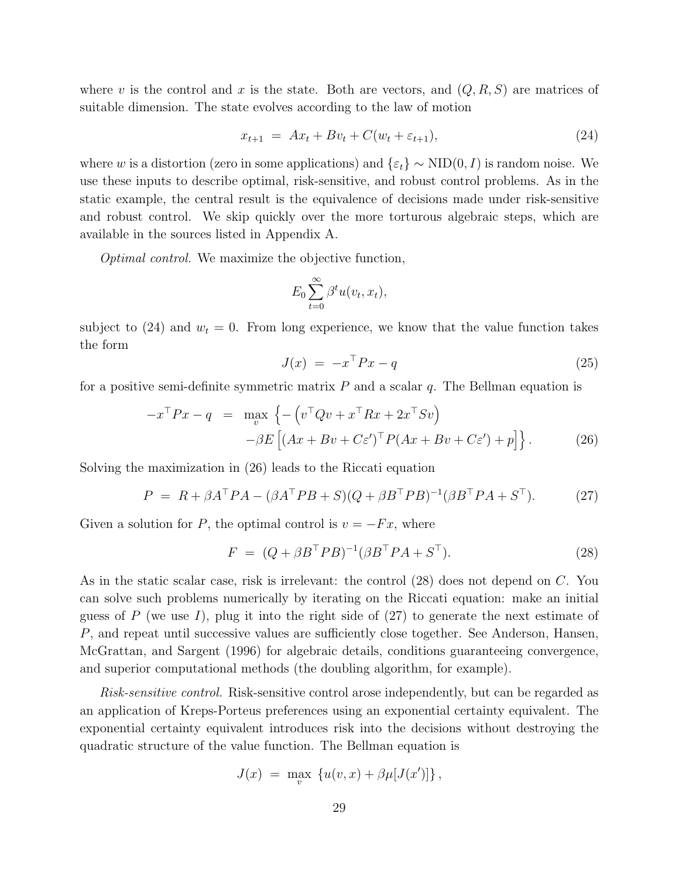where $v$ is the control and $x$ is the state. Both are vectors, and $(Q, R, S)$ are matrices of suitable dimension. The state evolves according to the law of motion

$$x_{t+1} \;=\; Ax_t + Bv_t + C(w_t + \varepsilon_{t+1}), \tag{24}$$

where $w$ is a distortion (zero in some applications) and $\{\varepsilon_t\} \sim \text{NID}(0, I)$ is random noise. We use these inputs to describe optimal, risk-sensitive, and robust control problems. As in the static example, the central result is the equivalence of decisions made under risk-sensitive and robust control. We skip quickly over the more torturous algebraic steps, which are available in the sources listed in Appendix A.

*Optimal control.* We maximize the objective function,

$$E_0 \sum_{t=0}^{\infty} \beta^t u(v_t, x_t),$$

subject to (24) and $w_t = 0$. From long experience, we know that the value function takes the form

$$J(x) \;=\; -x^\top P x - q \tag{25}$$

for a positive semi-definite symmetric matrix $P$ and a scalar $q$. The Bellman equation is

$$\begin{aligned} -x^\top P x - q \;&=\; \max_v \Big\{ -\left(v^\top Q v + x^\top R x + 2x^\top S v\right) \\ &\quad -\beta E\left[(Ax + Bv + C\varepsilon')^\top P(Ax + Bv + C\varepsilon') + p\right] \Big\}. \end{aligned} \tag{26}$$

Solving the maximization in (26) leads to the Riccati equation

$$P \;=\; R + \beta A^\top P A - (\beta A^\top P B + S)(Q + \beta B^\top P B)^{-1}(\beta B^\top P A + S^\top). \tag{27}$$

Given a solution for $P$, the optimal control is $v = -Fx$, where

$$F \;=\; (Q + \beta B^\top P B)^{-1}(\beta B^\top P A + S^\top). \tag{28}$$

As in the static scalar case, risk is irrelevant: the control (28) does not depend on $C$. You can solve such problems numerically by iterating on the Riccati equation: make an initial guess of $P$ (we use $I$), plug it into the right side of (27) to generate the next estimate of $P$, and repeat until successive values are sufficiently close together. See Anderson, Hansen, McGrattan, and Sargent (1996) for algebraic details, conditions guaranteeing convergence, and superior computational methods (the doubling algorithm, for example).

*Risk-sensitive control.* Risk-sensitive control arose independently, but can be regarded as an application of Kreps-Porteus preferences using an exponential certainty equivalent. The exponential certainty equivalent introduces risk into the decisions without destroying the quadratic structure of the value function. The Bellman equation is

$$J(x) \;=\; \max_v \; \{u(v, x) + \beta \mu[J(x')]\},$$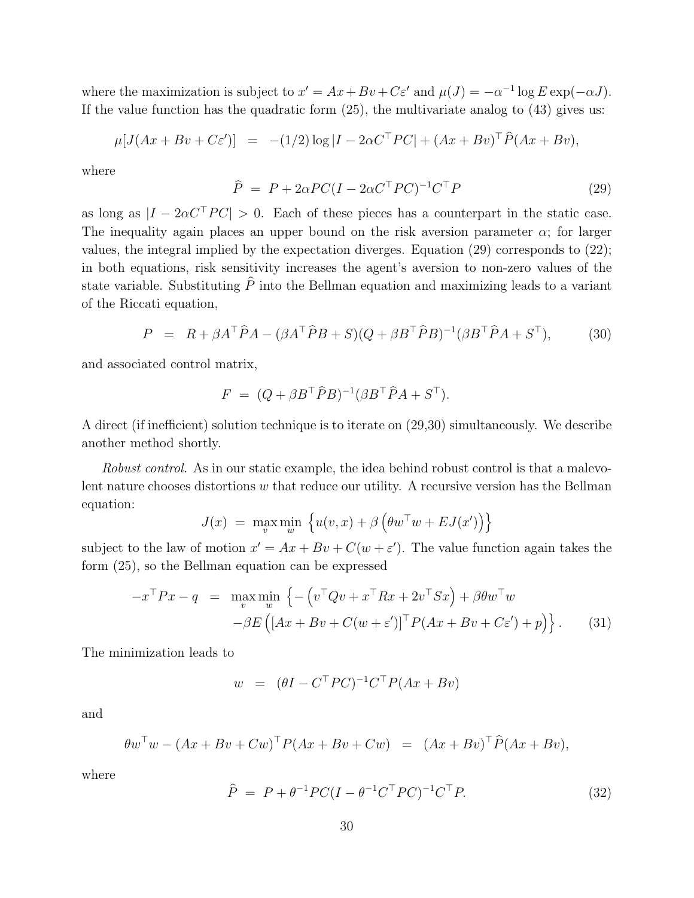where the maximization is subject to $x' = Ax + Bv + C\varepsilon'$ and $\mu(J) = -\alpha^{-1} \log E \exp(-\alpha J)$. If the value function has the quadratic form (25), the multivariate analog to (43) gives us:

$$\mu[J(Ax + Bv + C\varepsilon')] \;\; = \;\; -(1/2) \log |I - 2\alpha C^\top P C| + (Ax + Bv)^\top \widehat{P} (Ax + Bv),$$

where

$$\widehat{P} \; = \; P + 2\alpha P C (I - 2\alpha C^\top P C)^{-1} C^\top P \tag{29}$$

as long as $|I - 2\alpha C^\top P C| > 0$. Each of these pieces has a counterpart in the static case. The inequality again places an upper bound on the risk aversion parameter $\alpha$; for larger values, the integral implied by the expectation diverges. Equation (29) corresponds to (22); in both equations, risk sensitivity increases the agent's aversion to non-zero values of the state variable. Substituting $\widehat{P}$ into the Bellman equation and maximizing leads to a variant of the Riccati equation,

$$P \;\; = \;\; R + \beta A^\top \widehat{P} A - (\beta A^\top \widehat{P} B + S)(Q + \beta B^\top \widehat{P} B)^{-1} (\beta B^\top \widehat{P} A + S^\top), \tag{30}$$

and associated control matrix,

$$F \; = \; (Q + \beta B^\top \widehat{P} B)^{-1} (\beta B^\top \widehat{P} A + S^\top).$$

A direct (if inefficient) solution technique is to iterate on (29,30) simultaneously. We describe another method shortly.

*Robust control.* As in our static example, the idea behind robust control is that a malevolent nature chooses distortions $w$ that reduce our utility. A recursive version has the Bellman equation:

$$J(x) \; = \; \max_v \min_w \left\{ u(v, x) + \beta \left( \theta w^\top w + E J(x') \right) \right\}$$

subject to the law of motion $x' = Ax + Bv + C(w + \varepsilon')$. The value function again takes the form (25), so the Bellman equation can be expressed

$$\begin{aligned} -x^\top P x - q \;\; = \;\; & \max_v \min_w \Big\{ - \left( v^\top Q v + x^\top R x + 2 v^\top S x \right) + \beta \theta w^\top w \\ & - \beta E \left( [Ax + Bv + C(w + \varepsilon')]^\top P (Ax + Bv + C\varepsilon') + p \right) \Big\} . \end{aligned} \tag{31}$$

The minimization leads to

$$w \;\; = \;\; (\theta I - C^\top P C)^{-1} C^\top P (Ax + Bv)$$

and

$$\theta w^\top w - (Ax + Bv + Cw)^\top P (Ax + Bv + Cw) \;\; = \;\; (Ax + Bv)^\top \widehat{P} (Ax + Bv),$$

where

$$\widehat{P} \; = \; P + \theta^{-1} P C (I - \theta^{-1} C^\top P C)^{-1} C^\top P. \tag{32}$$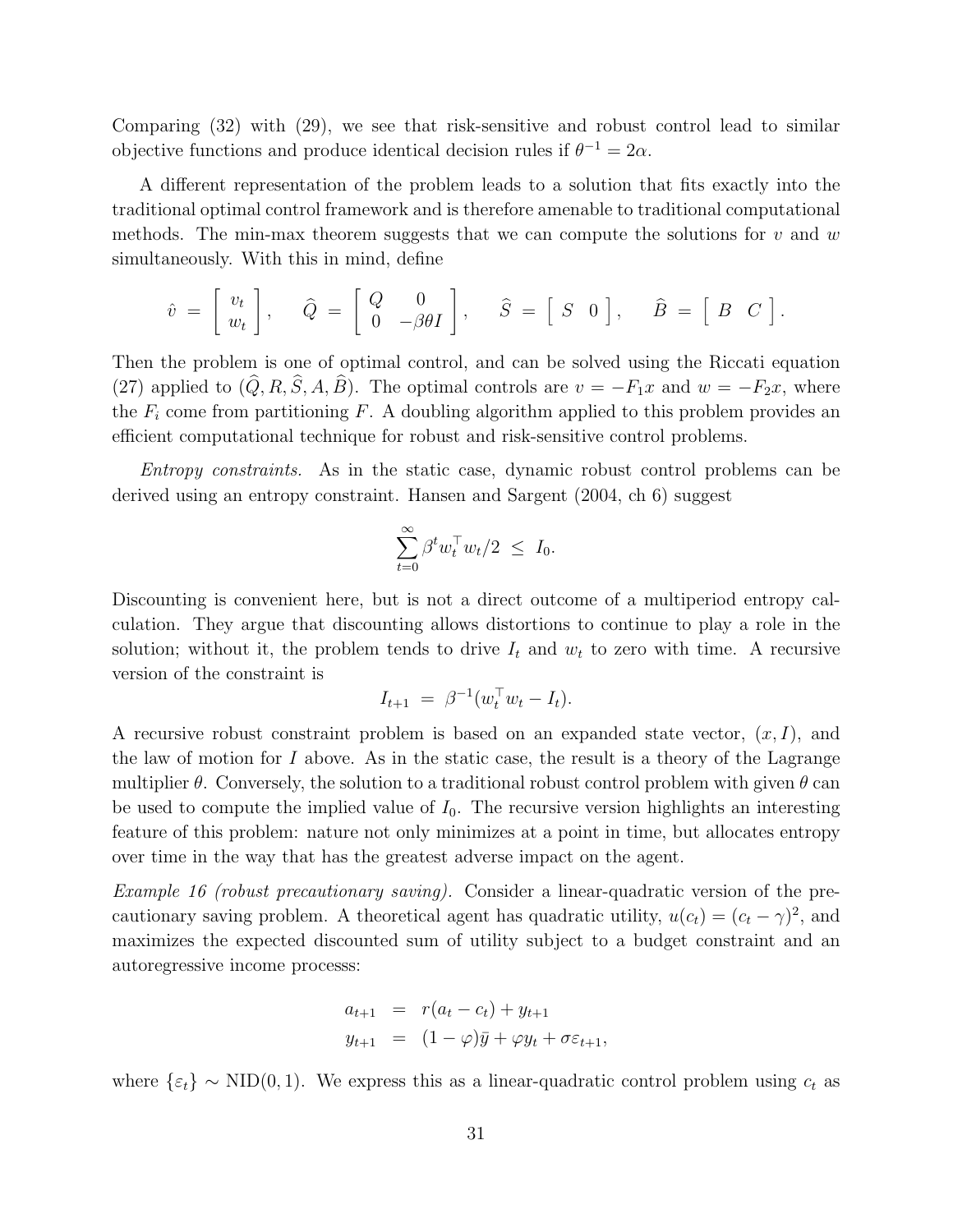Comparing (32) with (29), we see that risk-sensitive and robust control lead to similar objective functions and produce identical decision rules if $\theta^{-1} = 2\alpha$.

A different representation of the problem leads to a solution that fits exactly into the traditional optimal control framework and is therefore amenable to traditional computational methods. The min-max theorem suggests that we can compute the solutions for $v$ and $w$ simultaneously. With this in mind, define

$$\hat{v} \;=\; \begin{bmatrix} v_t \\ w_t \end{bmatrix}, \qquad \widehat{Q} \;=\; \begin{bmatrix} Q & 0 \\ 0 & -\beta\theta I \end{bmatrix}, \qquad \widehat{S} \;=\; \begin{bmatrix} S & 0 \end{bmatrix}, \qquad \widehat{B} \;=\; \begin{bmatrix} B & C \end{bmatrix}.$$

Then the problem is one of optimal control, and can be solved using the Riccati equation (27) applied to $(\widehat{Q}, R, \widehat{S}, A, \widehat{B})$. The optimal controls are $v = -F_1 x$ and $w = -F_2 x$, where the $F_i$ come from partitioning $F$. A doubling algorithm applied to this problem provides an efficient computational technique for robust and risk-sensitive control problems.

*Entropy constraints.* As in the static case, dynamic robust control problems can be derived using an entropy constraint. Hansen and Sargent (2004, ch 6) suggest

$$\sum_{t=0}^{\infty} \beta^t w_t^\top w_t / 2 \;\leq\; I_0.$$

Discounting is convenient here, but is not a direct outcome of a multiperiod entropy calculation. They argue that discounting allows distortions to continue to play a role in the solution; without it, the problem tends to drive $I_t$ and $w_t$ to zero with time. A recursive version of the constraint is

$$I_{t+1} \;=\; \beta^{-1}(w_t^\top w_t - I_t).$$

A recursive robust constraint problem is based on an expanded state vector, $(x, I)$, and the law of motion for $I$ above. As in the static case, the result is a theory of the Lagrange multiplier $\theta$. Conversely, the solution to a traditional robust control problem with given $\theta$ can be used to compute the implied value of $I_0$. The recursive version highlights an interesting feature of this problem: nature not only minimizes at a point in time, but allocates entropy over time in the way that has the greatest adverse impact on the agent.

*Example 16 (robust precautionary saving).* Consider a linear-quadratic version of the precautionary saving problem. A theoretical agent has quadratic utility, $u(c_t) = (c_t - \gamma)^2$, and maximizes the expected discounted sum of utility subject to a budget constraint and an autoregressive income processs:

$$\begin{aligned} a_{t+1} &= r(a_t - c_t) + y_{t+1} \\ y_{t+1} &= (1-\varphi)\bar{y} + \varphi y_t + \sigma\varepsilon_{t+1}, \end{aligned}$$

where $\{\varepsilon_t\} \sim \text{NID}(0, 1)$. We express this as a linear-quadratic control problem using $c_t$ as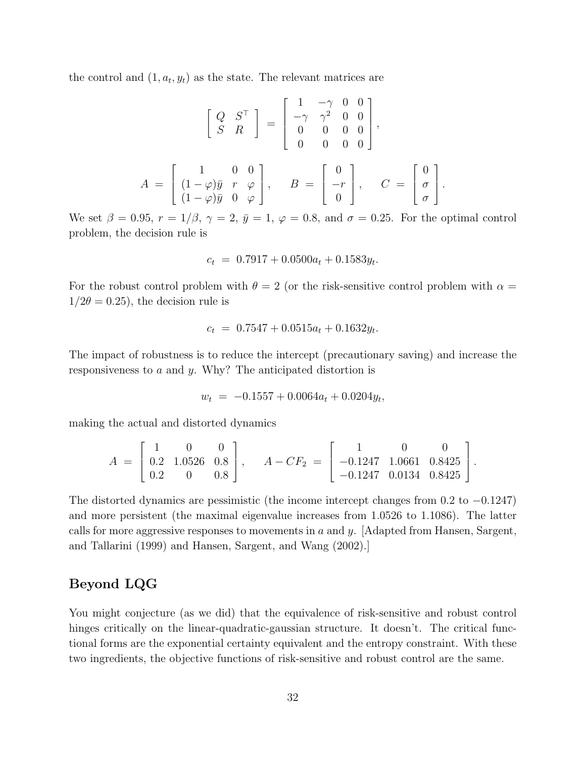the control and $(1, a_t, y_t)$ as the state. The relevant matrices are

$$\begin{bmatrix} Q & S^\top \\ S & R \end{bmatrix} = \begin{bmatrix} 1 & -\gamma & 0 & 0 \\ -\gamma & \gamma^2 & 0 & 0 \\ 0 & 0 & 0 & 0 \\ 0 & 0 & 0 & 0 \end{bmatrix},$$

$$A = \begin{bmatrix} 1 & 0 & 0 \\ (1-\varphi)\bar{y} & r & \varphi \\ (1-\varphi)\bar{y} & 0 & \varphi \end{bmatrix}, \quad B = \begin{bmatrix} 0 \\ -r \\ 0 \end{bmatrix}, \quad C = \begin{bmatrix} 0 \\ \sigma \\ \sigma \end{bmatrix}.$$

We set $\beta = 0.95$, $r = 1/\beta$, $\gamma = 2$, $\bar{y} = 1$, $\varphi = 0.8$, and $\sigma = 0.25$. For the optimal control problem, the decision rule is

$$c_t = 0.7917 + 0.0500 a_t + 0.1583 y_t.$$

For the robust control problem with $\theta = 2$ (or the risk-sensitive control problem with $\alpha = 1/2\theta = 0.25$), the decision rule is

$$c_t = 0.7547 + 0.0515 a_t + 0.1632 y_t.$$

The impact of robustness is to reduce the intercept (precautionary saving) and increase the responsiveness to $a$ and $y$. Why? The anticipated distortion is

$$w_t = -0.1557 + 0.0064 a_t + 0.0204 y_t,$$

making the actual and distorted dynamics

$$A = \begin{bmatrix} 1 & 0 & 0 \\ 0.2 & 1.0526 & 0.8 \\ 0.2 & 0 & 0.8 \end{bmatrix}, \quad A - CF_2 = \begin{bmatrix} 1 & 0 & 0 \\ -0.1247 & 1.0661 & 0.8425 \\ -0.1247 & 0.0134 & 0.8425 \end{bmatrix}.$$

The distorted dynamics are pessimistic (the income intercept changes from 0.2 to $-0.1247$) and more persistent (the maximal eigenvalue increases from 1.0526 to 1.1086). The latter calls for more aggressive responses to movements in $a$ and $y$. [Adapted from Hansen, Sargent, and Tallarini (1999) and Hansen, Sargent, and Wang (2002).]

## Beyond LQG

You might conjecture (as we did) that the equivalence of risk-sensitive and robust control hinges critically on the linear-quadratic-gaussian structure. It doesn't. The critical functional forms are the exponential certainty equivalent and the entropy constraint. With these two ingredients, the objective functions of risk-sensitive and robust control are the same.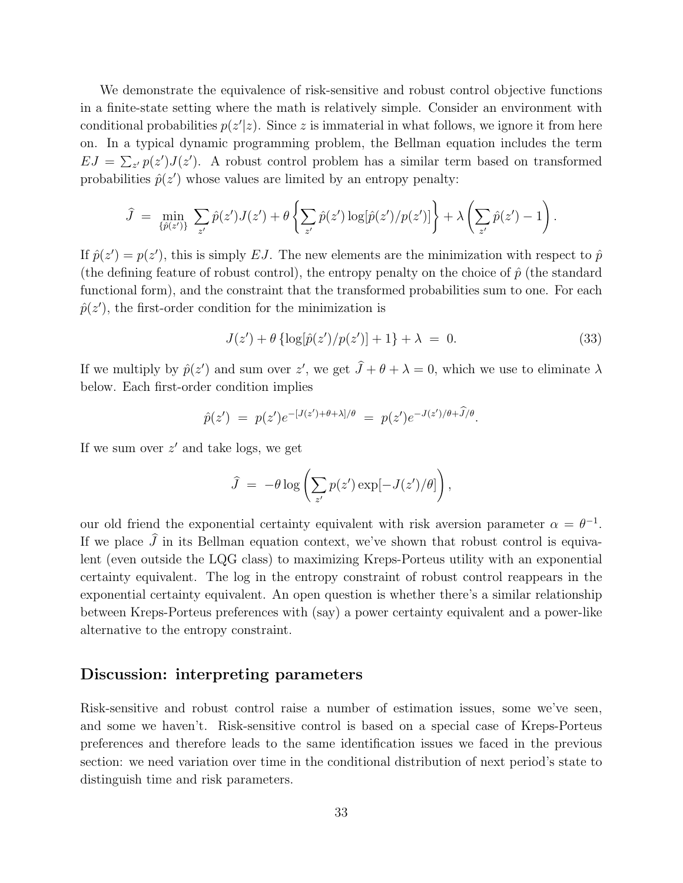We demonstrate the equivalence of risk-sensitive and robust control objective functions in a finite-state setting where the math is relatively simple. Consider an environment with conditional probabilities $p(z'|z)$. Since $z$ is immaterial in what follows, we ignore it from here on. In a typical dynamic programming problem, the Bellman equation includes the term $EJ = \sum_{z'} p(z')J(z')$. A robust control problem has a similar term based on transformed probabilities $\hat{p}(z')$ whose values are limited by an entropy penalty:

$$\widehat{J} \;=\; \min_{\{\hat{p}(z')\}} \sum_{z'} \hat{p}(z')J(z') + \theta \left\{ \sum_{z'} \hat{p}(z') \log[\hat{p}(z')/p(z')] \right\} + \lambda \left( \sum_{z'} \hat{p}(z') - 1 \right).$$

If $\hat{p}(z') = p(z')$, this is simply $EJ$. The new elements are the minimization with respect to $\hat{p}$ (the defining feature of robust control), the entropy penalty on the choice of $\hat{p}$ (the standard functional form), and the constraint that the transformed probabilities sum to one. For each $\hat{p}(z')$, the first-order condition for the minimization is

$$J(z') + \theta \left\{ \log[\hat{p}(z')/p(z')] + 1 \right\} + \lambda \;=\; 0. \tag{33}$$

If we multiply by $\hat{p}(z')$ and sum over $z'$, we get $\widehat{J} + \theta + \lambda = 0$, which we use to eliminate $\lambda$ below. Each first-order condition implies

$$\hat{p}(z') \;=\; p(z')e^{-[J(z')+\theta+\lambda]/\theta} \;=\; p(z')e^{-J(z')/\theta + \widehat{J}/\theta}.$$

If we sum over $z'$ and take logs, we get

$$\widehat{J} \;=\; -\theta \log \left( \sum_{z'} p(z') \exp[-J(z')/\theta] \right),$$

our old friend the exponential certainty equivalent with risk aversion parameter $\alpha = \theta^{-1}$. If we place $\widehat{J}$ in its Bellman equation context, we've shown that robust control is equivalent (even outside the LQG class) to maximizing Kreps-Porteus utility with an exponential certainty equivalent. The log in the entropy constraint of robust control reappears in the exponential certainty equivalent. An open question is whether there's a similar relationship between Kreps-Porteus preferences with (say) a power certainty equivalent and a power-like alternative to the entropy constraint.

## Discussion: interpreting parameters

Risk-sensitive and robust control raise a number of estimation issues, some we've seen, and some we haven't. Risk-sensitive control is based on a special case of Kreps-Porteus preferences and therefore leads to the same identification issues we faced in the previous section: we need variation over time in the conditional distribution of next period's state to distinguish time and risk parameters.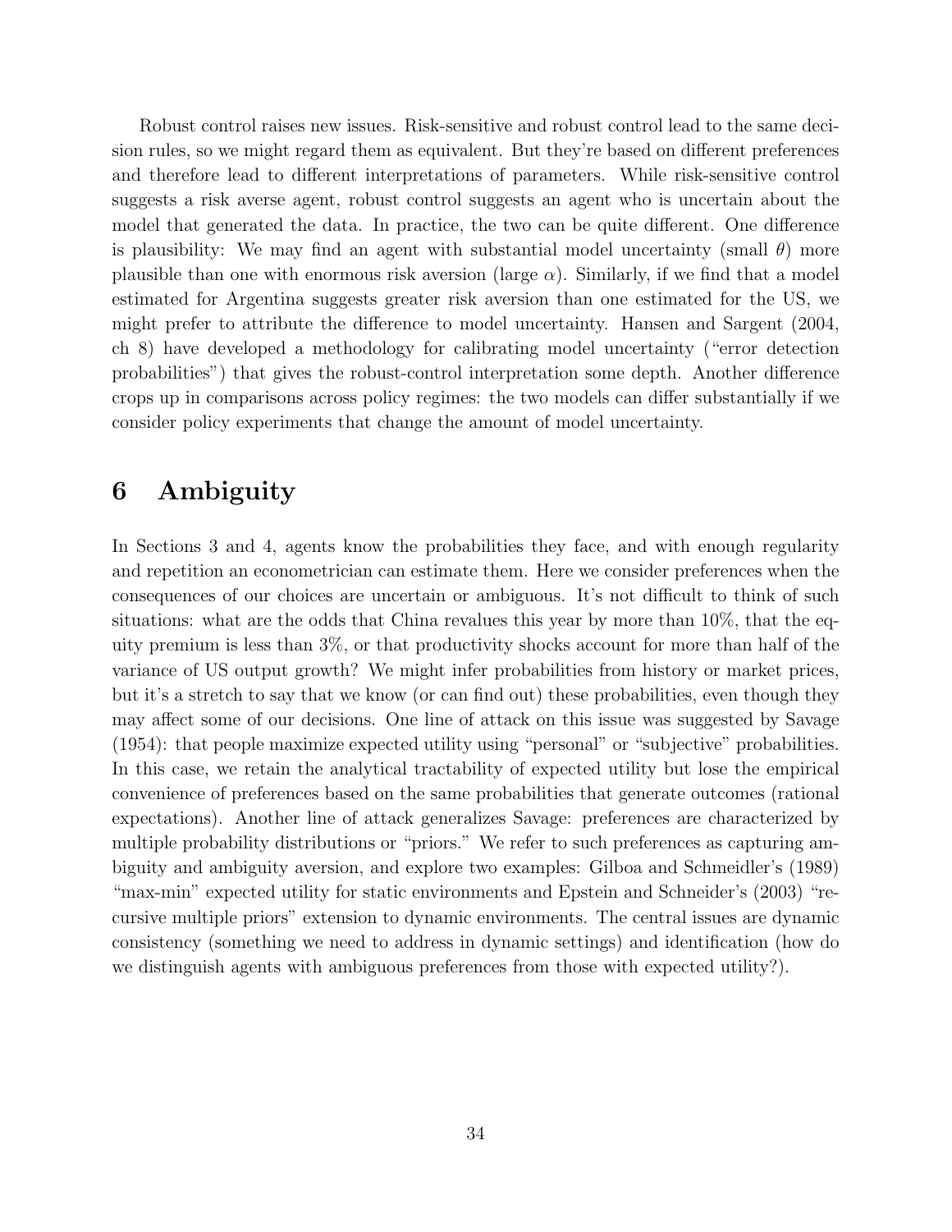Robust control raises new issues. Risk-sensitive and robust control lead to the same decision rules, so we might regard them as equivalent. But they're based on different preferences and therefore lead to different interpretations of parameters. While risk-sensitive control suggests a risk averse agent, robust control suggests an agent who is uncertain about the model that generated the data. In practice, the two can be quite different. One difference is plausibility: We may find an agent with substantial model uncertainty (small $\theta$) more plausible than one with enormous risk aversion (large $\alpha$). Similarly, if we find that a model estimated for Argentina suggests greater risk aversion than one estimated for the US, we might prefer to attribute the difference to model uncertainty. Hansen and Sargent (2004, ch 8) have developed a methodology for calibrating model uncertainty ("error detection probabilities") that gives the robust-control interpretation some depth. Another difference crops up in comparisons across policy regimes: the two models can differ substantially if we consider policy experiments that change the amount of model uncertainty.

# 6 Ambiguity

In Sections 3 and 4, agents know the probabilities they face, and with enough regularity and repetition an econometrician can estimate them. Here we consider preferences when the consequences of our choices are uncertain or ambiguous. It's not difficult to think of such situations: what are the odds that China revalues this year by more than 10%, that the equity premium is less than 3%, or that productivity shocks account for more than half of the variance of US output growth? We might infer probabilities from history or market prices, but it's a stretch to say that we know (or can find out) these probabilities, even though they may affect some of our decisions. One line of attack on this issue was suggested by Savage (1954): that people maximize expected utility using "personal" or "subjective" probabilities. In this case, we retain the analytical tractability of expected utility but lose the empirical convenience of preferences based on the same probabilities that generate outcomes (rational expectations). Another line of attack generalizes Savage: preferences are characterized by multiple probability distributions or "priors." We refer to such preferences as capturing ambiguity and ambiguity aversion, and explore two examples: Gilboa and Schmeidler's (1989) "max-min" expected utility for static environments and Epstein and Schneider's (2003) "recursive multiple priors" extension to dynamic environments. The central issues are dynamic consistency (something we need to address in dynamic settings) and identification (how do we distinguish agents with ambiguous preferences from those with expected utility?).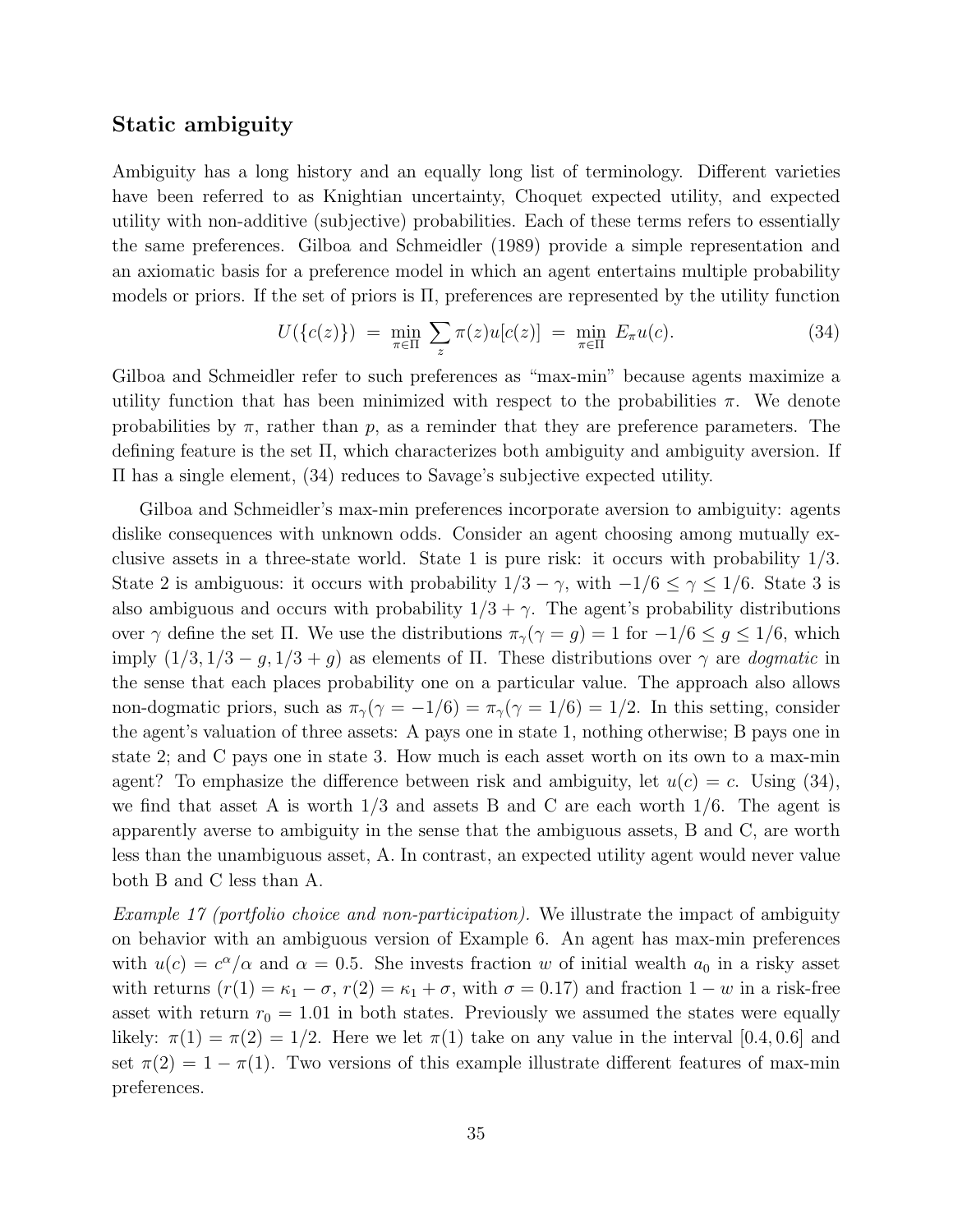### Static ambiguity

Ambiguity has a long history and an equally long list of terminology. Different varieties have been referred to as Knightian uncertainty, Choquet expected utility, and expected utility with non-additive (subjective) probabilities. Each of these terms refers to essentially the same preferences. Gilboa and Schmeidler (1989) provide a simple representation and an axiomatic basis for a preference model in which an agent entertains multiple probability models or priors. If the set of priors is $\Pi$, preferences are represented by the utility function

$$U(\{c(z)\}) \;=\; \min_{\pi \in \Pi} \sum_{z} \pi(z) u[c(z)] \;=\; \min_{\pi \in \Pi} \; E_{\pi} u(c). \tag{34}$$

Gilboa and Schmeidler refer to such preferences as "max-min" because agents maximize a utility function that has been minimized with respect to the probabilities $\pi$. We denote probabilities by $\pi$, rather than $p$, as a reminder that they are preference parameters. The defining feature is the set $\Pi$, which characterizes both ambiguity and ambiguity aversion. If $\Pi$ has a single element, (34) reduces to Savage's subjective expected utility.

Gilboa and Schmeidler's max-min preferences incorporate aversion to ambiguity: agents dislike consequences with unknown odds. Consider an agent choosing among mutually exclusive assets in a three-state world. State 1 is pure risk: it occurs with probability 1/3. State 2 is ambiguous: it occurs with probability $1/3 - \gamma$, with $-1/6 \leq \gamma \leq 1/6$. State 3 is also ambiguous and occurs with probability $1/3 + \gamma$. The agent's probability distributions over $\gamma$ define the set $\Pi$. We use the distributions $\pi_{\gamma}(\gamma = g) = 1$ for $-1/6 \leq g \leq 1/6$, which imply $(1/3, 1/3 - g, 1/3 + g)$ as elements of $\Pi$. These distributions over $\gamma$ are *dogmatic* in the sense that each places probability one on a particular value. The approach also allows non-dogmatic priors, such as $\pi_{\gamma}(\gamma = -1/6) = \pi_{\gamma}(\gamma = 1/6) = 1/2$. In this setting, consider the agent's valuation of three assets: A pays one in state 1, nothing otherwise; B pays one in state 2; and C pays one in state 3. How much is each asset worth on its own to a max-min agent? To emphasize the difference between risk and ambiguity, let $u(c) = c$. Using (34), we find that asset A is worth 1/3 and assets B and C are each worth 1/6. The agent is apparently averse to ambiguity in the sense that the ambiguous assets, B and C, are worth less than the unambiguous asset, A. In contrast, an expected utility agent would never value both B and C less than A.

*Example 17 (portfolio choice and non-participation).* We illustrate the impact of ambiguity on behavior with an ambiguous version of Example 6. An agent has max-min preferences with $u(c) = c^{\alpha}/\alpha$ and $\alpha = 0.5$. She invests fraction $w$ of initial wealth $a_0$ in a risky asset with returns ($r(1) = \kappa_1 - \sigma$, $r(2) = \kappa_1 + \sigma$, with $\sigma = 0.17$) and fraction $1 - w$ in a risk-free asset with return $r_0 = 1.01$ in both states. Previously we assumed the states were equally likely: $\pi(1) = \pi(2) = 1/2$. Here we let $\pi(1)$ take on any value in the interval $[0.4, 0.6]$ and set $\pi(2) = 1 - \pi(1)$. Two versions of this example illustrate different features of max-min preferences.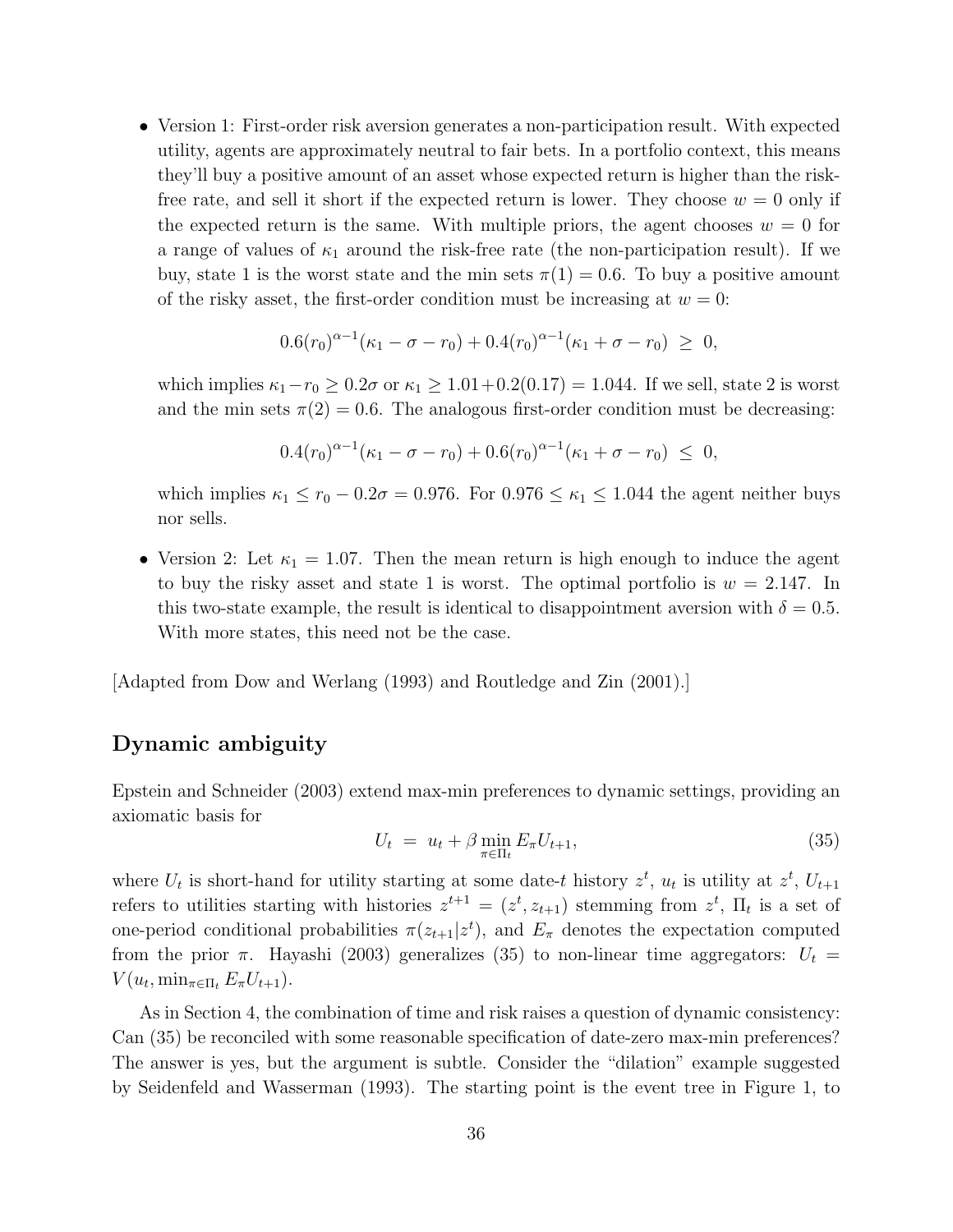- Version 1: First-order risk aversion generates a non-participation result. With expected utility, agents are approximately neutral to fair bets. In a portfolio context, this means they'll buy a positive amount of an asset whose expected return is higher than the risk-free rate, and sell it short if the expected return is lower. They choose $w = 0$ only if the expected return is the same. With multiple priors, the agent chooses $w = 0$ for a range of values of $\kappa_1$ around the risk-free rate (the non-participation result). If we buy, state 1 is the worst state and the min sets $\pi(1) = 0.6$. To buy a positive amount of the risky asset, the first-order condition must be increasing at $w = 0$:

$$0.6(r_0)^{\alpha-1}(\kappa_1 - \sigma - r_0) + 0.4(r_0)^{\alpha-1}(\kappa_1 + \sigma - r_0) \ \geq \ 0,$$

which implies $\kappa_1 - r_0 \geq 0.2\sigma$ or $\kappa_1 \geq 1.01 + 0.2(0.17) = 1.044$. If we sell, state 2 is worst and the min sets $\pi(2) = 0.6$. The analogous first-order condition must be decreasing:

$$0.4(r_0)^{\alpha-1}(\kappa_1 - \sigma - r_0) + 0.6(r_0)^{\alpha-1}(\kappa_1 + \sigma - r_0) \ \leq \ 0,$$

which implies $\kappa_1 \leq r_0 - 0.2\sigma = 0.976$. For $0.976 \leq \kappa_1 \leq 1.044$ the agent neither buys nor sells.

- Version 2: Let $\kappa_1 = 1.07$. Then the mean return is high enough to induce the agent to buy the risky asset and state 1 is worst. The optimal portfolio is $w = 2.147$. In this two-state example, the result is identical to disappointment aversion with $\delta = 0.5$. With more states, this need not be the case.

[Adapted from Dow and Werlang (1993) and Routledge and Zin (2001).]

## Dynamic ambiguity

Epstein and Schneider (2003) extend max-min preferences to dynamic settings, providing an axiomatic basis for

$$U_t \ = \ u_t + \beta \min_{\pi \in \Pi_t} E_\pi U_{t+1}, \tag{35}$$

where $U_t$ is short-hand for utility starting at some date-$t$ history $z^t$, $u_t$ is utility at $z^t$, $U_{t+1}$ refers to utilities starting with histories $z^{t+1} = (z^t, z_{t+1})$ stemming from $z^t$, $\Pi_t$ is a set of one-period conditional probabilities $\pi(z_{t+1}|z^t)$, and $E_\pi$ denotes the expectation computed from the prior $\pi$. Hayashi (2003) generalizes (35) to non-linear time aggregators: $U_t = V(u_t, \min_{\pi \in \Pi_t} E_\pi U_{t+1})$.

As in Section 4, the combination of time and risk raises a question of dynamic consistency: Can (35) be reconciled with some reasonable specification of date-zero max-min preferences? The answer is yes, but the argument is subtle. Consider the "dilation" example suggested by Seidenfeld and Wasserman (1993). The starting point is the event tree in Figure 1, to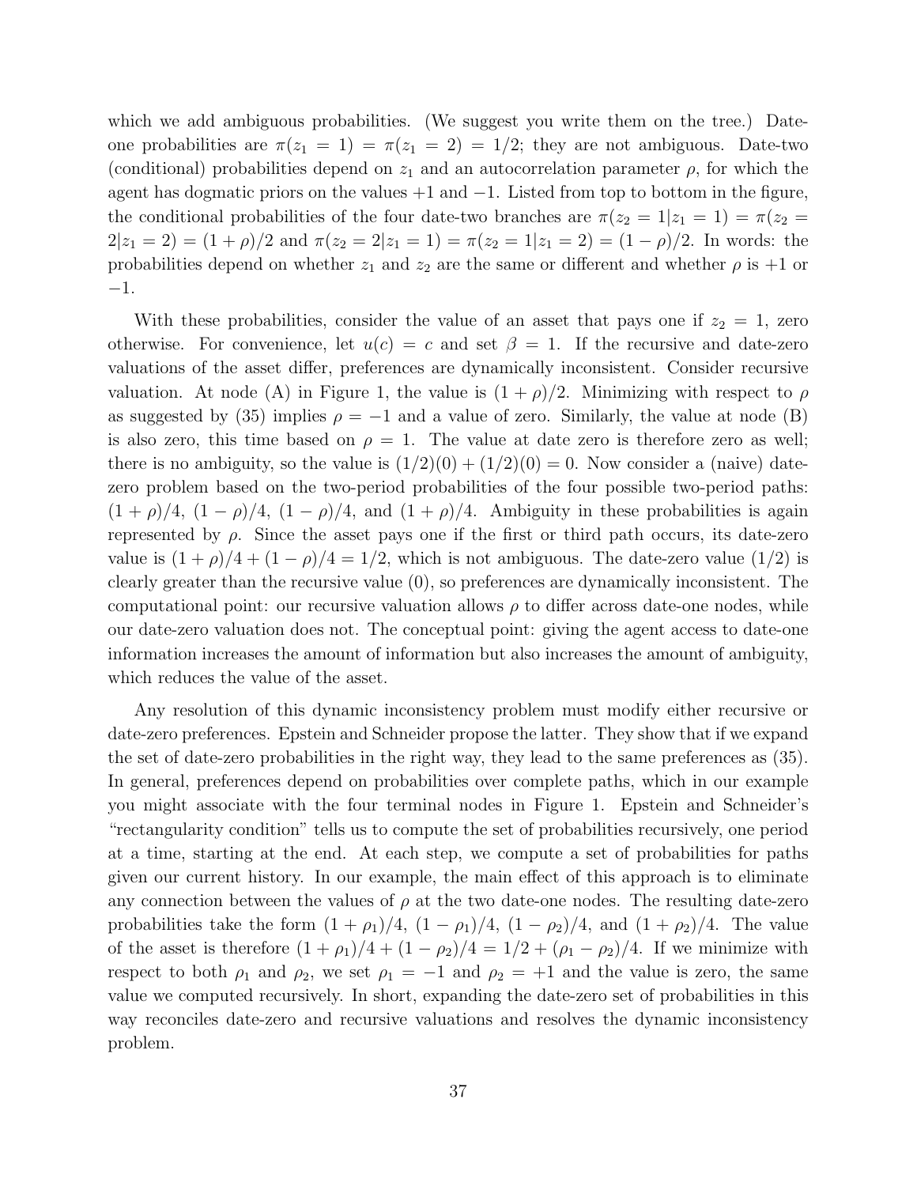which we add ambiguous probabilities. (We suggest you write them on the tree.) Date-one probabilities are $\pi(z_1 = 1) = \pi(z_1 = 2) = 1/2$; they are not ambiguous. Date-two (conditional) probabilities depend on $z_1$ and an autocorrelation parameter $\rho$, for which the agent has dogmatic priors on the values $+1$ and $-1$. Listed from top to bottom in the figure, the conditional probabilities of the four date-two branches are $\pi(z_2 = 1|z_1 = 1) = \pi(z_2 = 2|z_1 = 2) = (1 + \rho)/2$ and $\pi(z_2 = 2|z_1 = 1) = \pi(z_2 = 1|z_1 = 2) = (1 - \rho)/2$. In words: the probabilities depend on whether $z_1$ and $z_2$ are the same or different and whether $\rho$ is $+1$ or $-1$.

With these probabilities, consider the value of an asset that pays one if $z_2 = 1$, zero otherwise. For convenience, let $u(c) = c$ and set $\beta = 1$. If the recursive and date-zero valuations of the asset differ, preferences are dynamically inconsistent. Consider recursive valuation. At node (A) in Figure 1, the value is $(1 + \rho)/2$. Minimizing with respect to $\rho$ as suggested by (35) implies $\rho = -1$ and a value of zero. Similarly, the value at node (B) is also zero, this time based on $\rho = 1$. The value at date zero is therefore zero as well; there is no ambiguity, so the value is $(1/2)(0) + (1/2)(0) = 0$. Now consider a (naive) date-zero problem based on the two-period probabilities of the four possible two-period paths: $(1 + \rho)/4$, $(1 - \rho)/4$, $(1 - \rho)/4$, and $(1 + \rho)/4$. Ambiguity in these probabilities is again represented by $\rho$. Since the asset pays one if the first or third path occurs, its date-zero value is $(1 + \rho)/4 + (1 - \rho)/4 = 1/2$, which is not ambiguous. The date-zero value (1/2) is clearly greater than the recursive value (0), so preferences are dynamically inconsistent. The computational point: our recursive valuation allows $\rho$ to differ across date-one nodes, while our date-zero valuation does not. The conceptual point: giving the agent access to date-one information increases the amount of information but also increases the amount of ambiguity, which reduces the value of the asset.

Any resolution of this dynamic inconsistency problem must modify either recursive or date-zero preferences. Epstein and Schneider propose the latter. They show that if we expand the set of date-zero probabilities in the right way, they lead to the same preferences as (35). In general, preferences depend on probabilities over complete paths, which in our example you might associate with the four terminal nodes in Figure 1. Epstein and Schneider's "rectangularity condition" tells us to compute the set of probabilities recursively, one period at a time, starting at the end. At each step, we compute a set of probabilities for paths given our current history. In our example, the main effect of this approach is to eliminate any connection between the values of $\rho$ at the two date-one nodes. The resulting date-zero probabilities take the form $(1 + \rho_1)/4$, $(1 - \rho_1)/4$, $(1 - \rho_2)/4$, and $(1 + \rho_2)/4$. The value of the asset is therefore $(1 + \rho_1)/4 + (1 - \rho_2)/4 = 1/2 + (\rho_1 - \rho_2)/4$. If we minimize with respect to both $\rho_1$ and $\rho_2$, we set $\rho_1 = -1$ and $\rho_2 = +1$ and the value is zero, the same value we computed recursively. In short, expanding the date-zero set of probabilities in this way reconciles date-zero and recursive valuations and resolves the dynamic inconsistency problem.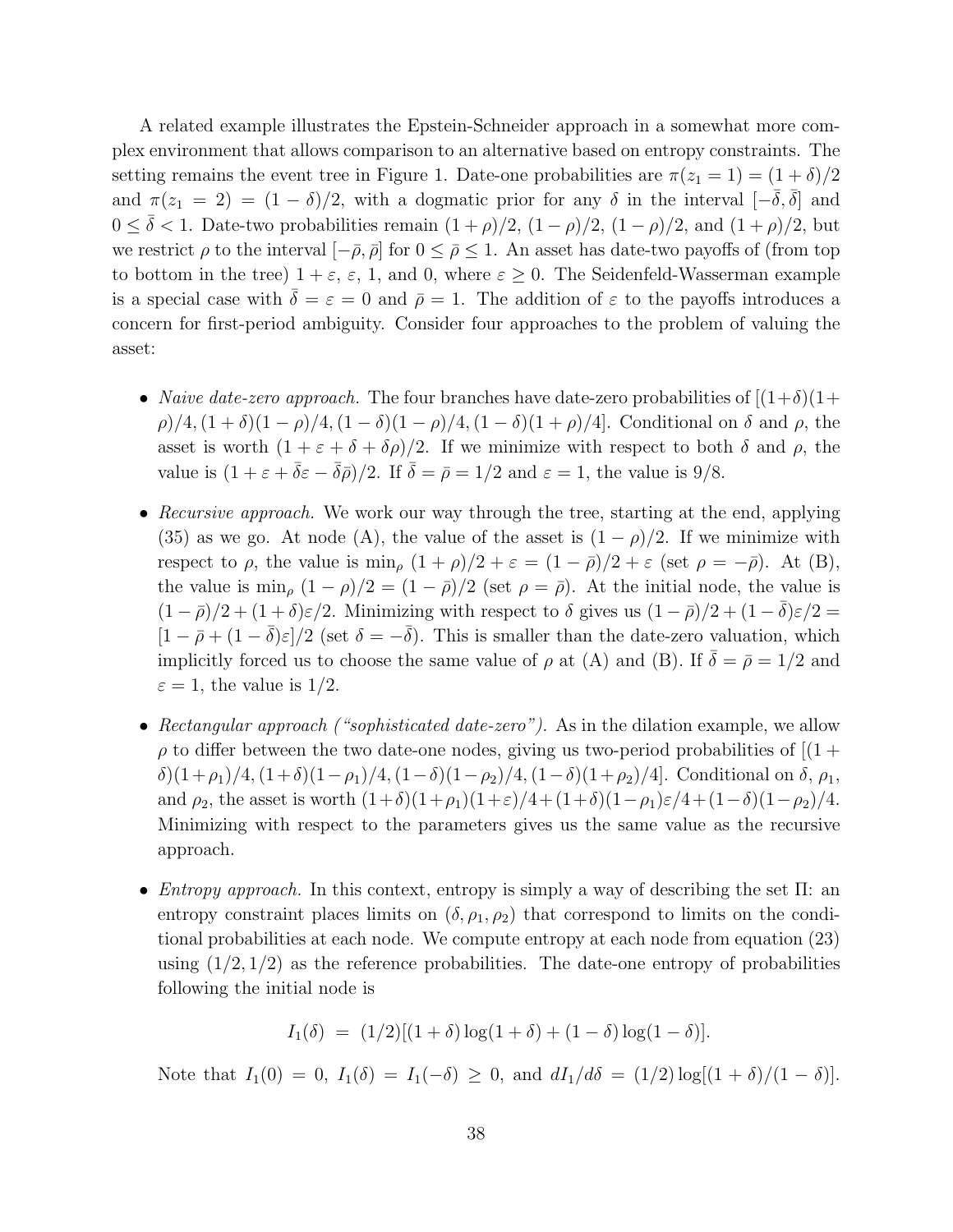A related example illustrates the Epstein-Schneider approach in a somewhat more complex environment that allows comparison to an alternative based on entropy constraints. The setting remains the event tree in Figure 1. Date-one probabilities are $\pi(z_1 = 1) = (1 + \delta)/2$ and $\pi(z_1 = 2) = (1 - \delta)/2$, with a dogmatic prior for any $\delta$ in the interval $[-\bar{\delta}, \bar{\delta}]$ and $0 \leq \bar{\delta} < 1$. Date-two probabilities remain $(1 + \rho)/2$, $(1 - \rho)/2$, $(1 - \rho)/2$, and $(1 + \rho)/2$, but we restrict $\rho$ to the interval $[-\bar{\rho}, \bar{\rho}]$ for $0 \leq \bar{\rho} \leq 1$. An asset has date-two payoffs of (from top to bottom in the tree) $1 + \varepsilon$, $\varepsilon$, 1, and 0, where $\varepsilon \geq 0$. The Seidenfeld-Wasserman example is a special case with $\bar{\delta} = \varepsilon = 0$ and $\bar{\rho} = 1$. The addition of $\varepsilon$ to the payoffs introduces a concern for first-period ambiguity. Consider four approaches to the problem of valuing the asset:

- *Naive date-zero approach.* The four branches have date-zero probabilities of $[(1+\delta)(1+\rho)/4, (1+\delta)(1-\rho)/4, (1-\delta)(1-\rho)/4, (1-\delta)(1+\rho)/4]$. Conditional on $\delta$ and $\rho$, the asset is worth $(1 + \varepsilon + \delta + \delta\rho)/2$. If we minimize with respect to both $\delta$ and $\rho$, the value is $(1 + \varepsilon + \bar{\delta}\varepsilon - \bar{\delta}\bar{\rho})/2$. If $\bar{\delta} = \bar{\rho} = 1/2$ and $\varepsilon = 1$, the value is 9/8.

- *Recursive approach.* We work our way through the tree, starting at the end, applying (35) as we go. At node (A), the value of the asset is $(1 - \rho)/2$. If we minimize with respect to $\rho$, the value is $\min_\rho \ (1 + \rho)/2 + \varepsilon = (1 - \bar{\rho})/2 + \varepsilon$ (set $\rho = -\bar{\rho}$). At (B), the value is $\min_\rho \ (1 - \rho)/2 = (1 - \bar{\rho})/2$ (set $\rho = \bar{\rho}$). At the initial node, the value is $(1 - \bar{\rho})/2 + (1 + \delta)\varepsilon/2$. Minimizing with respect to $\delta$ gives us $(1 - \bar{\rho})/2 + (1 - \bar{\delta})\varepsilon/2 = [1 - \bar{\rho} + (1 - \bar{\delta})\varepsilon]/2$ (set $\delta = -\bar{\delta}$). This is smaller than the date-zero valuation, which implicitly forced us to choose the same value of $\rho$ at (A) and (B). If $\bar{\delta} = \bar{\rho} = 1/2$ and $\varepsilon = 1$, the value is 1/2.

- *Rectangular approach ("sophisticated date-zero").* As in the dilation example, we allow $\rho$ to differ between the two date-one nodes, giving us two-period probabilities of $[(1 + \delta)(1+\rho_1)/4, (1+\delta)(1-\rho_1)/4, (1-\delta)(1-\rho_2)/4, (1-\delta)(1+\rho_2)/4]$. Conditional on $\delta$, $\rho_1$, and $\rho_2$, the asset is worth $(1+\delta)(1+\rho_1)(1+\varepsilon)/4 + (1+\delta)(1-\rho_1)\varepsilon/4 + (1-\delta)(1-\rho_2)/4$. Minimizing with respect to the parameters gives us the same value as the recursive approach.

- *Entropy approach.* In this context, entropy is simply a way of describing the set $\Pi$: an entropy constraint places limits on $(\delta, \rho_1, \rho_2)$ that correspond to limits on the conditional probabilities at each node. We compute entropy at each node from equation (23) using $(1/2, 1/2)$ as the reference probabilities. The date-one entropy of probabilities following the initial node is

$$I_1(\delta) \ = \ (1/2)[(1 + \delta)\log(1 + \delta) + (1 - \delta)\log(1 - \delta)].$$

Note that $I_1(0) = 0$, $I_1(\delta) = I_1(-\delta) \geq 0$, and $dI_1/d\delta = (1/2)\log[(1 + \delta)/(1 - \delta)]$.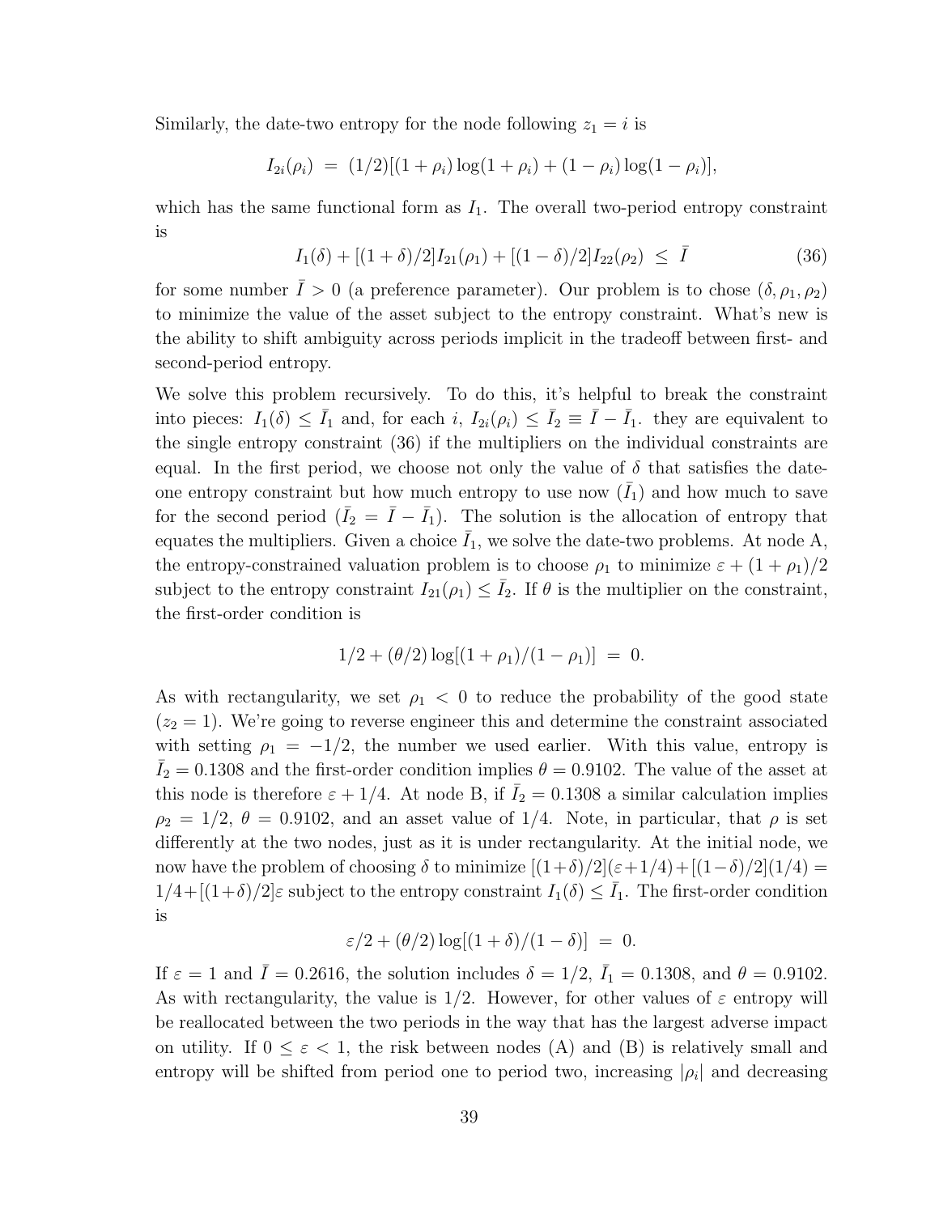Similarly, the date-two entropy for the node following $z_1 = i$ is

$$I_{2i}(\rho_i) \;=\; (1/2)[(1+\rho_i)\log(1+\rho_i) + (1-\rho_i)\log(1-\rho_i)],$$

which has the same functional form as $I_1$. The overall two-period entropy constraint is

$$I_1(\delta) + [(1+\delta)/2]I_{21}(\rho_1) + [(1-\delta)/2]I_{22}(\rho_2) \;\leq\; \bar{I} \tag{36}$$

for some number $\bar{I} > 0$ (a preference parameter). Our problem is to chose $(\delta, \rho_1, \rho_2)$ to minimize the value of the asset subject to the entropy constraint. What's new is the ability to shift ambiguity across periods implicit in the tradeoff between first- and second-period entropy.

We solve this problem recursively. To do this, it's helpful to break the constraint into pieces: $I_1(\delta) \leq \bar{I}_1$ and, for each $i$, $I_{2i}(\rho_i) \leq \bar{I}_2 \equiv \bar{I} - \bar{I}_1$. they are equivalent to the single entropy constraint (36) if the multipliers on the individual constraints are equal. In the first period, we choose not only the value of $\delta$ that satisfies the date-one entropy constraint but how much entropy to use now ($\bar{I}_1$) and how much to save for the second period ($\bar{I}_2 = \bar{I} - \bar{I}_1$). The solution is the allocation of entropy that equates the multipliers. Given a choice $\bar{I}_1$, we solve the date-two problems. At node A, the entropy-constrained valuation problem is to choose $\rho_1$ to minimize $\varepsilon + (1+\rho_1)/2$ subject to the entropy constraint $I_{21}(\rho_1) \leq \bar{I}_2$. If $\theta$ is the multiplier on the constraint, the first-order condition is

$$1/2 + (\theta/2)\log[(1+\rho_1)/(1-\rho_1)] \;=\; 0.$$

As with rectangularity, we set $\rho_1 < 0$ to reduce the probability of the good state ($z_2 = 1$). We're going to reverse engineer this and determine the constraint associated with setting $\rho_1 = -1/2$, the number we used earlier. With this value, entropy is $\bar{I}_2 = 0.1308$ and the first-order condition implies $\theta = 0.9102$. The value of the asset at this node is therefore $\varepsilon + 1/4$. At node B, if $\bar{I}_2 = 0.1308$ a similar calculation implies $\rho_2 = 1/2$, $\theta = 0.9102$, and an asset value of $1/4$. Note, in particular, that $\rho$ is set differently at the two nodes, just as it is under rectangularity. At the initial node, we now have the problem of choosing $\delta$ to minimize $[(1+\delta)/2](\varepsilon+1/4)+[(1-\delta)/2](1/4) = 1/4+[(1+\delta)/2]\varepsilon$ subject to the entropy constraint $I_1(\delta) \leq \bar{I}_1$. The first-order condition is

$$\varepsilon/2 + (\theta/2)\log[(1+\delta)/(1-\delta)] \;=\; 0.$$

If $\varepsilon = 1$ and $\bar{I} = 0.2616$, the solution includes $\delta = 1/2$, $\bar{I}_1 = 0.1308$, and $\theta = 0.9102$. As with rectangularity, the value is $1/2$. However, for other values of $\varepsilon$ entropy will be reallocated between the two periods in the way that has the largest adverse impact on utility. If $0 \leq \varepsilon < 1$, the risk between nodes (A) and (B) is relatively small and entropy will be shifted from period one to period two, increasing $|\rho_i|$ and decreasing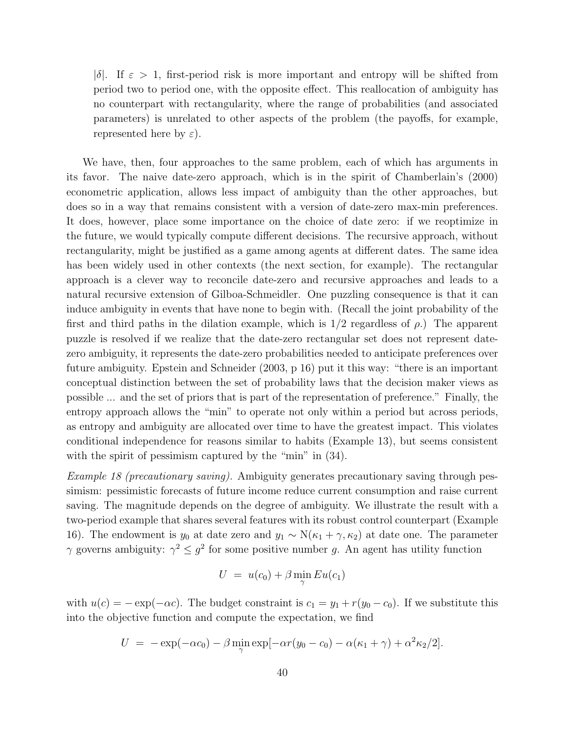$|\delta|$. If $\varepsilon > 1$, first-period risk is more important and entropy will be shifted from period two to period one, with the opposite effect. This reallocation of ambiguity has no counterpart with rectangularity, where the range of probabilities (and associated parameters) is unrelated to other aspects of the problem (the payoffs, for example, represented here by $\varepsilon$).

We have, then, four approaches to the same problem, each of which has arguments in its favor. The naive date-zero approach, which is in the spirit of Chamberlain's (2000) econometric application, allows less impact of ambiguity than the other approaches, but does so in a way that remains consistent with a version of date-zero max-min preferences. It does, however, place some importance on the choice of date zero: if we reoptimize in the future, we would typically compute different decisions. The recursive approach, without rectangularity, might be justified as a game among agents at different dates. The same idea has been widely used in other contexts (the next section, for example). The rectangular approach is a clever way to reconcile date-zero and recursive approaches and leads to a natural recursive extension of Gilboa-Schmeidler. One puzzling consequence is that it can induce ambiguity in events that have none to begin with. (Recall the joint probability of the first and third paths in the dilation example, which is 1/2 regardless of $\rho$.) The apparent puzzle is resolved if we realize that the date-zero rectangular set does not represent date-zero ambiguity, it represents the date-zero probabilities needed to anticipate preferences over future ambiguity. Epstein and Schneider (2003, p 16) put it this way: "there is an important conceptual distinction between the set of probability laws that the decision maker views as possible ... and the set of priors that is part of the representation of preference." Finally, the entropy approach allows the "min" to operate not only within a period but across periods, as entropy and ambiguity are allocated over time to have the greatest impact. This violates conditional independence for reasons similar to habits (Example 13), but seems consistent with the spirit of pessimism captured by the "min" in (34).

*Example 18 (precautionary saving).* Ambiguity generates precautionary saving through pessimism: pessimistic forecasts of future income reduce current consumption and raise current saving. The magnitude depends on the degree of ambiguity. We illustrate the result with a two-period example that shares several features with its robust control counterpart (Example 16). The endowment is $y_0$ at date zero and $y_1 \sim \mathrm{N}(\kappa_1 + \gamma, \kappa_2)$ at date one. The parameter $\gamma$ governs ambiguity: $\gamma^2 \leq g^2$ for some positive number $g$. An agent has utility function

$$U \;=\; u(c_0) + \beta \min_{\gamma} E u(c_1)$$

with $u(c) = -\exp(-\alpha c)$. The budget constraint is $c_1 = y_1 + r(y_0 - c_0)$. If we substitute this into the objective function and compute the expectation, we find

$$U \;=\; -\exp(-\alpha c_0) - \beta \min_{\gamma} \exp[-\alpha r(y_0 - c_0) - \alpha(\kappa_1 + \gamma) + \alpha^2 \kappa_2 / 2].$$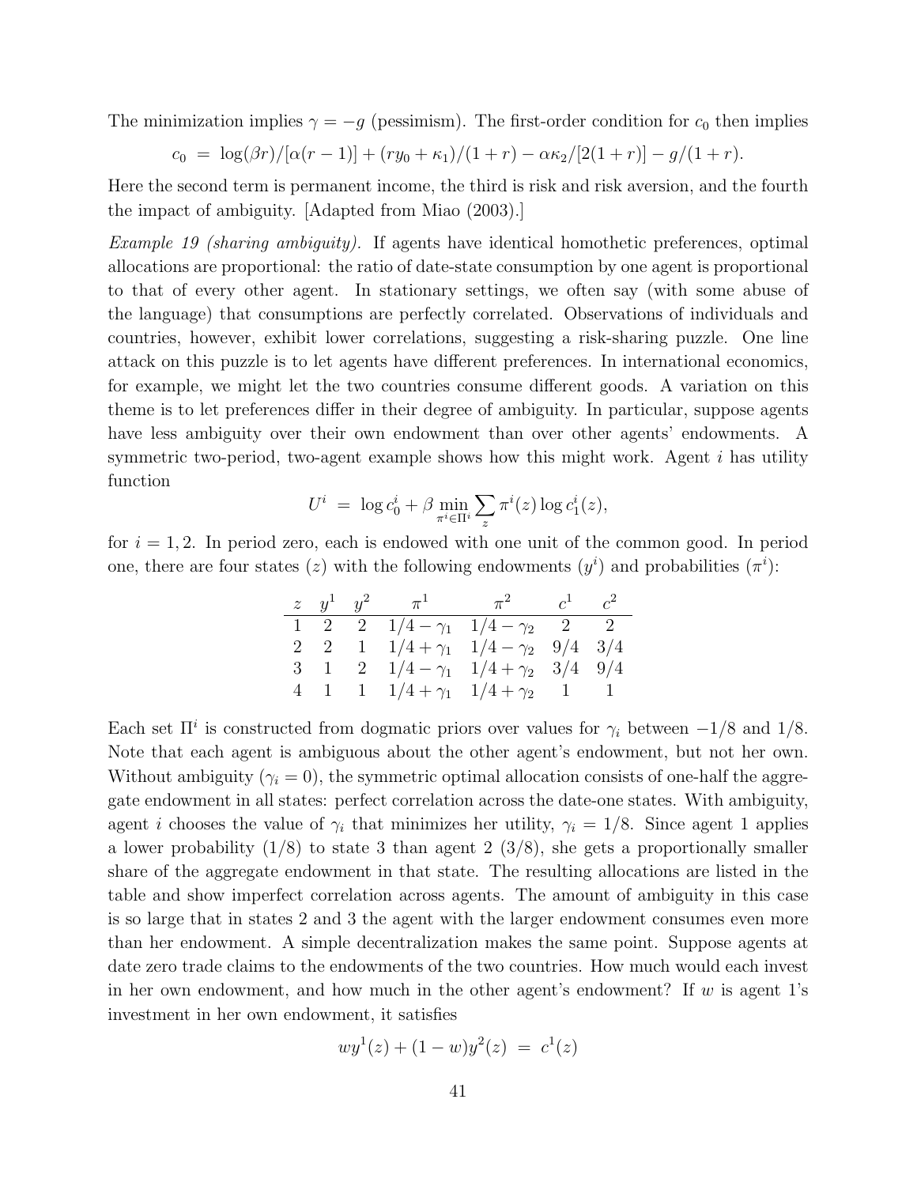The minimization implies $\gamma = -g$ (pessimism). The first-order condition for $c_0$ then implies

$$c_0 \;=\; \log(\beta r)/[\alpha(r-1)] + (ry_0 + \kappa_1)/(1+r) - \alpha\kappa_2/[2(1+r)] - g/(1+r).$$

Here the second term is permanent income, the third is risk and risk aversion, and the fourth the impact of ambiguity. [Adapted from Miao (2003).]

*Example 19 (sharing ambiguity).* If agents have identical homothetic preferences, optimal allocations are proportional: the ratio of date-state consumption by one agent is proportional to that of every other agent. In stationary settings, we often say (with some abuse of the language) that consumptions are perfectly correlated. Observations of individuals and countries, however, exhibit lower correlations, suggesting a risk-sharing puzzle. One line attack on this puzzle is to let agents have different preferences. In international economics, for example, we might let the two countries consume different goods. A variation on this theme is to let preferences differ in their degree of ambiguity. In particular, suppose agents have less ambiguity over their own endowment than over other agents' endowments. A symmetric two-period, two-agent example shows how this might work. Agent $i$ has utility function

$$U^i \;=\; \log c_0^i + \beta \min_{\pi^i \in \Pi^i} \sum_z \pi^i(z) \log c_1^i(z),$$

for $i = 1, 2$. In period zero, each is endowed with one unit of the common good. In period one, there are four states ($z$) with the following endowments ($y^i$) and probabilities ($\pi^i$):

| $z$ | $y^1$ | $y^2$ | $\pi^1$ | $\pi^2$ | $c^1$ | $c^2$ |
|---|---|---|---|---|---|---|
| 1 | 2 | 2 | $1/4-\gamma_1$ | $1/4-\gamma_2$ | 2 | 2 |
| 2 | 2 | 1 | $1/4+\gamma_1$ | $1/4-\gamma_2$ | 9/4 | 3/4 |
| 3 | 1 | 2 | $1/4-\gamma_1$ | $1/4+\gamma_2$ | 3/4 | 9/4 |
| 4 | 1 | 1 | $1/4+\gamma_1$ | $1/4+\gamma_2$ | 1 | 1 |

Each set $\Pi^i$ is constructed from dogmatic priors over values for $\gamma_i$ between $-1/8$ and $1/8$. Note that each agent is ambiguous about the other agent's endowment, but not her own. Without ambiguity ($\gamma_i = 0$), the symmetric optimal allocation consists of one-half the aggregate endowment in all states: perfect correlation across the date-one states. With ambiguity, agent $i$ chooses the value of $\gamma_i$ that minimizes her utility, $\gamma_i = 1/8$. Since agent 1 applies a lower probability (1/8) to state 3 than agent 2 (3/8), she gets a proportionally smaller share of the aggregate endowment in that state. The resulting allocations are listed in the table and show imperfect correlation across agents. The amount of ambiguity in this case is so large that in states 2 and 3 the agent with the larger endowment consumes even more than her endowment. A simple decentralization makes the same point. Suppose agents at date zero trade claims to the endowments of the two countries. How much would each invest in her own endowment, and how much in the other agent's endowment? If $w$ is agent 1's investment in her own endowment, it satisfies

$$wy^1(z) + (1-w)y^2(z) \;=\; c^1(z)$$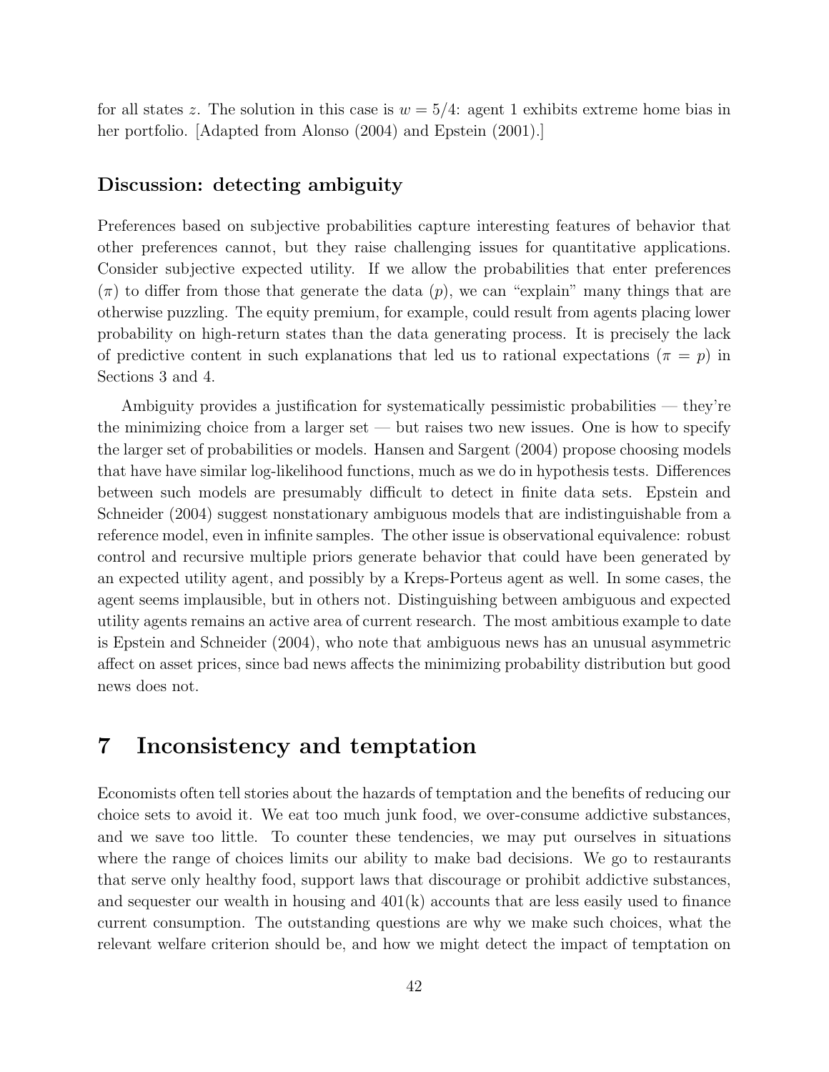for all states $z$. The solution in this case is $w = 5/4$: agent 1 exhibits extreme home bias in her portfolio. [Adapted from Alonso (2004) and Epstein (2001).]

### Discussion: detecting ambiguity

Preferences based on subjective probabilities capture interesting features of behavior that other preferences cannot, but they raise challenging issues for quantitative applications. Consider subjective expected utility. If we allow the probabilities that enter preferences ($\pi$) to differ from those that generate the data ($p$), we can "explain" many things that are otherwise puzzling. The equity premium, for example, could result from agents placing lower probability on high-return states than the data generating process. It is precisely the lack of predictive content in such explanations that led us to rational expectations ($\pi = p$) in Sections 3 and 4.

Ambiguity provides a justification for systematically pessimistic probabilities — they're the minimizing choice from a larger set — but raises two new issues. One is how to specify the larger set of probabilities or models. Hansen and Sargent (2004) propose choosing models that have have similar log-likelihood functions, much as we do in hypothesis tests. Differences between such models are presumably difficult to detect in finite data sets. Epstein and Schneider (2004) suggest nonstationary ambiguous models that are indistinguishable from a reference model, even in infinite samples. The other issue is observational equivalence: robust control and recursive multiple priors generate behavior that could have been generated by an expected utility agent, and possibly by a Kreps-Porteus agent as well. In some cases, the agent seems implausible, but in others not. Distinguishing between ambiguous and expected utility agents remains an active area of current research. The most ambitious example to date is Epstein and Schneider (2004), who note that ambiguous news has an unusual asymmetric affect on asset prices, since bad news affects the minimizing probability distribution but good news does not.

# 7 Inconsistency and temptation

Economists often tell stories about the hazards of temptation and the benefits of reducing our choice sets to avoid it. We eat too much junk food, we over-consume addictive substances, and we save too little. To counter these tendencies, we may put ourselves in situations where the range of choices limits our ability to make bad decisions. We go to restaurants that serve only healthy food, support laws that discourage or prohibit addictive substances, and sequester our wealth in housing and 401(k) accounts that are less easily used to finance current consumption. The outstanding questions are why we make such choices, what the relevant welfare criterion should be, and how we might detect the impact of temptation on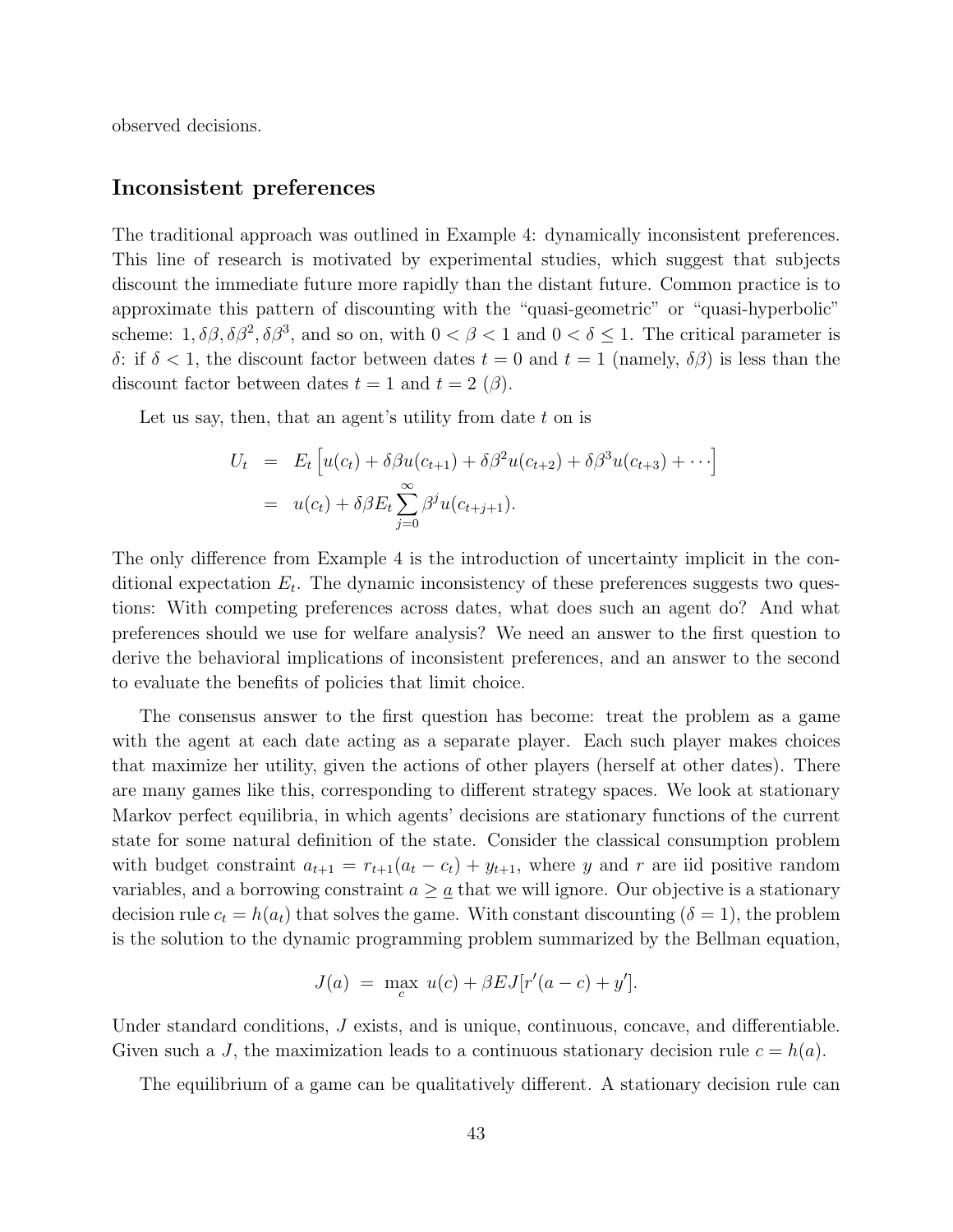observed decisions.

## Inconsistent preferences

The traditional approach was outlined in Example 4: dynamically inconsistent preferences. This line of research is motivated by experimental studies, which suggest that subjects discount the immediate future more rapidly than the distant future. Common practice is to approximate this pattern of discounting with the "quasi-geometric" or "quasi-hyperbolic" scheme: $1, \delta\beta, \delta\beta^2, \delta\beta^3$, and so on, with $0 < \beta < 1$ and $0 < \delta \leq 1$. The critical parameter is $\delta$: if $\delta < 1$, the discount factor between dates $t = 0$ and $t = 1$ (namely, $\delta\beta$) is less than the discount factor between dates $t = 1$ and $t = 2$ ($\beta$).

Let us say, then, that an agent's utility from date $t$ on is

$$
\begin{aligned}
U_t &= E_t \Big[ u(c_t) + \delta\beta u(c_{t+1}) + \delta\beta^2 u(c_{t+2}) + \delta\beta^3 u(c_{t+3}) + \cdots \Big] \\
&= u(c_t) + \delta\beta E_t \sum_{j=0}^{\infty} \beta^j u(c_{t+j+1}).
\end{aligned}
$$

The only difference from Example 4 is the introduction of uncertainty implicit in the conditional expectation $E_t$. The dynamic inconsistency of these preferences suggests two questions: With competing preferences across dates, what does such an agent do? And what preferences should we use for welfare analysis? We need an answer to the first question to derive the behavioral implications of inconsistent preferences, and an answer to the second to evaluate the benefits of policies that limit choice.

The consensus answer to the first question has become: treat the problem as a game with the agent at each date acting as a separate player. Each such player makes choices that maximize her utility, given the actions of other players (herself at other dates). There are many games like this, corresponding to different strategy spaces. We look at stationary Markov perfect equilibria, in which agents' decisions are stationary functions of the current state for some natural definition of the state. Consider the classical consumption problem with budget constraint $a_{t+1} = r_{t+1}(a_t - c_t) + y_{t+1}$, where $y$ and $r$ are iid positive random variables, and a borrowing constraint $a \geq \underline{a}$ that we will ignore. Our objective is a stationary decision rule $c_t = h(a_t)$ that solves the game. With constant discounting ($\delta = 1$), the problem is the solution to the dynamic programming problem summarized by the Bellman equation,

$$
J(a) \;=\; \max_c \; u(c) + \beta E J[r'(a - c) + y'].
$$

Under standard conditions, $J$ exists, and is unique, continuous, concave, and differentiable. Given such a $J$, the maximization leads to a continuous stationary decision rule $c = h(a)$.

The equilibrium of a game can be qualitatively different. A stationary decision rule can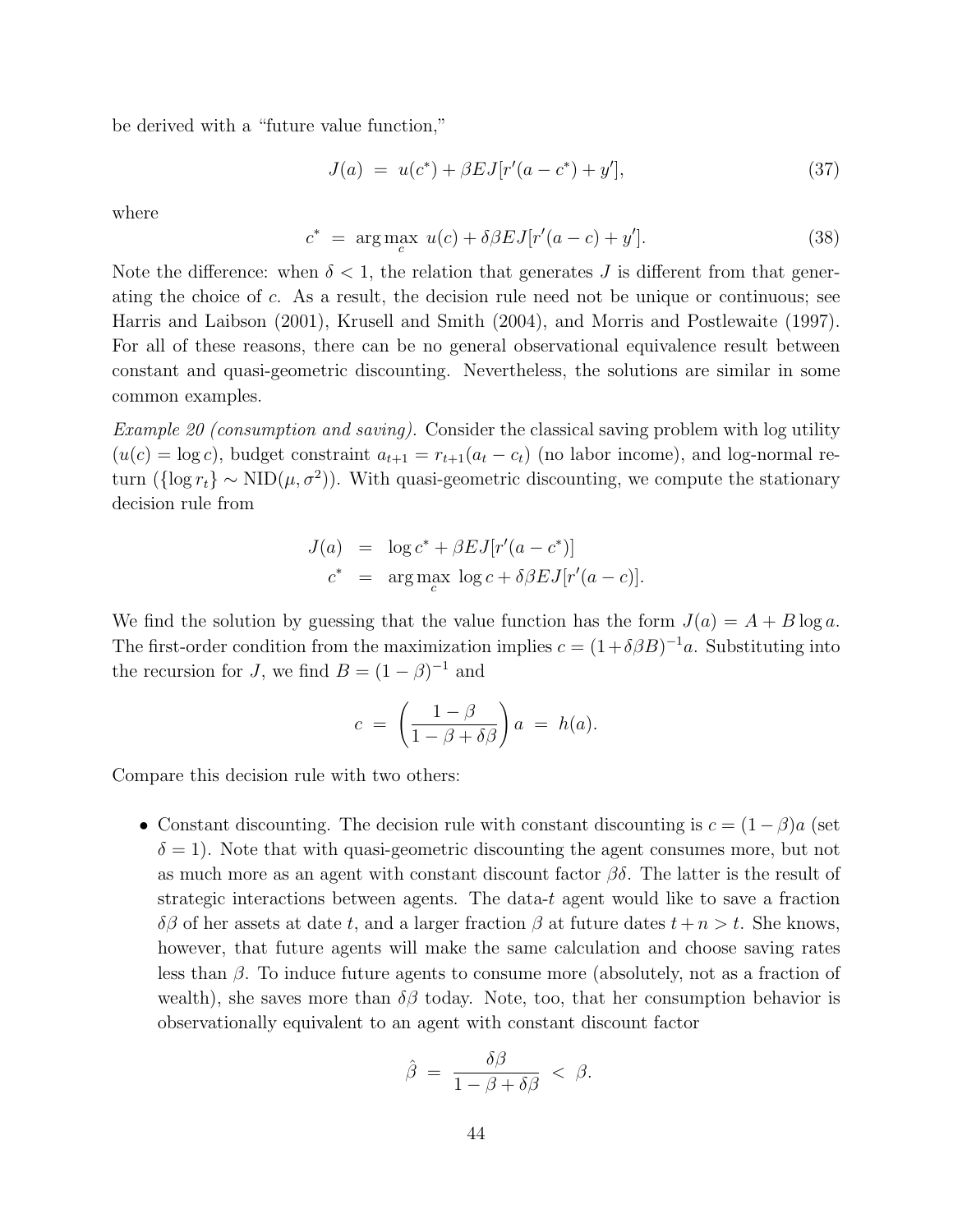be derived with a "future value function,"

$$J(a) \;=\; u(c^*) + \beta E J[r'(a - c^*) + y'], \tag{37}$$

where

$$c^* \;=\; \arg\max_c \; u(c) + \delta\beta E J[r'(a - c) + y']. \tag{38}$$

Note the difference: when $\delta < 1$, the relation that generates $J$ is different from that generating the choice of $c$. As a result, the decision rule need not be unique or continuous; see Harris and Laibson (2001), Krusell and Smith (2004), and Morris and Postlewaite (1997). For all of these reasons, there can be no general observational equivalence result between constant and quasi-geometric discounting. Nevertheless, the solutions are similar in some common examples.

*Example 20 (consumption and saving).* Consider the classical saving problem with log utility ($u(c) = \log c$), budget constraint $a_{t+1} = r_{t+1}(a_t - c_t)$ (no labor income), and log-normal return ($\{\log r_t\} \sim \text{NID}(\mu, \sigma^2)$). With quasi-geometric discounting, we compute the stationary decision rule from

$$\begin{aligned} J(a) &= \log c^* + \beta E J[r'(a - c^*)] \\ c^* &= \arg\max_c \; \log c + \delta\beta E J[r'(a - c)]. \end{aligned}$$

We find the solution by guessing that the value function has the form $J(a) = A + B \log a$. The first-order condition from the maximization implies $c = (1 + \delta\beta B)^{-1} a$. Substituting into the recursion for $J$, we find $B = (1 - \beta)^{-1}$ and

$$c \;=\; \left( \frac{1 - \beta}{1 - \beta + \delta\beta} \right) a \;=\; h(a).$$

Compare this decision rule with two others:

- Constant discounting. The decision rule with constant discounting is $c = (1 - \beta)a$ (set $\delta = 1$). Note that with quasi-geometric discounting the agent consumes more, but not as much more as an agent with constant discount factor $\beta\delta$. The latter is the result of strategic interactions between agents. The data-$t$ agent would like to save a fraction $\delta\beta$ of her assets at date $t$, and a larger fraction $\beta$ at future dates $t + n > t$. She knows, however, that future agents will make the same calculation and choose saving rates less than $\beta$. To induce future agents to consume more (absolutely, not as a fraction of wealth), she saves more than $\delta\beta$ today. Note, too, that her consumption behavior is observationally equivalent to an agent with constant discount factor

$$\hat{\beta} \;=\; \frac{\delta\beta}{1 - \beta + \delta\beta} \;<\; \beta.$$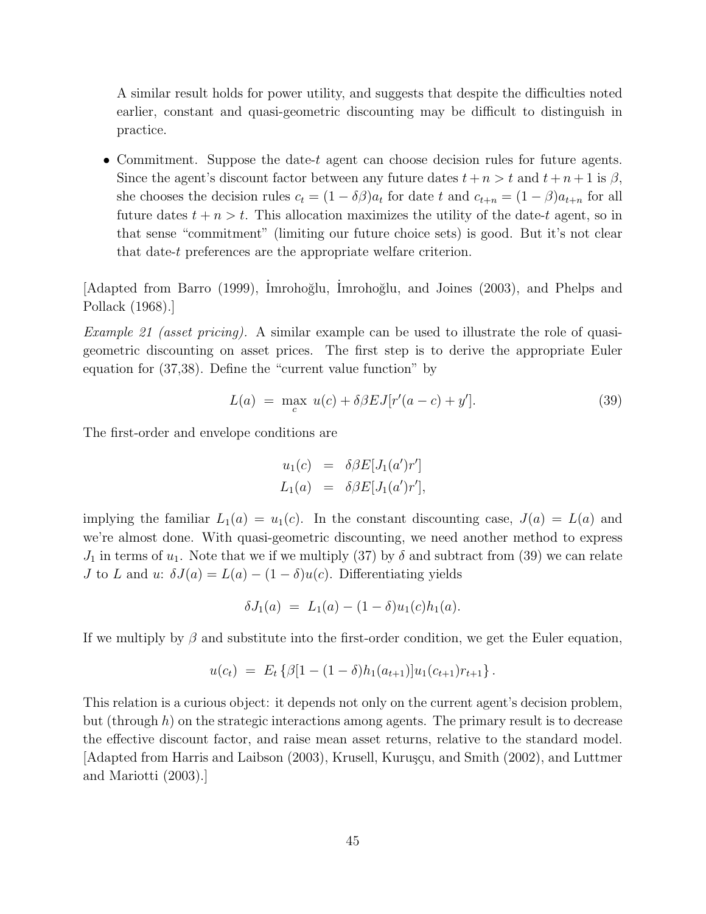A similar result holds for power utility, and suggests that despite the difficulties noted earlier, constant and quasi-geometric discounting may be difficult to distinguish in practice.

- Commitment. Suppose the date-$t$ agent can choose decision rules for future agents. Since the agent's discount factor between any future dates $t+n > t$ and $t+n+1$ is $\beta$, she chooses the decision rules $c_t = (1-\delta\beta)a_t$ for date $t$ and $c_{t+n} = (1-\beta)a_{t+n}$ for all future dates $t+n > t$. This allocation maximizes the utility of the date-$t$ agent, so in that sense "commitment" (limiting our future choice sets) is good. But it's not clear that date-$t$ preferences are the appropriate welfare criterion.

[Adapted from Barro (1999), İmrohoğlu, İmrohoğlu, and Joines (2003), and Phelps and Pollack (1968).]

*Example 21 (asset pricing).* A similar example can be used to illustrate the role of quasi-geometric discounting on asset prices. The first step is to derive the appropriate Euler equation for (37,38). Define the "current value function" by

$$L(a) \;=\; \max_c \; u(c) + \delta\beta E J[r'(a-c) + y']. \tag{39}$$

The first-order and envelope conditions are

$$\begin{aligned} u_1(c) &= \delta\beta E[J_1(a')r'] \\ L_1(a) &= \delta\beta E[J_1(a')r'], \end{aligned}$$

implying the familiar $L_1(a) = u_1(c)$. In the constant discounting case, $J(a) = L(a)$ and we're almost done. With quasi-geometric discounting, we need another method to express $J_1$ in terms of $u_1$. Note that we if we multiply (37) by $\delta$ and subtract from (39) we can relate $J$ to $L$ and $u$: $\delta J(a) = L(a) - (1-\delta)u(c)$. Differentiating yields

$$\delta J_1(a) \;=\; L_1(a) - (1-\delta)u_1(c)h_1(a).$$

If we multiply by $\beta$ and substitute into the first-order condition, we get the Euler equation,

$$u(c_t) \;=\; E_t\left\{\beta[1-(1-\delta)h_1(a_{t+1})]u_1(c_{t+1})r_{t+1}\right\}.$$

This relation is a curious object: it depends not only on the current agent's decision problem, but (through $h$) on the strategic interactions among agents. The primary result is to decrease the effective discount factor, and raise mean asset returns, relative to the standard model. [Adapted from Harris and Laibson (2003), Krusell, Kuruşçu, and Smith (2002), and Luttmer and Mariotti (2003).]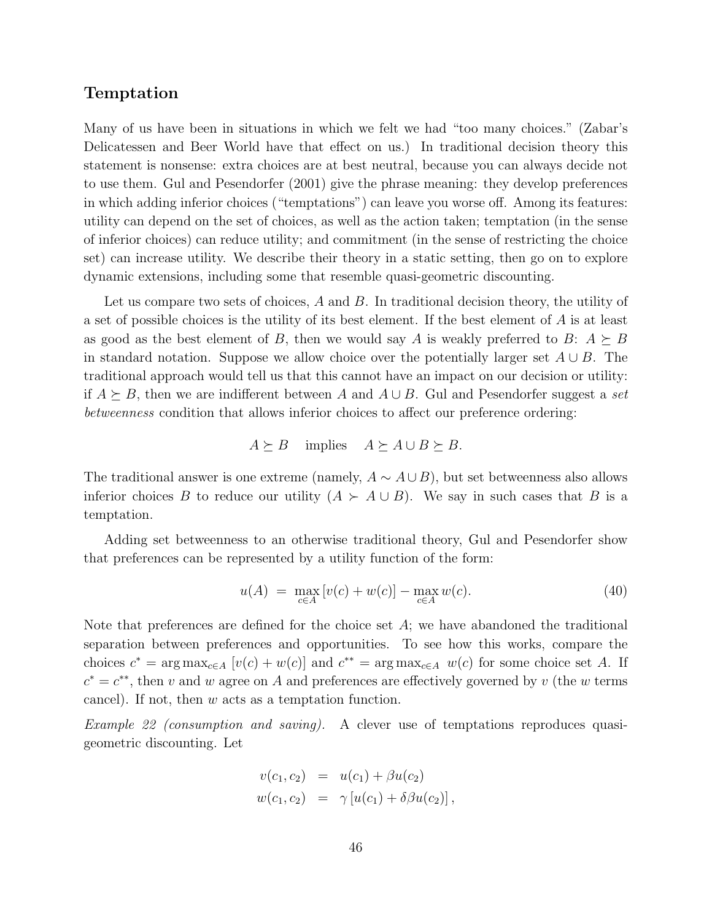## Temptation

Many of us have been in situations in which we felt we had "too many choices." (Zabar's Delicatessen and Beer World have that effect on us.) In traditional decision theory this statement is nonsense: extra choices are at best neutral, because you can always decide not to use them. Gul and Pesendorfer (2001) give the phrase meaning: they develop preferences in which adding inferior choices ("temptations") can leave you worse off. Among its features: utility can depend on the set of choices, as well as the action taken; temptation (in the sense of inferior choices) can reduce utility; and commitment (in the sense of restricting the choice set) can increase utility. We describe their theory in a static setting, then go on to explore dynamic extensions, including some that resemble quasi-geometric discounting.

Let us compare two sets of choices, $A$ and $B$. In traditional decision theory, the utility of a set of possible choices is the utility of its best element. If the best element of $A$ is at least as good as the best element of $B$, then we would say $A$ is weakly preferred to $B$: $A \succeq B$ in standard notation. Suppose we allow choice over the potentially larger set $A \cup B$. The traditional approach would tell us that this cannot have an impact on our decision or utility: if $A \succeq B$, then we are indifferent between $A$ and $A \cup B$. Gul and Pesendorfer suggest a *set betweenness* condition that allows inferior choices to affect our preference ordering:

$$A \succeq B \quad \text{implies} \quad A \succeq A \cup B \succeq B.$$

The traditional answer is one extreme (namely, $A \sim A \cup B$), but set betweenness also allows inferior choices $B$ to reduce our utility ($A \succ A \cup B$). We say in such cases that $B$ is a temptation.

Adding set betweenness to an otherwise traditional theory, Gul and Pesendorfer show that preferences can be represented by a utility function of the form:

$$u(A) \;=\; \max_{c \in A} \left[ v(c) + w(c) \right] - \max_{c \in A} w(c). \tag{40}$$

Note that preferences are defined for the choice set $A$; we have abandoned the traditional separation between preferences and opportunities. To see how this works, compare the choices $c^* = \arg\max_{c \in A} \left[ v(c) + w(c) \right]$ and $c^{**} = \arg\max_{c \in A} \; w(c)$ for some choice set $A$. If $c^* = c^{**}$, then $v$ and $w$ agree on $A$ and preferences are effectively governed by $v$ (the $w$ terms cancel). If not, then $w$ acts as a temptation function.

*Example 22 (consumption and saving).* A clever use of temptations reproduces quasi-geometric discounting. Let

$$\begin{aligned} v(c_1, c_2) &= u(c_1) + \beta u(c_2) \\ w(c_1, c_2) &= \gamma \left[ u(c_1) + \delta \beta u(c_2) \right], \end{aligned}$$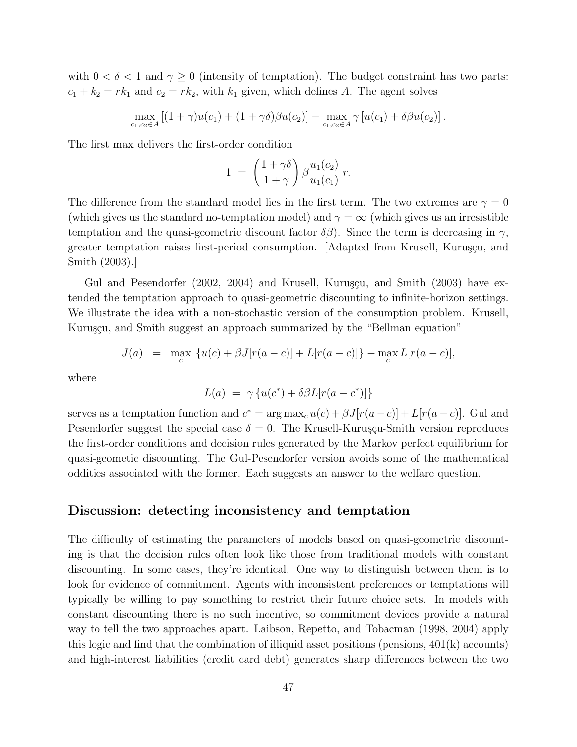with $0 < \delta < 1$ and $\gamma \geq 0$ (intensity of temptation). The budget constraint has two parts: $c_1 + k_2 = rk_1$ and $c_2 = rk_2$, with $k_1$ given, which defines $A$. The agent solves

$$\max_{c_1,c_2 \in A} \left[(1+\gamma)u(c_1) + (1+\gamma\delta)\beta u(c_2)\right] - \max_{c_1,c_2 \in A} \gamma \left[u(c_1) + \delta\beta u(c_2)\right].$$

The first max delivers the first-order condition

$$1 \;=\; \left(\frac{1+\gamma\delta}{1+\gamma}\right)\beta \frac{u_1(c_2)}{u_1(c_1)}\, r.$$

The difference from the standard model lies in the first term. The two extremes are $\gamma = 0$ (which gives us the standard no-temptation model) and $\gamma = \infty$ (which gives us an irresistible temptation and the quasi-geometric discount factor $\delta\beta$). Since the term is decreasing in $\gamma$, greater temptation raises first-period consumption. [Adapted from Krusell, Kuruşçu, and Smith (2003).]

Gul and Pesendorfer (2002, 2004) and Krusell, Kuruşçu, and Smith (2003) have extended the temptation approach to quasi-geometric discounting to infinite-horizon settings. We illustrate the idea with a non-stochastic version of the consumption problem. Krusell, Kuruşçu, and Smith suggest an approach summarized by the "Bellman equation"

$$J(a) \;\;=\;\; \max_{c} \;\{u(c) + \beta J[r(a-c)] + L[r(a-c)]\} - \max_{c} L[r(a-c)],$$

where

$$L(a) \;=\; \gamma \left\{u(c^*) + \delta\beta L[r(a-c^*)]\right\}$$

serves as a temptation function and $c^* = \arg\max_c u(c) + \beta J[r(a-c)] + L[r(a-c)]$. Gul and Pesendorfer suggest the special case $\delta = 0$. The Krusell-Kuruşçu-Smith version reproduces the first-order conditions and decision rules generated by the Markov perfect equilibrium for quasi-geometic discounting. The Gul-Pesendorfer version avoids some of the mathematical oddities associated with the former. Each suggests an answer to the welfare question.

## Discussion: detecting inconsistency and temptation

The difficulty of estimating the parameters of models based on quasi-geometric discounting is that the decision rules often look like those from traditional models with constant discounting. In some cases, they're identical. One way to distinguish between them is to look for evidence of commitment. Agents with inconsistent preferences or temptations will typically be willing to pay something to restrict their future choice sets. In models with constant discounting there is no such incentive, so commitment devices provide a natural way to tell the two approaches apart. Laibson, Repetto, and Tobacman (1998, 2004) apply this logic and find that the combination of illiquid asset positions (pensions, 401(k) accounts) and high-interest liabilities (credit card debt) generates sharp differences between the two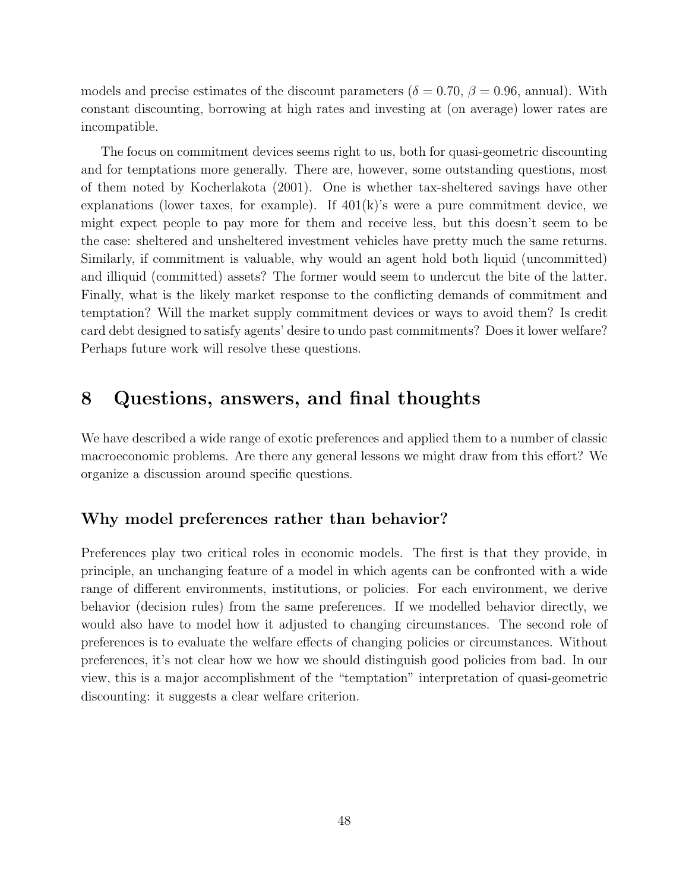models and precise estimates of the discount parameters ($\delta = 0.70$, $\beta = 0.96$, annual). With constant discounting, borrowing at high rates and investing at (on average) lower rates are incompatible.

The focus on commitment devices seems right to us, both for quasi-geometric discounting and for temptations more generally. There are, however, some outstanding questions, most of them noted by Kocherlakota (2001). One is whether tax-sheltered savings have other explanations (lower taxes, for example). If 401(k)'s were a pure commitment device, we might expect people to pay more for them and receive less, but this doesn't seem to be the case: sheltered and unsheltered investment vehicles have pretty much the same returns. Similarly, if commitment is valuable, why would an agent hold both liquid (uncommitted) and illiquid (committed) assets? The former would seem to undercut the bite of the latter. Finally, what is the likely market response to the conflicting demands of commitment and temptation? Will the market supply commitment devices or ways to avoid them? Is credit card debt designed to satisfy agents' desire to undo past commitments? Does it lower welfare? Perhaps future work will resolve these questions.

# 8 Questions, answers, and final thoughts

We have described a wide range of exotic preferences and applied them to a number of classic macroeconomic problems. Are there any general lessons we might draw from this effort? We organize a discussion around specific questions.

### Why model preferences rather than behavior?

Preferences play two critical roles in economic models. The first is that they provide, in principle, an unchanging feature of a model in which agents can be confronted with a wide range of different environments, institutions, or policies. For each environment, we derive behavior (decision rules) from the same preferences. If we modelled behavior directly, we would also have to model how it adjusted to changing circumstances. The second role of preferences is to evaluate the welfare effects of changing policies or circumstances. Without preferences, it's not clear how we how we should distinguish good policies from bad. In our view, this is a major accomplishment of the "temptation" interpretation of quasi-geometric discounting: it suggests a clear welfare criterion.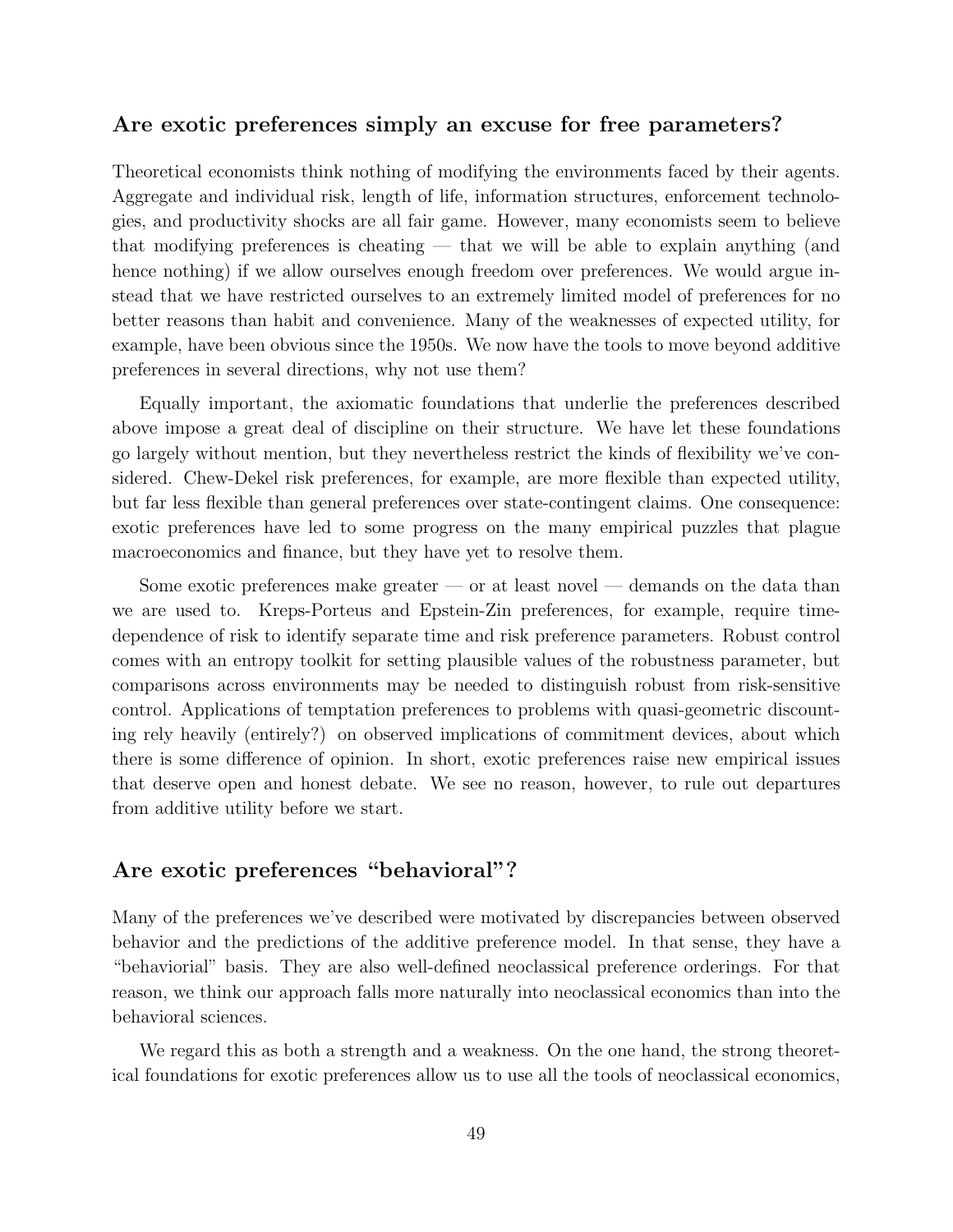### Are exotic preferences simply an excuse for free parameters?

Theoretical economists think nothing of modifying the environments faced by their agents. Aggregate and individual risk, length of life, information structures, enforcement technologies, and productivity shocks are all fair game. However, many economists seem to believe that modifying preferences is cheating — that we will be able to explain anything (and hence nothing) if we allow ourselves enough freedom over preferences. We would argue instead that we have restricted ourselves to an extremely limited model of preferences for no better reasons than habit and convenience. Many of the weaknesses of expected utility, for example, have been obvious since the 1950s. We now have the tools to move beyond additive preferences in several directions, why not use them?

Equally important, the axiomatic foundations that underlie the preferences described above impose a great deal of discipline on their structure. We have let these foundations go largely without mention, but they nevertheless restrict the kinds of flexibility we've considered. Chew-Dekel risk preferences, for example, are more flexible than expected utility, but far less flexible than general preferences over state-contingent claims. One consequence: exotic preferences have led to some progress on the many empirical puzzles that plague macroeconomics and finance, but they have yet to resolve them.

Some exotic preferences make greater — or at least novel — demands on the data than we are used to. Kreps-Porteus and Epstein-Zin preferences, for example, require time-dependence of risk to identify separate time and risk preference parameters. Robust control comes with an entropy toolkit for setting plausible values of the robustness parameter, but comparisons across environments may be needed to distinguish robust from risk-sensitive control. Applications of temptation preferences to problems with quasi-geometric discounting rely heavily (entirely?) on observed implications of commitment devices, about which there is some difference of opinion. In short, exotic preferences raise new empirical issues that deserve open and honest debate. We see no reason, however, to rule out departures from additive utility before we start.

### Are exotic preferences "behavioral"?

Many of the preferences we've described were motivated by discrepancies between observed behavior and the predictions of the additive preference model. In that sense, they have a "behaviorial" basis. They are also well-defined neoclassical preference orderings. For that reason, we think our approach falls more naturally into neoclassical economics than into the behavioral sciences.

We regard this as both a strength and a weakness. On the one hand, the strong theoretical foundations for exotic preferences allow us to use all the tools of neoclassical economics,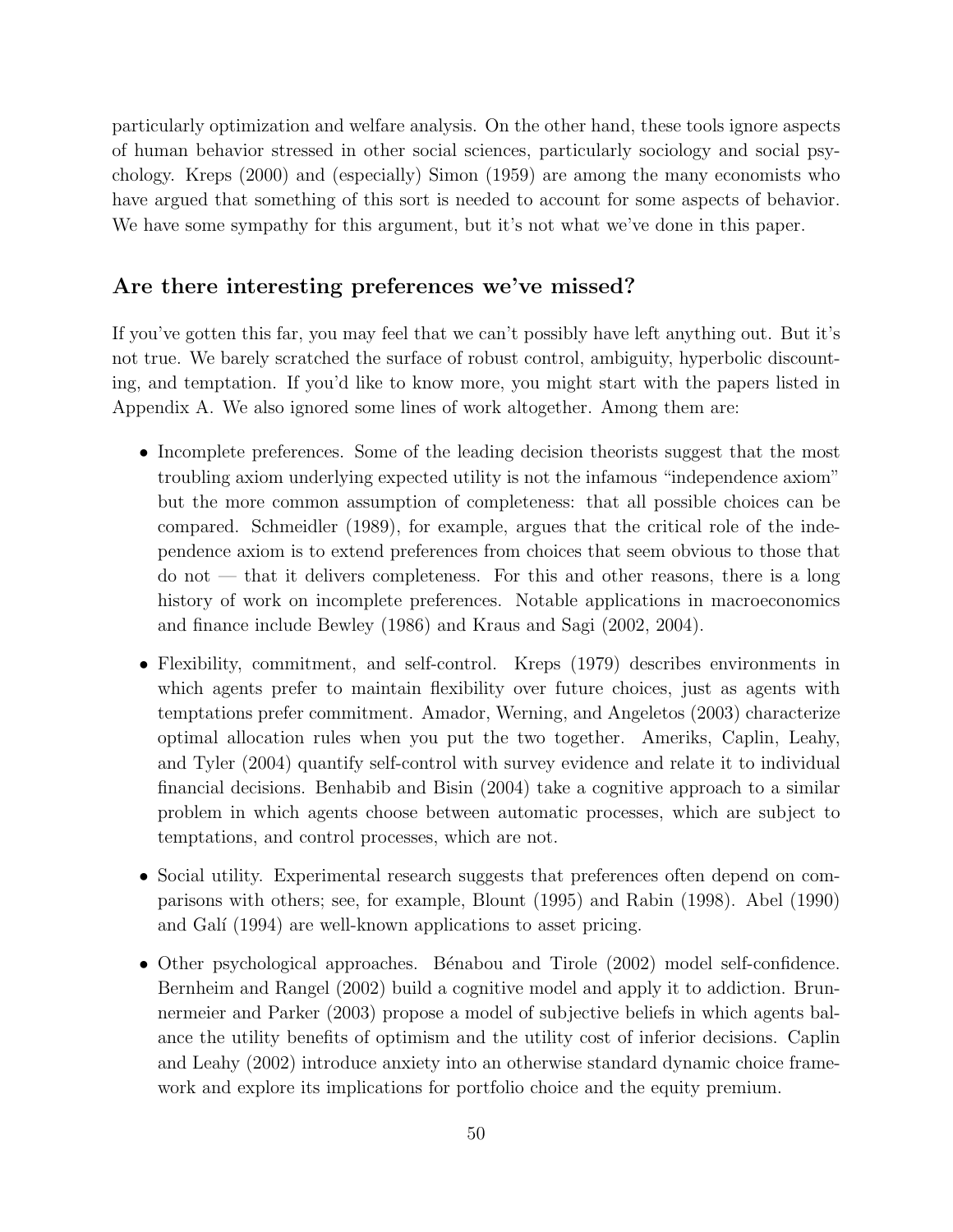particularly optimization and welfare analysis. On the other hand, these tools ignore aspects of human behavior stressed in other social sciences, particularly sociology and social psychology. Kreps (2000) and (especially) Simon (1959) are among the many economists who have argued that something of this sort is needed to account for some aspects of behavior. We have some sympathy for this argument, but it's not what we've done in this paper.

## Are there interesting preferences we've missed?

If you've gotten this far, you may feel that we can't possibly have left anything out. But it's not true. We barely scratched the surface of robust control, ambiguity, hyperbolic discounting, and temptation. If you'd like to know more, you might start with the papers listed in Appendix A. We also ignored some lines of work altogether. Among them are:

- Incomplete preferences. Some of the leading decision theorists suggest that the most troubling axiom underlying expected utility is not the infamous "independence axiom" but the more common assumption of completeness: that all possible choices can be compared. Schmeidler (1989), for example, argues that the critical role of the independence axiom is to extend preferences from choices that seem obvious to those that do not — that it delivers completeness. For this and other reasons, there is a long history of work on incomplete preferences. Notable applications in macroeconomics and finance include Bewley (1986) and Kraus and Sagi (2002, 2004).
- Flexibility, commitment, and self-control. Kreps (1979) describes environments in which agents prefer to maintain flexibility over future choices, just as agents with temptations prefer commitment. Amador, Werning, and Angeletos (2003) characterize optimal allocation rules when you put the two together. Ameriks, Caplin, Leahy, and Tyler (2004) quantify self-control with survey evidence and relate it to individual financial decisions. Benhabib and Bisin (2004) take a cognitive approach to a similar problem in which agents choose between automatic processes, which are subject to temptations, and control processes, which are not.
- Social utility. Experimental research suggests that preferences often depend on comparisons with others; see, for example, Blount (1995) and Rabin (1998). Abel (1990) and Galí (1994) are well-known applications to asset pricing.
- Other psychological approaches. Bénabou and Tirole (2002) model self-confidence. Bernheim and Rangel (2002) build a cognitive model and apply it to addiction. Brunnermeier and Parker (2003) propose a model of subjective beliefs in which agents balance the utility benefits of optimism and the utility cost of inferior decisions. Caplin and Leahy (2002) introduce anxiety into an otherwise standard dynamic choice framework and explore its implications for portfolio choice and the equity premium.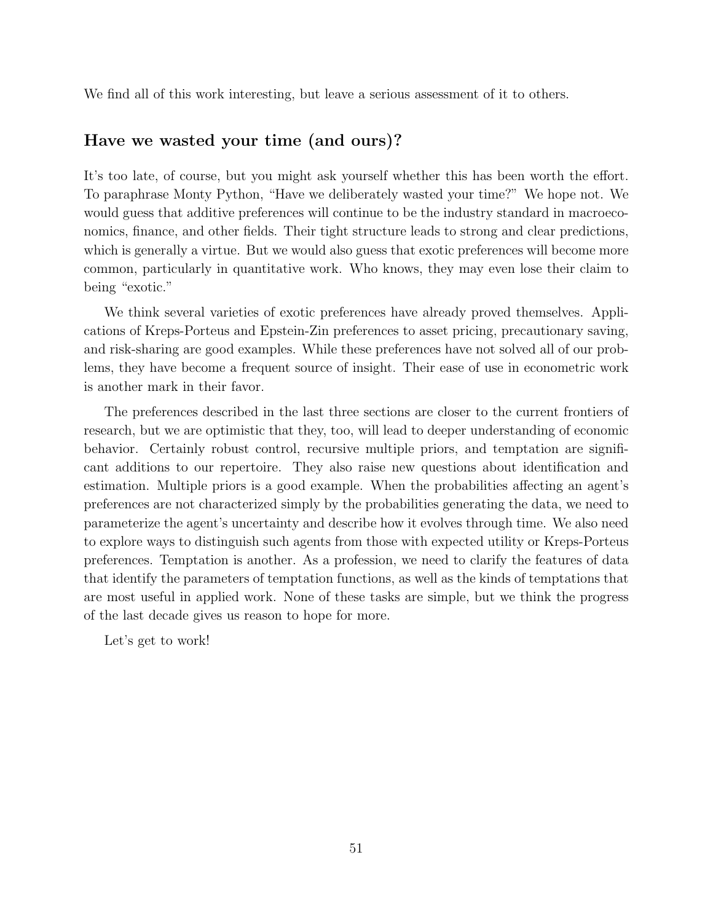We find all of this work interesting, but leave a serious assessment of it to others.

## Have we wasted your time (and ours)?

It's too late, of course, but you might ask yourself whether this has been worth the effort. To paraphrase Monty Python, "Have we deliberately wasted your time?" We hope not. We would guess that additive preferences will continue to be the industry standard in macroeconomics, finance, and other fields. Their tight structure leads to strong and clear predictions, which is generally a virtue. But we would also guess that exotic preferences will become more common, particularly in quantitative work. Who knows, they may even lose their claim to being "exotic."

We think several varieties of exotic preferences have already proved themselves. Applications of Kreps-Porteus and Epstein-Zin preferences to asset pricing, precautionary saving, and risk-sharing are good examples. While these preferences have not solved all of our problems, they have become a frequent source of insight. Their ease of use in econometric work is another mark in their favor.

The preferences described in the last three sections are closer to the current frontiers of research, but we are optimistic that they, too, will lead to deeper understanding of economic behavior. Certainly robust control, recursive multiple priors, and temptation are significant additions to our repertoire. They also raise new questions about identification and estimation. Multiple priors is a good example. When the probabilities affecting an agent's preferences are not characterized simply by the probabilities generating the data, we need to parameterize the agent's uncertainty and describe how it evolves through time. We also need to explore ways to distinguish such agents from those with expected utility or Kreps-Porteus preferences. Temptation is another. As a profession, we need to clarify the features of data that identify the parameters of temptation functions, as well as the kinds of temptations that are most useful in applied work. None of these tasks are simple, but we think the progress of the last decade gives us reason to hope for more.

Let's get to work!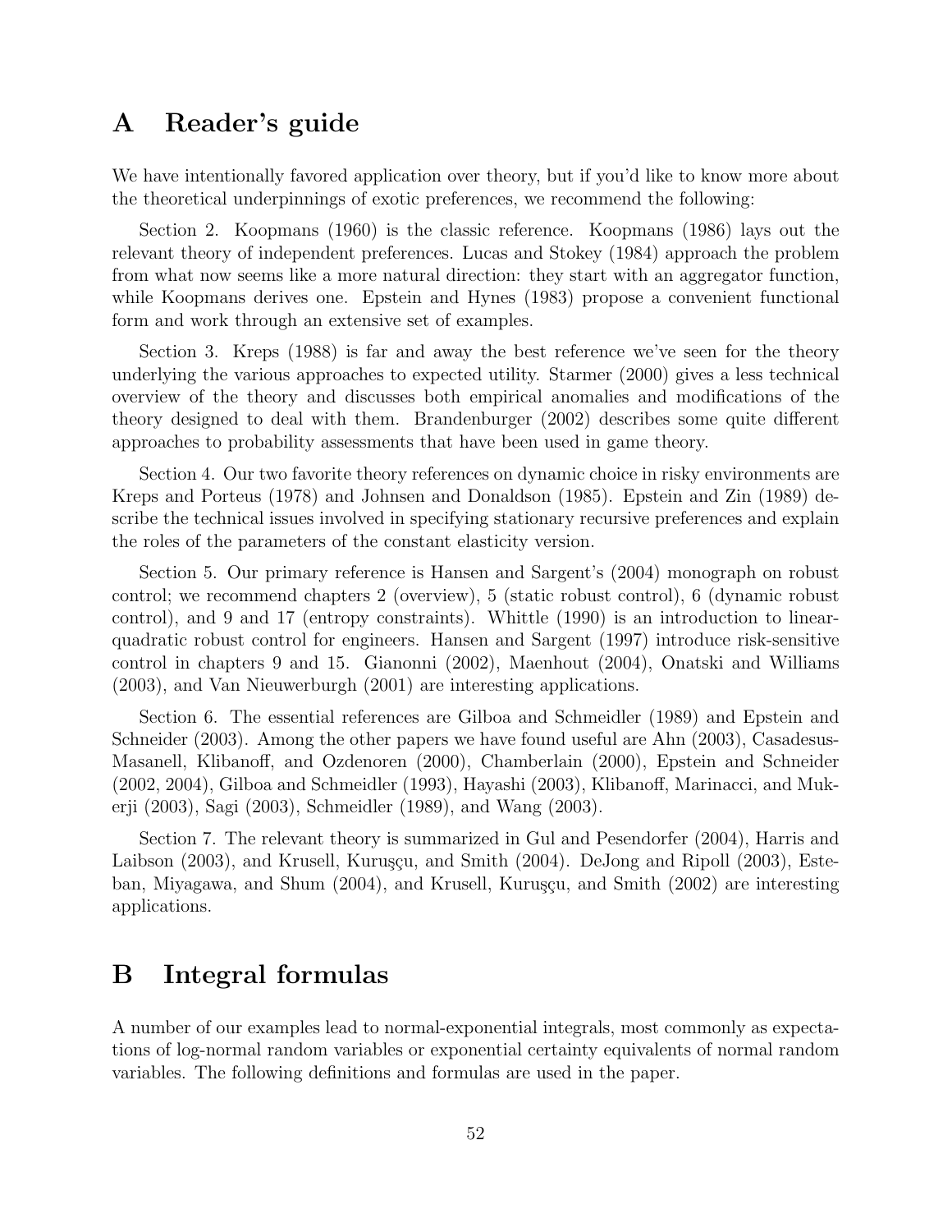# A Reader's guide

We have intentionally favored application over theory, but if you'd like to know more about the theoretical underpinnings of exotic preferences, we recommend the following:

Section 2. Koopmans (1960) is the classic reference. Koopmans (1986) lays out the relevant theory of independent preferences. Lucas and Stokey (1984) approach the problem from what now seems like a more natural direction: they start with an aggregator function, while Koopmans derives one. Epstein and Hynes (1983) propose a convenient functional form and work through an extensive set of examples.

Section 3. Kreps (1988) is far and away the best reference we've seen for the theory underlying the various approaches to expected utility. Starmer (2000) gives a less technical overview of the theory and discusses both empirical anomalies and modifications of the theory designed to deal with them. Brandenburger (2002) describes some quite different approaches to probability assessments that have been used in game theory.

Section 4. Our two favorite theory references on dynamic choice in risky environments are Kreps and Porteus (1978) and Johnsen and Donaldson (1985). Epstein and Zin (1989) describe the technical issues involved in specifying stationary recursive preferences and explain the roles of the parameters of the constant elasticity version.

Section 5. Our primary reference is Hansen and Sargent's (2004) monograph on robust control; we recommend chapters 2 (overview), 5 (static robust control), 6 (dynamic robust control), and 9 and 17 (entropy constraints). Whittle (1990) is an introduction to linear-quadratic robust control for engineers. Hansen and Sargent (1997) introduce risk-sensitive control in chapters 9 and 15. Gianonni (2002), Maenhout (2004), Onatski and Williams (2003), and Van Nieuwerburgh (2001) are interesting applications.

Section 6. The essential references are Gilboa and Schmeidler (1989) and Epstein and Schneider (2003). Among the other papers we have found useful are Ahn (2003), Casadesus-Masanell, Klibanoff, and Ozdenoren (2000), Chamberlain (2000), Epstein and Schneider (2002, 2004), Gilboa and Schmeidler (1993), Hayashi (2003), Klibanoff, Marinacci, and Mukerji (2003), Sagi (2003), Schmeidler (1989), and Wang (2003).

Section 7. The relevant theory is summarized in Gul and Pesendorfer (2004), Harris and Laibson (2003), and Krusell, Kuruşçu, and Smith (2004). DeJong and Ripoll (2003), Esteban, Miyagawa, and Shum (2004), and Krusell, Kuruşçu, and Smith (2002) are interesting applications.

# B Integral formulas

A number of our examples lead to normal-exponential integrals, most commonly as expectations of log-normal random variables or exponential certainty equivalents of normal random variables. The following definitions and formulas are used in the paper.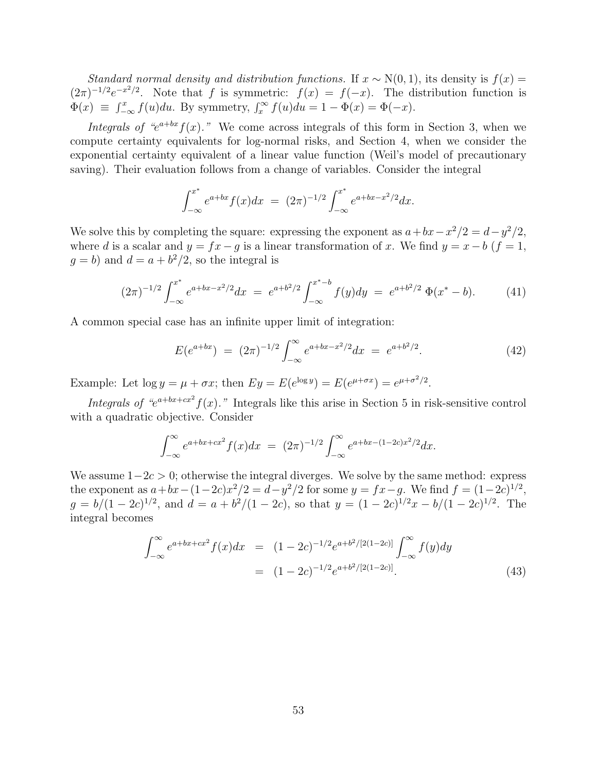*Standard normal density and distribution functions.* If $x \sim \mathrm{N}(0,1)$, its density is $f(x) = (2\pi)^{-1/2} e^{-x^2/2}$. Note that $f$ is symmetric: $f(x) = f(-x)$. The distribution function is $\Phi(x) \equiv \int_{-\infty}^{x} f(u)du$. By symmetry, $\int_{x}^{\infty} f(u)du = 1 - \Phi(x) = \Phi(-x)$.

*Integrals of "$e^{a+bx} f(x)$."* We come across integrals of this form in Section 3, when we compute certainty equivalents for log-normal risks, and Section 4, when we consider the exponential certainty equivalent of a linear value function (Weil's model of precautionary saving). Their evaluation follows from a change of variables. Consider the integral

$$\int_{-\infty}^{x^*} e^{a+bx} f(x)dx \;=\; (2\pi)^{-1/2} \int_{-\infty}^{x^*} e^{a+bx-x^2/2} dx.$$

We solve this by completing the square: expressing the exponent as $a + bx - x^2/2 = d - y^2/2$, where $d$ is a scalar and $y = fx - g$ is a linear transformation of $x$. We find $y = x - b$ ($f = 1$, $g = b$) and $d = a + b^2/2$, so the integral is

$$(2\pi)^{-1/2} \int_{-\infty}^{x^*} e^{a+bx-x^2/2} dx \;=\; e^{a+b^2/2} \int_{-\infty}^{x^*-b} f(y)dy \;=\; e^{a+b^2/2}\; \Phi(x^* - b). \tag{41}$$

A common special case has an infinite upper limit of integration:

$$E(e^{a+bx}) \;=\; (2\pi)^{-1/2} \int_{-\infty}^{\infty} e^{a+bx-x^2/2} dx \;=\; e^{a+b^2/2}. \tag{42}$$

Example: Let $\log y = \mu + \sigma x$; then $Ey = E(e^{\log y}) = E(e^{\mu + \sigma x}) = e^{\mu + \sigma^2/2}$.

*Integrals of "$e^{a+bx+cx^2} f(x)$."* Integrals like this arise in Section 5 in risk-sensitive control with a quadratic objective. Consider

$$\int_{-\infty}^{\infty} e^{a+bx+cx^2} f(x)dx \;=\; (2\pi)^{-1/2} \int_{-\infty}^{\infty} e^{a+bx-(1-2c)x^2/2} dx.$$

We assume $1-2c > 0$; otherwise the integral diverges. We solve by the same method: express the exponent as $a + bx - (1-2c)x^2/2 = d - y^2/2$ for some $y = fx - g$. We find $f = (1-2c)^{1/2}$, $g = b/(1-2c)^{1/2}$, and $d = a + b^2/(1-2c)$, so that $y = (1-2c)^{1/2}x - b/(1-2c)^{1/2}$. The integral becomes

$$\begin{aligned}
\int_{-\infty}^{\infty} e^{a+bx+cx^2} f(x)dx \;&=\; (1-2c)^{-1/2} e^{a+b^2/[2(1-2c)]} \int_{-\infty}^{\infty} f(y)dy \\
&=\; (1-2c)^{-1/2} e^{a+b^2/[2(1-2c)]}.
\end{aligned} \tag{43}$$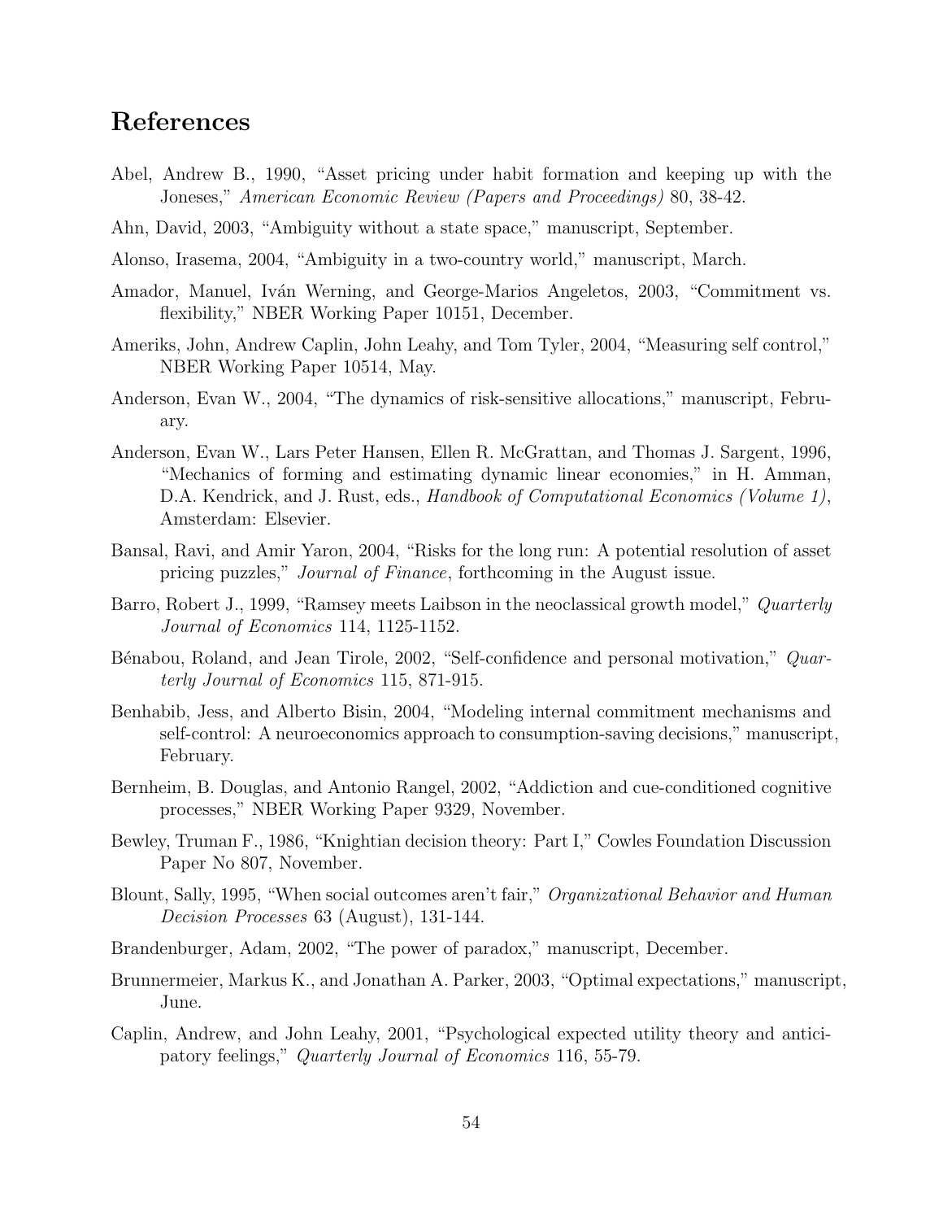## References

Abel, Andrew B., 1990, "Asset pricing under habit formation and keeping up with the Joneses," *American Economic Review (Papers and Proceedings)* 80, 38-42.

Ahn, David, 2003, "Ambiguity without a state space," manuscript, September.

Alonso, Irasema, 2004, "Ambiguity in a two-country world," manuscript, March.

Amador, Manuel, Iván Werning, and George-Marios Angeletos, 2003, "Commitment vs. flexibility," NBER Working Paper 10151, December.

Ameriks, John, Andrew Caplin, John Leahy, and Tom Tyler, 2004, "Measuring self control," NBER Working Paper 10514, May.

Anderson, Evan W., 2004, "The dynamics of risk-sensitive allocations," manuscript, February.

Anderson, Evan W., Lars Peter Hansen, Ellen R. McGrattan, and Thomas J. Sargent, 1996, "Mechanics of forming and estimating dynamic linear economies," in H. Amman, D.A. Kendrick, and J. Rust, eds., *Handbook of Computational Economics (Volume 1)*, Amsterdam: Elsevier.

Bansal, Ravi, and Amir Yaron, 2004, "Risks for the long run: A potential resolution of asset pricing puzzles," *Journal of Finance*, forthcoming in the August issue.

Barro, Robert J., 1999, "Ramsey meets Laibson in the neoclassical growth model," *Quarterly Journal of Economics* 114, 1125-1152.

Bénabou, Roland, and Jean Tirole, 2002, "Self-confidence and personal motivation," *Quarterly Journal of Economics* 115, 871-915.

Benhabib, Jess, and Alberto Bisin, 2004, "Modeling internal commitment mechanisms and self-control: A neuroeconomics approach to consumption-saving decisions," manuscript, February.

Bernheim, B. Douglas, and Antonio Rangel, 2002, "Addiction and cue-conditioned cognitive processes," NBER Working Paper 9329, November.

Bewley, Truman F., 1986, "Knightian decision theory: Part I," Cowles Foundation Discussion Paper No 807, November.

Blount, Sally, 1995, "When social outcomes aren't fair," *Organizational Behavior and Human Decision Processes* 63 (August), 131-144.

Brandenburger, Adam, 2002, "The power of paradox," manuscript, December.

Brunnermeier, Markus K., and Jonathan A. Parker, 2003, "Optimal expectations," manuscript, June.

Caplin, Andrew, and John Leahy, 2001, "Psychological expected utility theory and anticipatory feelings," *Quarterly Journal of Economics* 116, 55-79.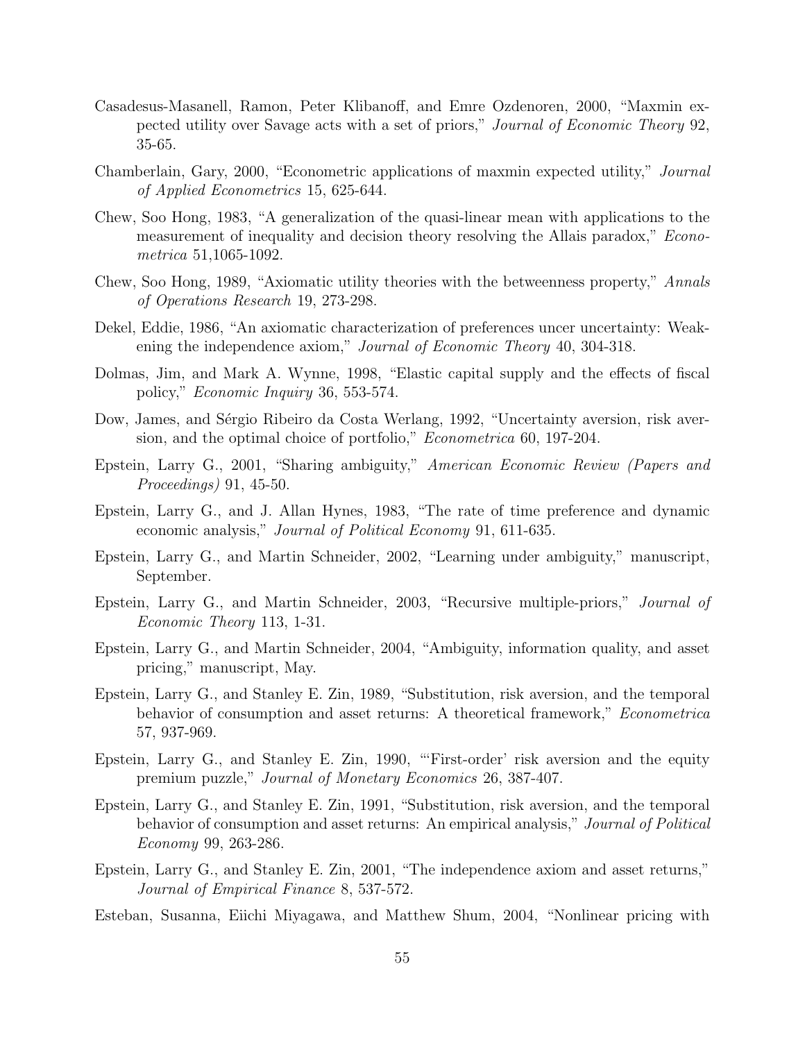Casadesus-Masanell, Ramon, Peter Klibanoff, and Emre Ozdenoren, 2000, "Maxmin expected utility over Savage acts with a set of priors," *Journal of Economic Theory* 92, 35-65.

Chamberlain, Gary, 2000, "Econometric applications of maxmin expected utility," *Journal of Applied Econometrics* 15, 625-644.

Chew, Soo Hong, 1983, "A generalization of the quasi-linear mean with applications to the measurement of inequality and decision theory resolving the Allais paradox," *Econometrica* 51,1065-1092.

Chew, Soo Hong, 1989, "Axiomatic utility theories with the betweenness property," *Annals of Operations Research* 19, 273-298.

Dekel, Eddie, 1986, "An axiomatic characterization of preferences uncer uncertainty: Weakening the independence axiom," *Journal of Economic Theory* 40, 304-318.

Dolmas, Jim, and Mark A. Wynne, 1998, "Elastic capital supply and the effects of fiscal policy," *Economic Inquiry* 36, 553-574.

Dow, James, and Sérgio Ribeiro da Costa Werlang, 1992, "Uncertainty aversion, risk aversion, and the optimal choice of portfolio," *Econometrica* 60, 197-204.

Epstein, Larry G., 2001, "Sharing ambiguity," *American Economic Review (Papers and Proceedings)* 91, 45-50.

Epstein, Larry G., and J. Allan Hynes, 1983, "The rate of time preference and dynamic economic analysis," *Journal of Political Economy* 91, 611-635.

Epstein, Larry G., and Martin Schneider, 2002, "Learning under ambiguity," manuscript, September.

Epstein, Larry G., and Martin Schneider, 2003, "Recursive multiple-priors," *Journal of Economic Theory* 113, 1-31.

Epstein, Larry G., and Martin Schneider, 2004, "Ambiguity, information quality, and asset pricing," manuscript, May.

Epstein, Larry G., and Stanley E. Zin, 1989, "Substitution, risk aversion, and the temporal behavior of consumption and asset returns: A theoretical framework," *Econometrica* 57, 937-969.

Epstein, Larry G., and Stanley E. Zin, 1990, "'First-order' risk aversion and the equity premium puzzle," *Journal of Monetary Economics* 26, 387-407.

Epstein, Larry G., and Stanley E. Zin, 1991, "Substitution, risk aversion, and the temporal behavior of consumption and asset returns: An empirical analysis," *Journal of Political Economy* 99, 263-286.

Epstein, Larry G., and Stanley E. Zin, 2001, "The independence axiom and asset returns," *Journal of Empirical Finance* 8, 537-572.

Esteban, Susanna, Eiichi Miyagawa, and Matthew Shum, 2004, "Nonlinear pricing with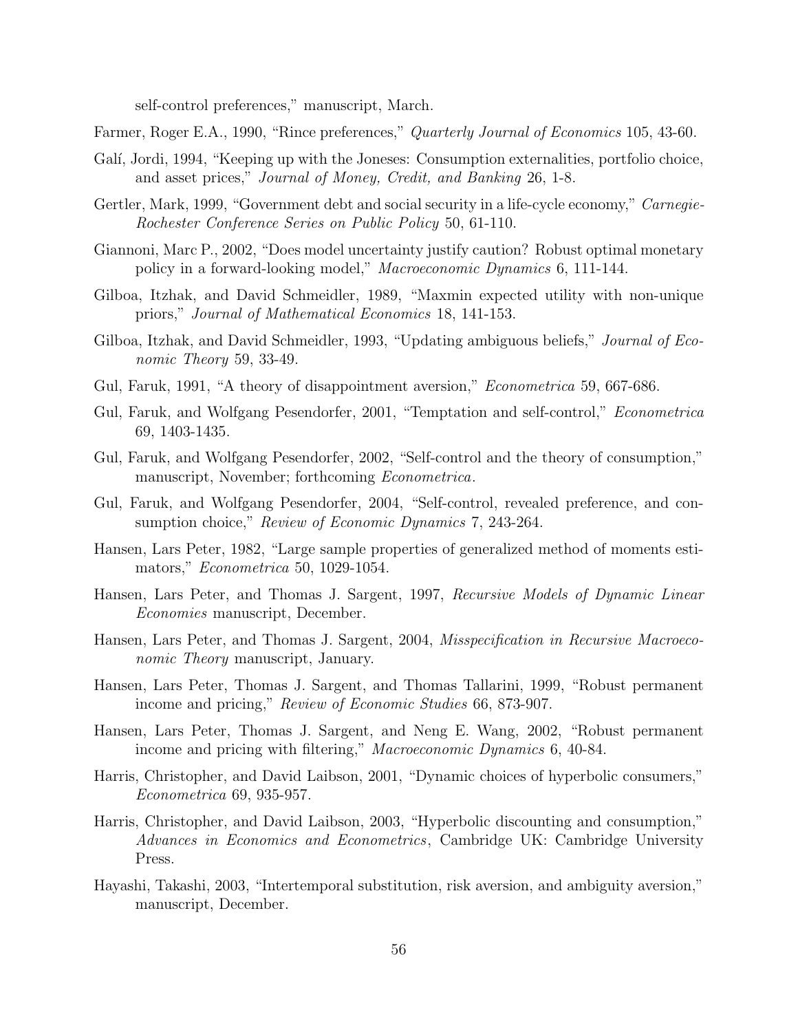self-control preferences," manuscript, March.

Farmer, Roger E.A., 1990, "Rince preferences," *Quarterly Journal of Economics* 105, 43-60.

Galí, Jordi, 1994, "Keeping up with the Joneses: Consumption externalities, portfolio choice, and asset prices," *Journal of Money, Credit, and Banking* 26, 1-8.

Gertler, Mark, 1999, "Government debt and social security in a life-cycle economy," *Carnegie-Rochester Conference Series on Public Policy* 50, 61-110.

Giannoni, Marc P., 2002, "Does model uncertainty justify caution? Robust optimal monetary policy in a forward-looking model," *Macroeconomic Dynamics* 6, 111-144.

Gilboa, Itzhak, and David Schmeidler, 1989, "Maxmin expected utility with non-unique priors," *Journal of Mathematical Economics* 18, 141-153.

Gilboa, Itzhak, and David Schmeidler, 1993, "Updating ambiguous beliefs," *Journal of Economic Theory* 59, 33-49.

Gul, Faruk, 1991, "A theory of disappointment aversion," *Econometrica* 59, 667-686.

Gul, Faruk, and Wolfgang Pesendorfer, 2001, "Temptation and self-control," *Econometrica* 69, 1403-1435.

Gul, Faruk, and Wolfgang Pesendorfer, 2002, "Self-control and the theory of consumption," manuscript, November; forthcoming *Econometrica*.

Gul, Faruk, and Wolfgang Pesendorfer, 2004, "Self-control, revealed preference, and consumption choice," *Review of Economic Dynamics* 7, 243-264.

Hansen, Lars Peter, 1982, "Large sample properties of generalized method of moments estimators," *Econometrica* 50, 1029-1054.

Hansen, Lars Peter, and Thomas J. Sargent, 1997, *Recursive Models of Dynamic Linear Economies* manuscript, December.

Hansen, Lars Peter, and Thomas J. Sargent, 2004, *Misspecification in Recursive Macroeconomic Theory* manuscript, January.

Hansen, Lars Peter, Thomas J. Sargent, and Thomas Tallarini, 1999, "Robust permanent income and pricing," *Review of Economic Studies* 66, 873-907.

Hansen, Lars Peter, Thomas J. Sargent, and Neng E. Wang, 2002, "Robust permanent income and pricing with filtering," *Macroeconomic Dynamics* 6, 40-84.

Harris, Christopher, and David Laibson, 2001, "Dynamic choices of hyperbolic consumers," *Econometrica* 69, 935-957.

Harris, Christopher, and David Laibson, 2003, "Hyperbolic discounting and consumption," *Advances in Economics and Econometrics*, Cambridge UK: Cambridge University Press.

Hayashi, Takashi, 2003, "Intertemporal substitution, risk aversion, and ambiguity aversion," manuscript, December.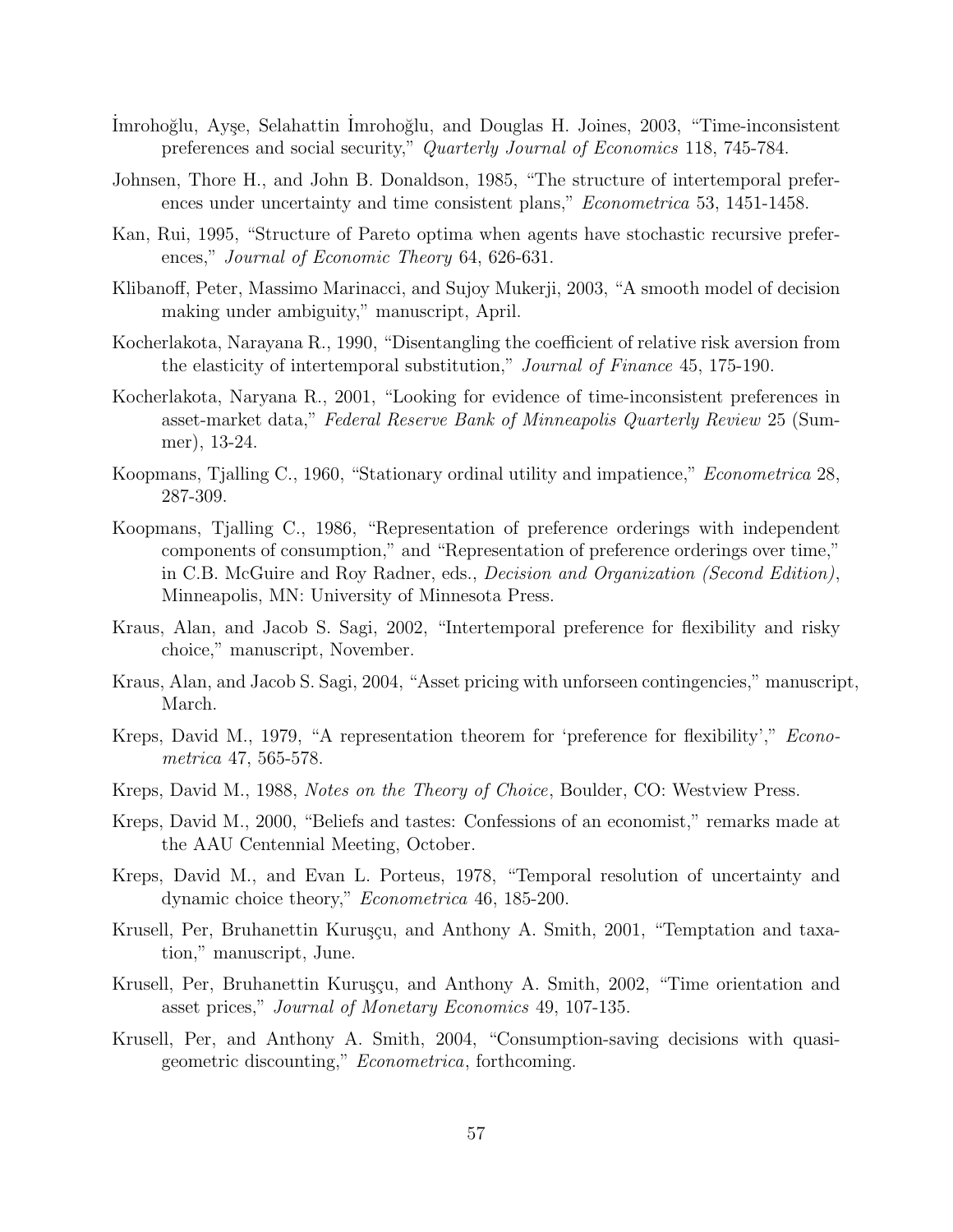İmrohoğlu, Ayşe, Selahattin İmrohoğlu, and Douglas H. Joines, 2003, "Time-inconsistent preferences and social security," *Quarterly Journal of Economics* 118, 745-784.

Johnsen, Thore H., and John B. Donaldson, 1985, "The structure of intertemporal preferences under uncertainty and time consistent plans," *Econometrica* 53, 1451-1458.

Kan, Rui, 1995, "Structure of Pareto optima when agents have stochastic recursive preferences," *Journal of Economic Theory* 64, 626-631.

Klibanoff, Peter, Massimo Marinacci, and Sujoy Mukerji, 2003, "A smooth model of decision making under ambiguity," manuscript, April.

Kocherlakota, Narayana R., 1990, "Disentangling the coefficient of relative risk aversion from the elasticity of intertemporal substitution," *Journal of Finance* 45, 175-190.

Kocherlakota, Naryana R., 2001, "Looking for evidence of time-inconsistent preferences in asset-market data," *Federal Reserve Bank of Minneapolis Quarterly Review* 25 (Summer), 13-24.

Koopmans, Tjalling C., 1960, "Stationary ordinal utility and impatience," *Econometrica* 28, 287-309.

Koopmans, Tjalling C., 1986, "Representation of preference orderings with independent components of consumption," and "Representation of preference orderings over time," in C.B. McGuire and Roy Radner, eds., *Decision and Organization (Second Edition)*, Minneapolis, MN: University of Minnesota Press.

Kraus, Alan, and Jacob S. Sagi, 2002, "Intertemporal preference for flexibility and risky choice," manuscript, November.

Kraus, Alan, and Jacob S. Sagi, 2004, "Asset pricing with unforseen contingencies," manuscript, March.

Kreps, David M., 1979, "A representation theorem for 'preference for flexibility'," *Econometrica* 47, 565-578.

Kreps, David M., 1988, *Notes on the Theory of Choice*, Boulder, CO: Westview Press.

Kreps, David M., 2000, "Beliefs and tastes: Confessions of an economist," remarks made at the AAU Centennial Meeting, October.

Kreps, David M., and Evan L. Porteus, 1978, "Temporal resolution of uncertainty and dynamic choice theory," *Econometrica* 46, 185-200.

Krusell, Per, Bruhanettin Kuruşçu, and Anthony A. Smith, 2001, "Temptation and taxation," manuscript, June.

Krusell, Per, Bruhanettin Kuruşçu, and Anthony A. Smith, 2002, "Time orientation and asset prices," *Journal of Monetary Economics* 49, 107-135.

Krusell, Per, and Anthony A. Smith, 2004, "Consumption-saving decisions with quasi-geometric discounting," *Econometrica*, forthcoming.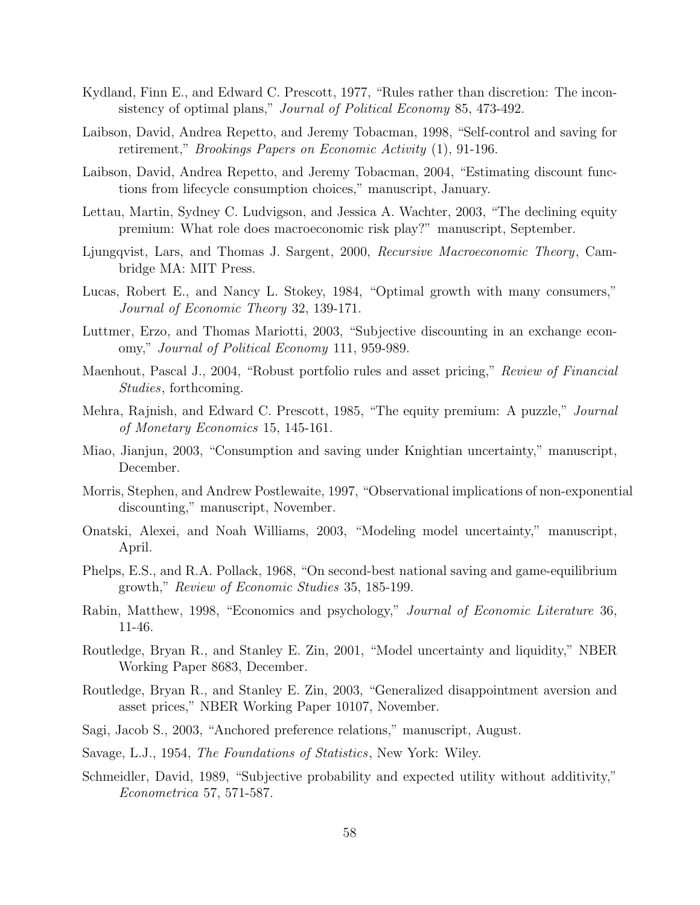Kydland, Finn E., and Edward C. Prescott, 1977, "Rules rather than discretion: The inconsistency of optimal plans," *Journal of Political Economy* 85, 473-492.

Laibson, David, Andrea Repetto, and Jeremy Tobacman, 1998, "Self-control and saving for retirement," *Brookings Papers on Economic Activity* (1), 91-196.

Laibson, David, Andrea Repetto, and Jeremy Tobacman, 2004, "Estimating discount functions from lifecycle consumption choices," manuscript, January.

Lettau, Martin, Sydney C. Ludvigson, and Jessica A. Wachter, 2003, "The declining equity premium: What role does macroeconomic risk play?" manuscript, September.

Ljungqvist, Lars, and Thomas J. Sargent, 2000, *Recursive Macroeconomic Theory*, Cambridge MA: MIT Press.

Lucas, Robert E., and Nancy L. Stokey, 1984, "Optimal growth with many consumers," *Journal of Economic Theory* 32, 139-171.

Luttmer, Erzo, and Thomas Mariotti, 2003, "Subjective discounting in an exchange economy," *Journal of Political Economy* 111, 959-989.

Maenhout, Pascal J., 2004, "Robust portfolio rules and asset pricing," *Review of Financial Studies*, forthcoming.

Mehra, Rajnish, and Edward C. Prescott, 1985, "The equity premium: A puzzle," *Journal of Monetary Economics* 15, 145-161.

Miao, Jianjun, 2003, "Consumption and saving under Knightian uncertainty," manuscript, December.

Morris, Stephen, and Andrew Postlewaite, 1997, "Observational implications of non-exponential discounting," manuscript, November.

Onatski, Alexei, and Noah Williams, 2003, "Modeling model uncertainty," manuscript, April.

Phelps, E.S., and R.A. Pollack, 1968, "On second-best national saving and game-equilibrium growth," *Review of Economic Studies* 35, 185-199.

Rabin, Matthew, 1998, "Economics and psychology," *Journal of Economic Literature* 36, 11-46.

Routledge, Bryan R., and Stanley E. Zin, 2001, "Model uncertainty and liquidity," NBER Working Paper 8683, December.

Routledge, Bryan R., and Stanley E. Zin, 2003, "Generalized disappointment aversion and asset prices," NBER Working Paper 10107, November.

Sagi, Jacob S., 2003, "Anchored preference relations," manuscript, August.

Savage, L.J., 1954, *The Foundations of Statistics*, New York: Wiley.

Schmeidler, David, 1989, "Subjective probability and expected utility without additivity," *Econometrica* 57, 571-587.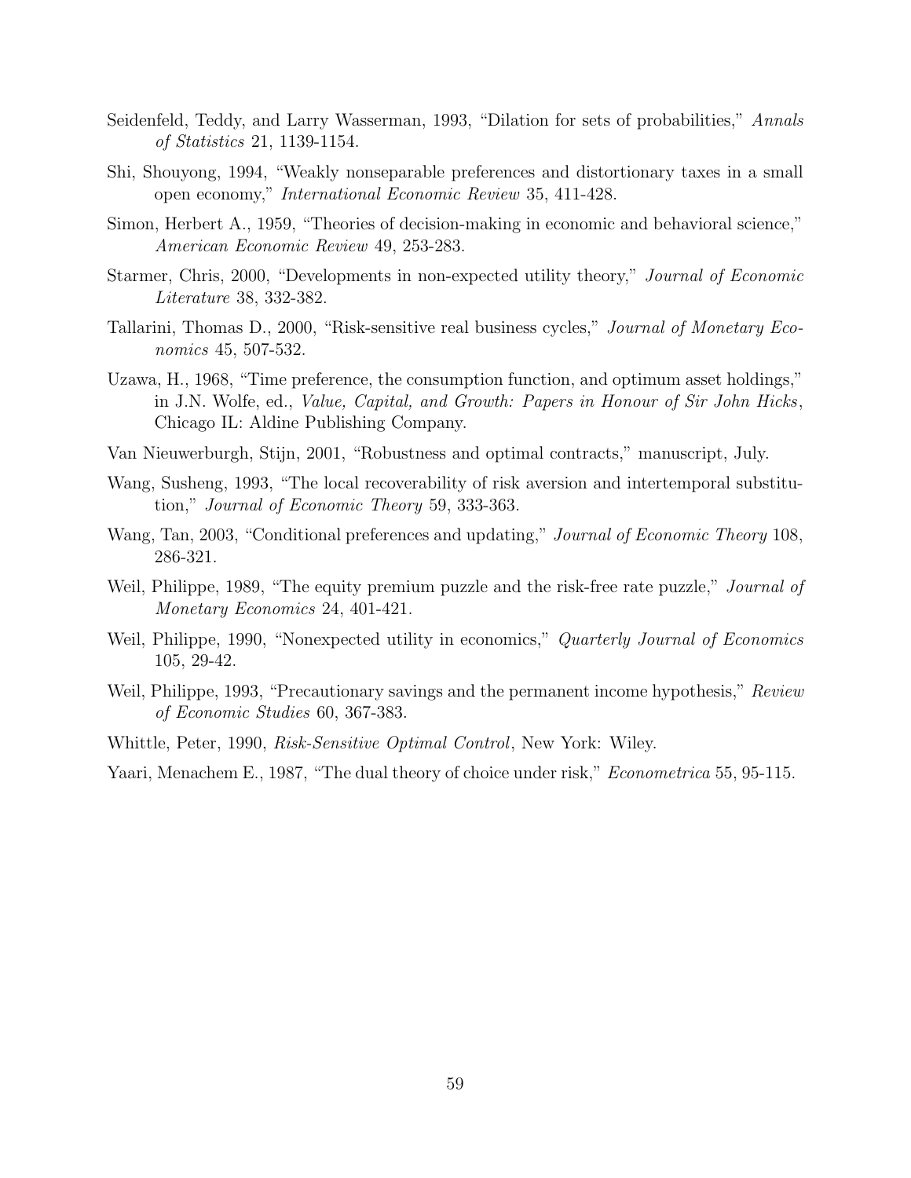Seidenfeld, Teddy, and Larry Wasserman, 1993, "Dilation for sets of probabilities," *Annals of Statistics* 21, 1139-1154.

Shi, Shouyong, 1994, "Weakly nonseparable preferences and distortionary taxes in a small open economy," *International Economic Review* 35, 411-428.

Simon, Herbert A., 1959, "Theories of decision-making in economic and behavioral science," *American Economic Review* 49, 253-283.

Starmer, Chris, 2000, "Developments in non-expected utility theory," *Journal of Economic Literature* 38, 332-382.

Tallarini, Thomas D., 2000, "Risk-sensitive real business cycles," *Journal of Monetary Economics* 45, 507-532.

Uzawa, H., 1968, "Time preference, the consumption function, and optimum asset holdings," in J.N. Wolfe, ed., *Value, Capital, and Growth: Papers in Honour of Sir John Hicks*, Chicago IL: Aldine Publishing Company.

Van Nieuwerburgh, Stijn, 2001, "Robustness and optimal contracts," manuscript, July.

Wang, Susheng, 1993, "The local recoverability of risk aversion and intertemporal substitution," *Journal of Economic Theory* 59, 333-363.

Wang, Tan, 2003, "Conditional preferences and updating," *Journal of Economic Theory* 108, 286-321.

Weil, Philippe, 1989, "The equity premium puzzle and the risk-free rate puzzle," *Journal of Monetary Economics* 24, 401-421.

Weil, Philippe, 1990, "Nonexpected utility in economics," *Quarterly Journal of Economics* 105, 29-42.

Weil, Philippe, 1993, "Precautionary savings and the permanent income hypothesis," *Review of Economic Studies* 60, 367-383.

Whittle, Peter, 1990, *Risk-Sensitive Optimal Control*, New York: Wiley.

Yaari, Menachem E., 1987, "The dual theory of choice under risk," *Econometrica* 55, 95-115.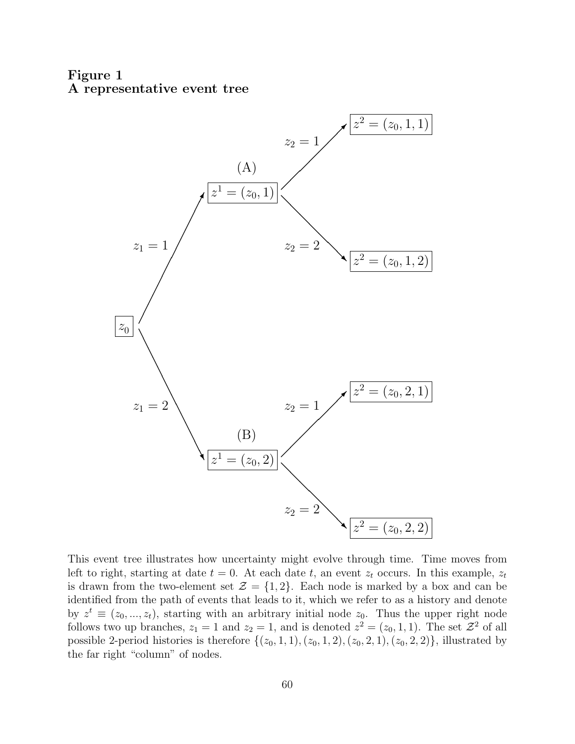**Figure 1**
**A representative event tree**

$z_0$

$z_1 = 1$

$z_1 = 2$

(A)

$z^1 = (z_0, 1)$

(B)

$z^1 = (z_0, 2)$

$z_2 = 1$

$z_2 = 2$

$z_2 = 1$

$z_2 = 2$

$z^2 = (z_0, 1, 1)$

$z^2 = (z_0, 1, 2)$

$z^2 = (z_0, 2, 1)$

$z^2 = (z_0, 2, 2)$

This event tree illustrates how uncertainty might evolve through time. Time moves from left to right, starting at date $t = 0$. At each date $t$, an event $z_t$ occurs. In this example, $z_t$ is drawn from the two-element set $\mathcal{Z} = \{1, 2\}$. Each node is marked by a box and can be identified from the path of events that leads to it, which we refer to as a history and denote by $z^t \equiv (z_0, ..., z_t)$, starting with an arbitrary initial node $z_0$. Thus the upper right node follows two up branches, $z_1 = 1$ and $z_2 = 1$, and is denoted $z^2 = (z_0, 1, 1)$. The set $\mathcal{Z}^2$ of all possible 2-period histories is therefore $\{(z_0, 1, 1), (z_0, 1, 2), (z_0, 2, 1), (z_0, 2, 2)\}$, illustrated by the far right "column" of nodes.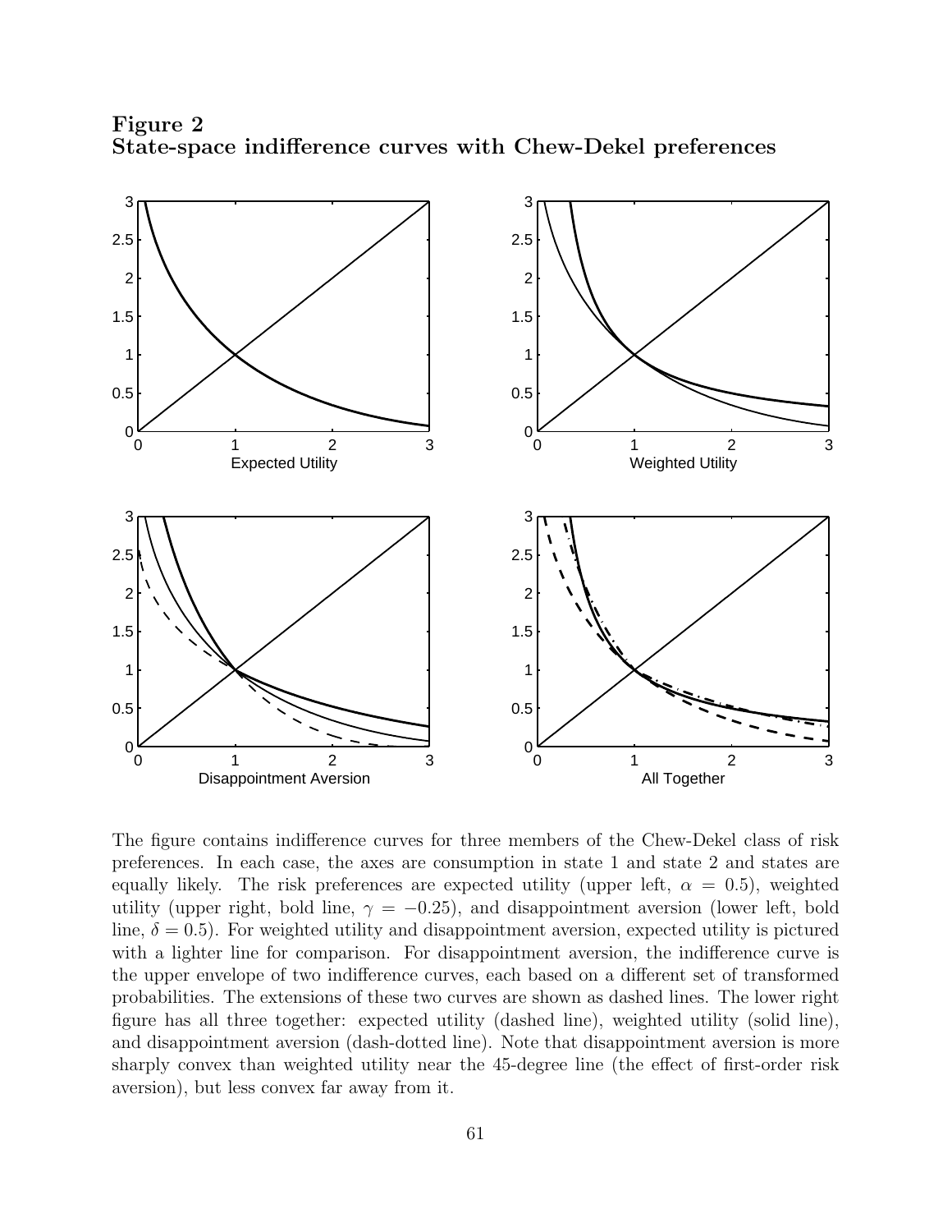**Figure 2**
**State-space indifference curves with Chew-Dekel preferences**

3
2.5
2
1.5
1
0.5
0
0 1 2 3
Expected Utility

3
2.5
2
1.5
1
0.5
0
0 1 2 3
Weighted Utility

3
2.5
2
1.5
1
0.5
0
0 1 2 3
Disappointment Aversion

3
2.5
2
1.5
1
0.5
0
0 1 2 3
All Together

The figure contains indifference curves for three members of the Chew-Dekel class of risk preferences. In each case, the axes are consumption in state 1 and state 2 and states are equally likely. The risk preferences are expected utility (upper left, $\alpha = 0.5$), weighted utility (upper right, bold line, $\gamma = -0.25$), and disappointment aversion (lower left, bold line, $\delta = 0.5$). For weighted utility and disappointment aversion, expected utility is pictured with a lighter line for comparison. For disappointment aversion, the indifference curve is the upper envelope of two indifference curves, each based on a different set of transformed probabilities. The extensions of these two curves are shown as dashed lines. The lower right figure has all three together: expected utility (dashed line), weighted utility (solid line), and disappointment aversion (dash-dotted line). Note that disappointment aversion is more sharply convex than weighted utility near the 45-degree line (the effect of first-order risk aversion), but less convex far away from it.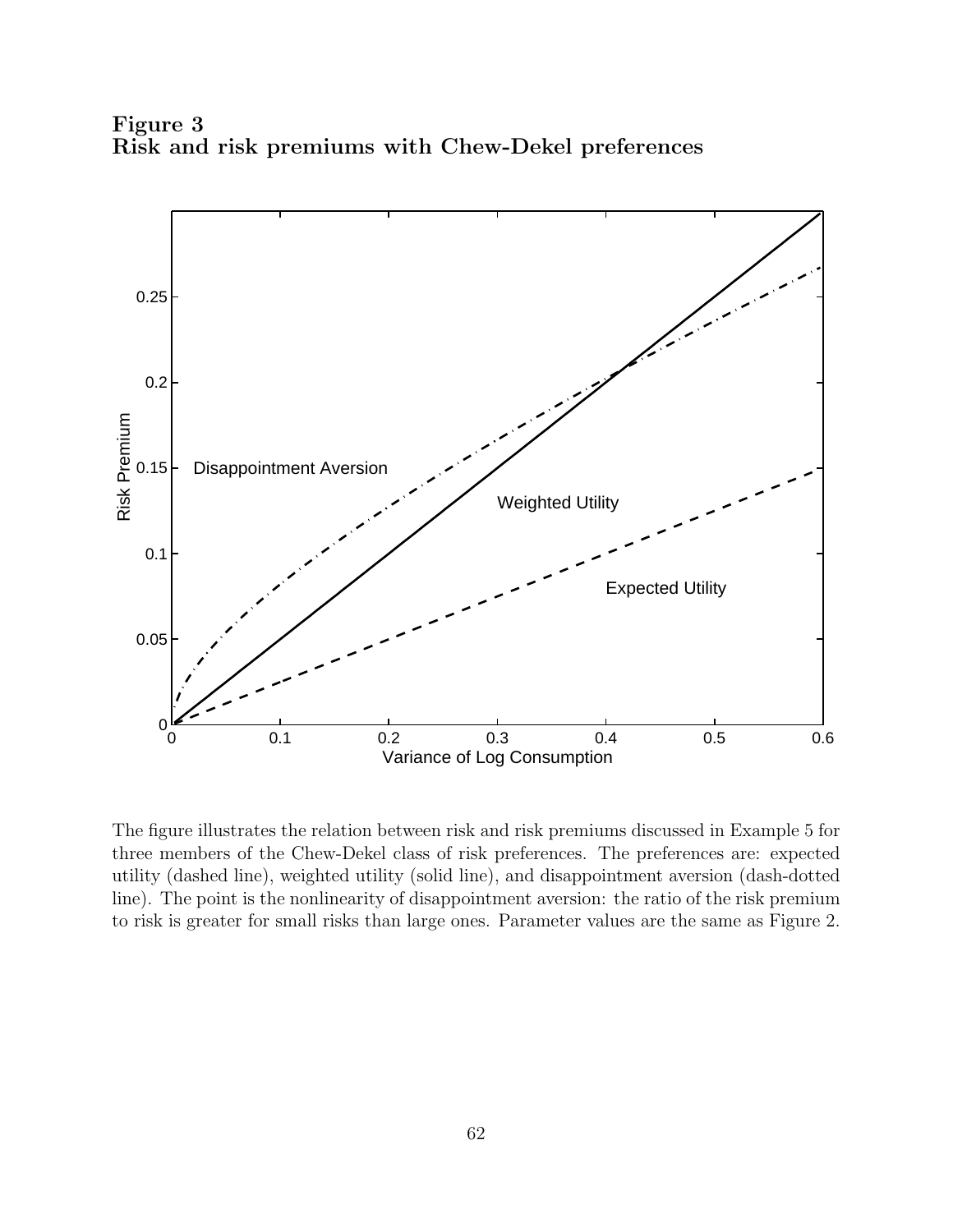**Figure 3**
**Risk and risk premiums with Chew-Dekel preferences**

Risk Premium

0.25
0.2
0.15
0.1
0.05
0

Disappointment Aversion

Weighted Utility

Expected Utility

0
0.1
0.2
0.3
0.4
0.5
0.6

Variance of Log Consumption

The figure illustrates the relation between risk and risk premiums discussed in Example 5 for three members of the Chew-Dekel class of risk preferences. The preferences are: expected utility (dashed line), weighted utility (solid line), and disappointment aversion (dash-dotted line). The point is the nonlinearity of disappointment aversion: the ratio of the risk premium to risk is greater for small risks than large ones. Parameter values are the same as Figure 2.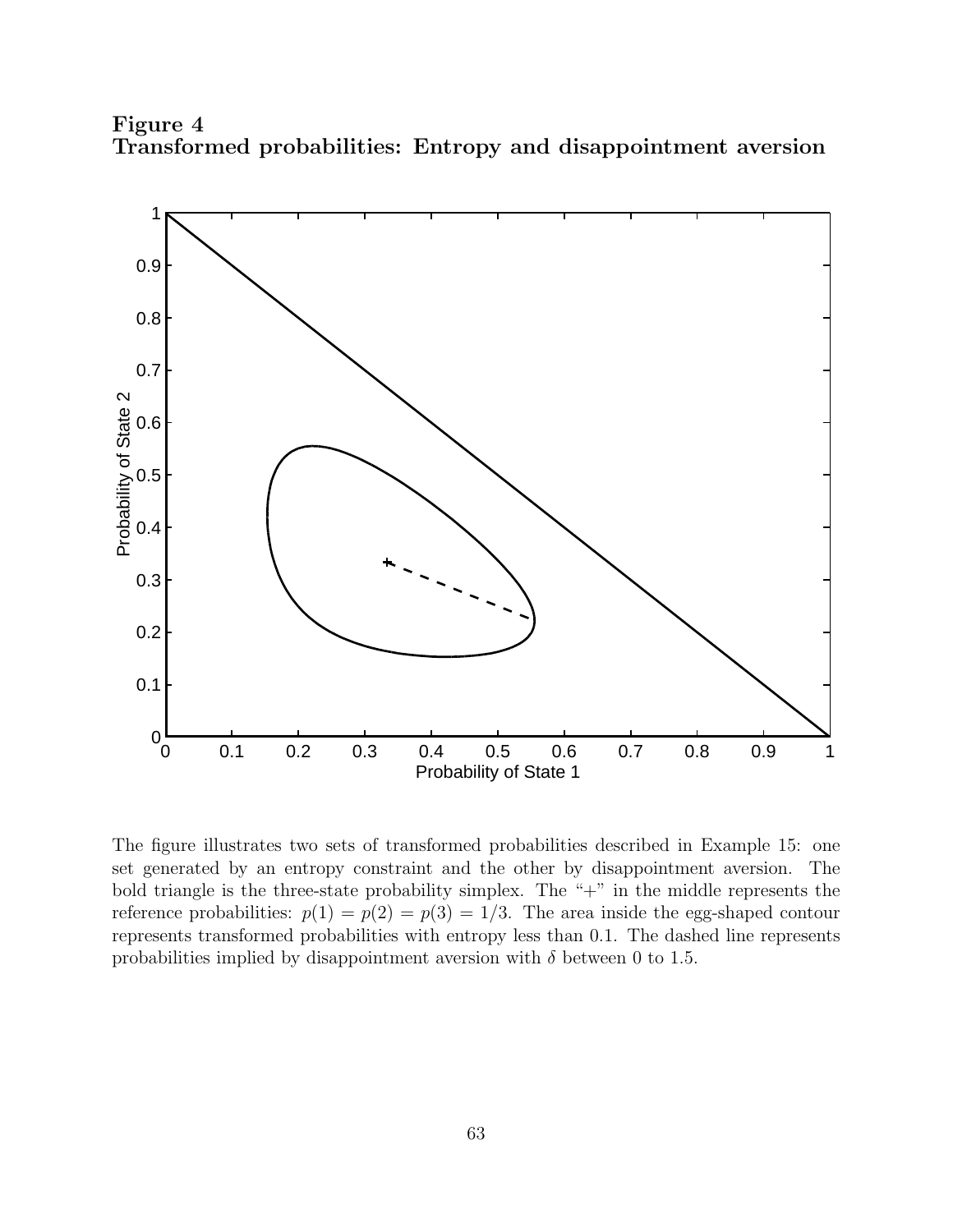**Figure 4**
**Transformed probabilities: Entropy and disappointment aversion**

Probability of State 2

1
0.9
0.8
0.7
0.6
0.5
0.4
0.3
0.2
0.1
0

0 0.1 0.2 0.3 0.4 0.5 0.6 0.7 0.8 0.9 1

Probability of State 1

The figure illustrates two sets of transformed probabilities described in Example 15: one set generated by an entropy constraint and the other by disappointment aversion. The bold triangle is the three-state probability simplex. The "+" in the middle represents the reference probabilities: $p(1) = p(2) = p(3) = 1/3$. The area inside the egg-shaped contour represents transformed probabilities with entropy less than 0.1. The dashed line represents probabilities implied by disappointment aversion with $\delta$ between 0 to 1.5.